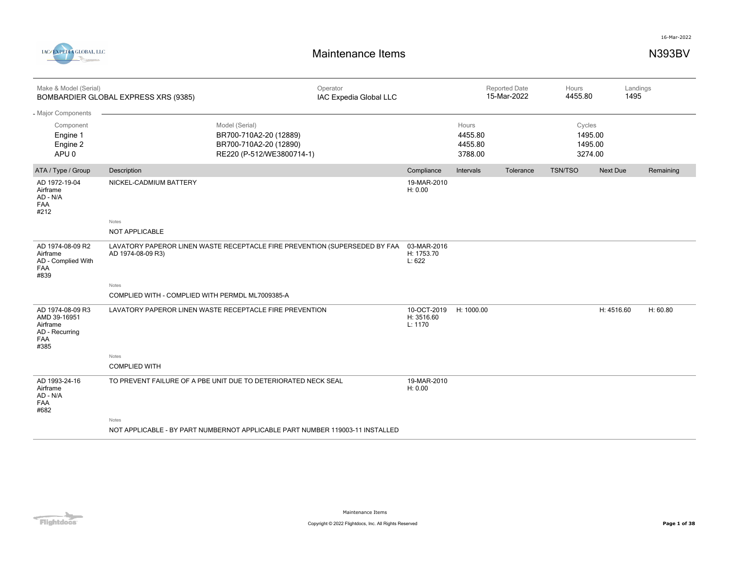# Maintenance Items

**N393BV**

| Make & Model (Serial) | Operator | Reported Date | Hours | Landings |
|---|---|---|---|---|
| BOMBARDIER GLOBAL EXPRESS XRS (9385) | IAC Expedia Global LLC | 15-Mar-2022 | 4455.80 | 1495 |

## Major Components

| Component | Model (Serial) | Hours | Cycles |
|---|---|---|---|
| Engine 1 | BR700-710A2-20 (12889) | 4455.80 | 1495.00 |
| Engine 2 | BR700-710A2-20 (12890) | 4455.80 | 1495.00 |
| APU 0 | RE220 (P-512/WE3800714-1) | 3788.00 | 3274.00 |

| ATA / Type / Group | Description | Compliance | Intervals | Tolerance | TSN/TSO | Next Due | Remaining |
|---|---|---|---|---|---|---|---|
| AD 1972-19-04<br>Airframe<br>AD - N/A<br>FAA<br>#212 | NICKEL-CADMIUM BATTERY<br><br>Notes<br>NOT APPLICABLE | 19-MAR-2010<br>H: 0.00 | | | | | |
| AD 1974-08-09 R2<br>Airframe<br>AD - Complied With<br>FAA<br>#839 | LAVATORY PAPEROR LINEN WASTE RECEPTACLE FIRE PREVENTION (SUPERSEDED BY FAA AD 1974-08-09 R3)<br><br>Notes<br>COMPLIED WITH - COMPLIED WITH PERMDL ML7009385-A | 03-MAR-2016<br>H: 1753.70<br>L: 622 | | | | | |
| AD 1974-08-09 R3<br>AMD 39-16951<br>Airframe<br>AD - Recurring<br>FAA<br>#385 | LAVATORY PAPEROR LINEN WASTE RECEPTACLE FIRE PREVENTION<br><br>Notes<br>COMPLIED WITH | 10-OCT-2019<br>H: 3516.60<br>L: 1170 | H: 1000.00 | | | H: 4516.60 | H: 60.80 |
| AD 1993-24-16<br>Airframe<br>AD - N/A<br>FAA<br>#682 | TO PREVENT FAILURE OF A PBE UNIT DUE TO DETERIORATED NECK SEAL<br><br>Notes<br>NOT APPLICABLE - BY PART NUMBERNOT APPLICABLE PART NUMBER 119003-11 INSTALLED | 19-MAR-2010<br>H: 0.00 | | | | | |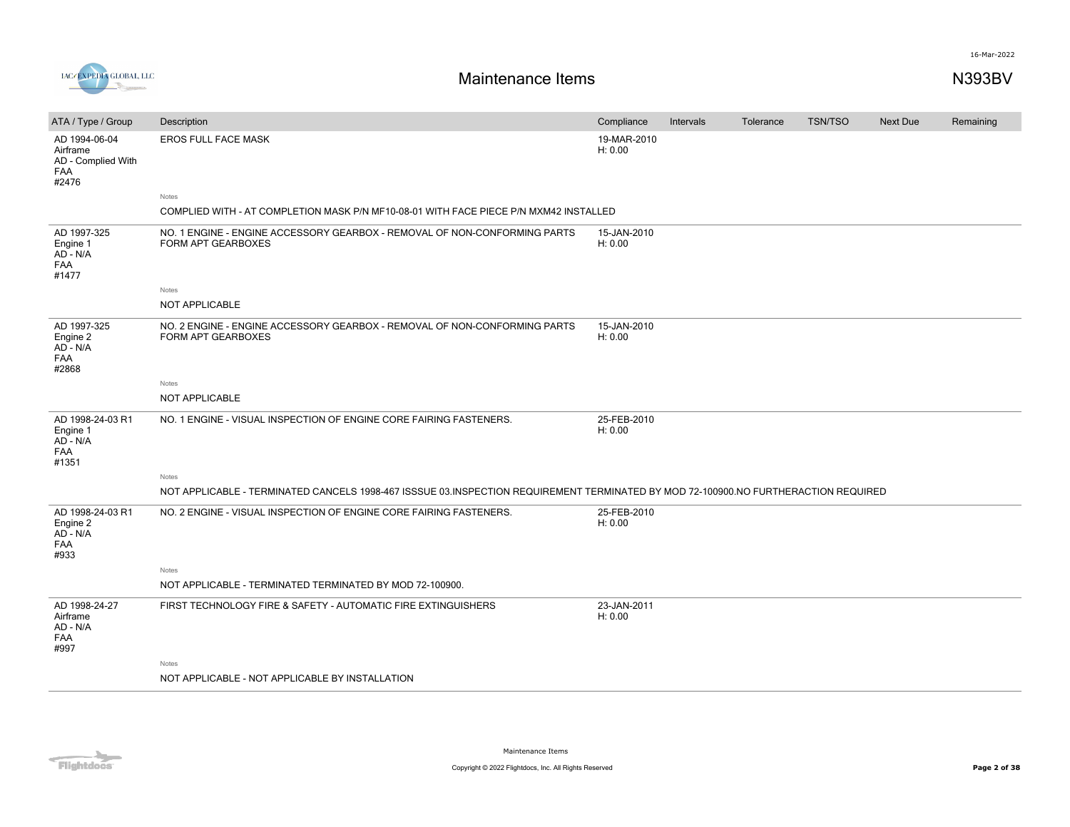# Maintenance Items

N393BV

| ATA / Type / Group | Description | Compliance | Intervals | Tolerance | TSN/TSO | Next Due | Remaining |
|---|---|---|---|---|---|---|---|
| AD 1994-06-04<br>Airframe<br>AD - Complied With<br>FAA<br>#2476 | EROS FULL FACE MASK<br><br>Notes<br>COMPLIED WITH - AT COMPLETION MASK P/N MF10-08-01 WITH FACE PIECE P/N MXM42 INSTALLED | 19-MAR-2010<br>H: 0.00 | | | | | |
| AD 1997-325<br>Engine 1<br>AD - N/A<br>FAA<br>#1477 | NO. 1 ENGINE - ENGINE ACCESSORY GEARBOX - REMOVAL OF NON-CONFORMING PARTS FORM APT GEARBOXES<br><br>Notes<br>NOT APPLICABLE | 15-JAN-2010<br>H: 0.00 | | | | | |
| AD 1997-325<br>Engine 2<br>AD - N/A<br>FAA<br>#2868 | NO. 2 ENGINE - ENGINE ACCESSORY GEARBOX - REMOVAL OF NON-CONFORMING PARTS FORM APT GEARBOXES<br><br>Notes<br>NOT APPLICABLE | 15-JAN-2010<br>H: 0.00 | | | | | |
| AD 1998-24-03 R1<br>Engine 1<br>AD - N/A<br>FAA<br>#1351 | NO. 1 ENGINE - VISUAL INSPECTION OF ENGINE CORE FAIRING FASTENERS.<br><br>Notes<br>NOT APPLICABLE - TERMINATED CANCELS 1998-467 ISSSUE 03.INSPECTION REQUIREMENT TERMINATED BY MOD 72-100900.NO FURTHERACTION REQUIRED | 25-FEB-2010<br>H: 0.00 | | | | | |
| AD 1998-24-03 R1<br>Engine 2<br>AD - N/A<br>FAA<br>#933 | NO. 2 ENGINE - VISUAL INSPECTION OF ENGINE CORE FAIRING FASTENERS.<br><br>Notes<br>NOT APPLICABLE - TERMINATED TERMINATED BY MOD 72-100900. | 25-FEB-2010<br>H: 0.00 | | | | | |
| AD 1998-24-27<br>Airframe<br>AD - N/A<br>FAA<br>#997 | FIRST TECHNOLOGY FIRE & SAFETY - AUTOMATIC FIRE EXTINGUISHERS<br><br>Notes<br>NOT APPLICABLE - NOT APPLICABLE BY INSTALLATION | 23-JAN-2011<br>H: 0.00 | | | | | |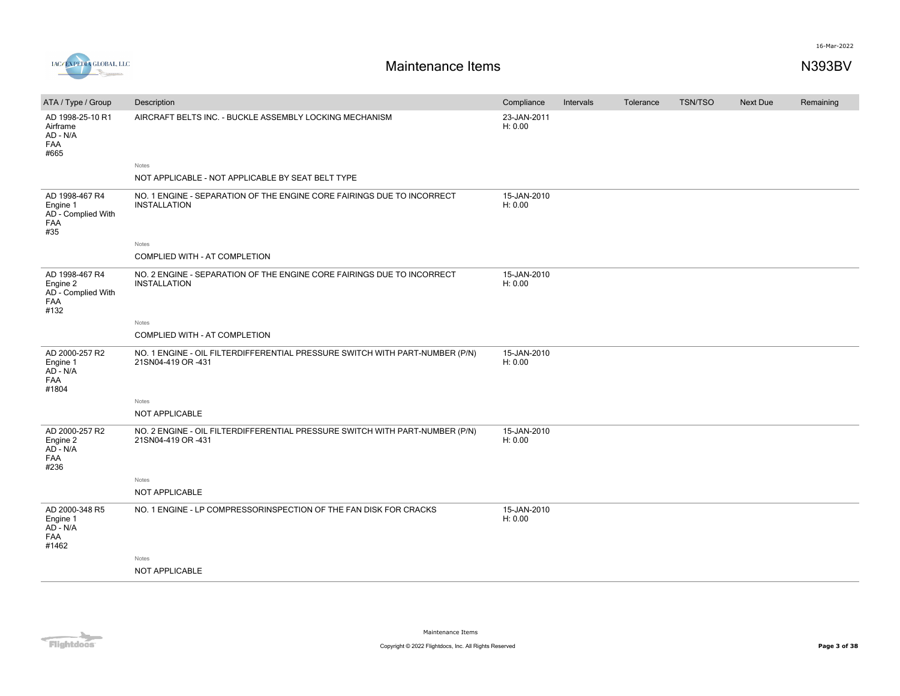# Maintenance Items

N393BV

| ATA / Type / Group | Description | Compliance | Intervals | Tolerance | TSN/TSO | Next Due | Remaining |
|---|---|---|---|---|---|---|---|
| AD 1998-25-10 R1<br>Airframe<br>AD - N/A<br>FAA<br>#665 | AIRCRAFT BELTS INC. - BUCKLE ASSEMBLY LOCKING MECHANISM<br><br>Notes<br>NOT APPLICABLE - NOT APPLICABLE BY SEAT BELT TYPE | 23-JAN-2011<br>H: 0.00 | | | | | |
| AD 1998-467 R4<br>Engine 1<br>AD - Complied With<br>FAA<br>#35 | NO. 1 ENGINE - SEPARATION OF THE ENGINE CORE FAIRINGS DUE TO INCORRECT INSTALLATION<br><br>Notes<br>COMPLIED WITH - AT COMPLETION | 15-JAN-2010<br>H: 0.00 | | | | | |
| AD 1998-467 R4<br>Engine 2<br>AD - Complied With<br>FAA<br>#132 | NO. 2 ENGINE - SEPARATION OF THE ENGINE CORE FAIRINGS DUE TO INCORRECT INSTALLATION<br><br>Notes<br>COMPLIED WITH - AT COMPLETION | 15-JAN-2010<br>H: 0.00 | | | | | |
| AD 2000-257 R2<br>Engine 1<br>AD - N/A<br>FAA<br>#1804 | NO. 1 ENGINE - OIL FILTERDIFFERENTIAL PRESSURE SWITCH WITH PART-NUMBER (P/N) 21SN04-419 OR -431<br><br>Notes<br>NOT APPLICABLE | 15-JAN-2010<br>H: 0.00 | | | | | |
| AD 2000-257 R2<br>Engine 2<br>AD - N/A<br>FAA<br>#236 | NO. 2 ENGINE - OIL FILTERDIFFERENTIAL PRESSURE SWITCH WITH PART-NUMBER (P/N) 21SN04-419 OR -431<br><br>Notes<br>NOT APPLICABLE | 15-JAN-2010<br>H: 0.00 | | | | | |
| AD 2000-348 R5<br>Engine 1<br>AD - N/A<br>FAA<br>#1462 | NO. 1 ENGINE - LP COMPRESSORINSPECTION OF THE FAN DISK FOR CRACKS<br><br>Notes<br>NOT APPLICABLE | 15-JAN-2010<br>H: 0.00 | | | | | |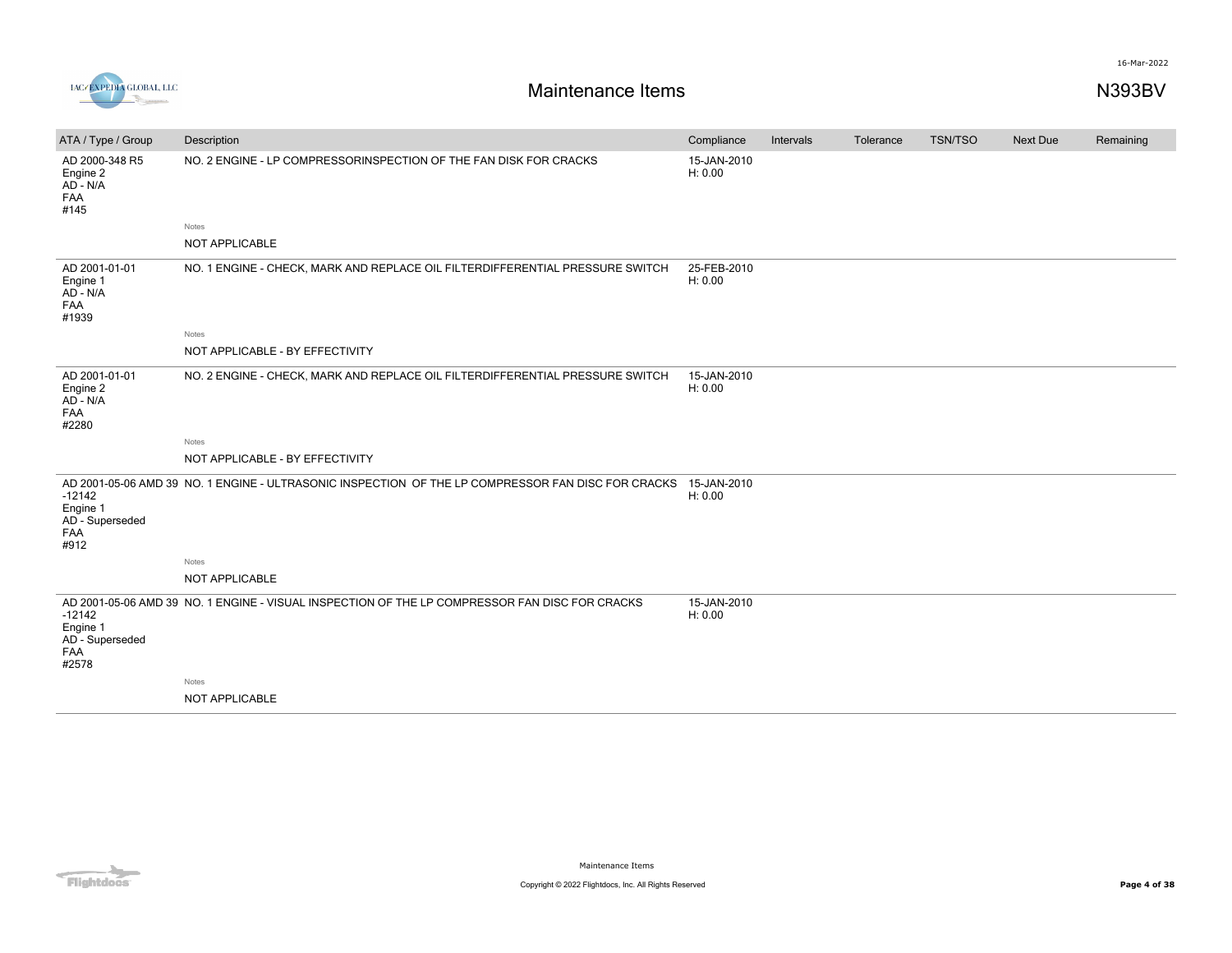# Maintenance Items

N393BV

| ATA / Type / Group | Description | Compliance | Intervals | Tolerance | TSN/TSO | Next Due | Remaining |
|---|---|---|---|---|---|---|---|
| AD 2000-348 R5<br>Engine 2<br>AD - N/A<br>FAA<br>#145 | NO. 2 ENGINE - LP COMPRESSORINSPECTION OF THE FAN DISK FOR CRACKS<br><br>Notes<br>NOT APPLICABLE | 15-JAN-2010<br>H: 0.00 | | | | | |
| AD 2001-01-01<br>Engine 1<br>AD - N/A<br>FAA<br>#1939 | NO. 1 ENGINE - CHECK, MARK AND REPLACE OIL FILTERDIFFERENTIAL PRESSURE SWITCH<br><br>Notes<br>NOT APPLICABLE - BY EFFECTIVITY | 25-FEB-2010<br>H: 0.00 | | | | | |
| AD 2001-01-01<br>Engine 2<br>AD - N/A<br>FAA<br>#2280 | NO. 2 ENGINE - CHECK, MARK AND REPLACE OIL FILTERDIFFERENTIAL PRESSURE SWITCH<br><br>Notes<br>NOT APPLICABLE - BY EFFECTIVITY | 15-JAN-2010<br>H: 0.00 | | | | | |
| AD 2001-05-06 AMD 39 -12142<br>Engine 1<br>AD - Superseded<br>FAA<br>#912 | NO. 1 ENGINE - ULTRASONIC INSPECTION OF THE LP COMPRESSOR FAN DISC FOR CRACKS<br><br>Notes<br>NOT APPLICABLE | 15-JAN-2010<br>H: 0.00 | | | | | |
| AD 2001-05-06 AMD 39 -12142<br>Engine 1<br>AD - Superseded<br>FAA<br>#2578 | NO. 1 ENGINE - VISUAL INSPECTION OF THE LP COMPRESSOR FAN DISC FOR CRACKS<br><br>Notes<br>NOT APPLICABLE | 15-JAN-2010<br>H: 0.00 | | | | | |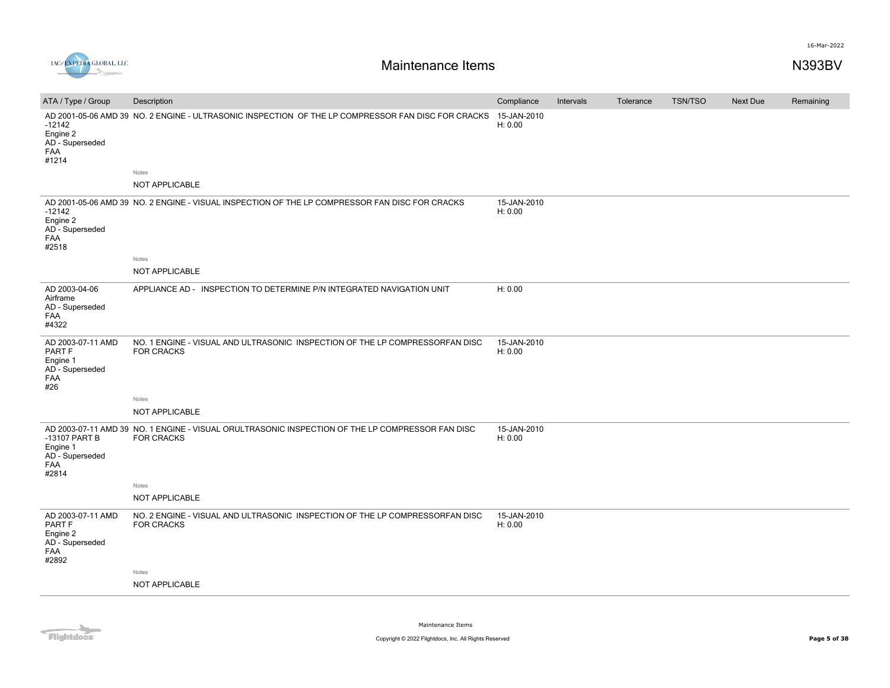# Maintenance Items

N393BV

| ATA / Type / Group | Description | Compliance | Intervals | Tolerance | TSN/TSO | Next Due | Remaining |
|---|---|---|---|---|---|---|---|
| AD 2001-05-06 AMD 39 -12142 Engine 2 AD - Superseded FAA #1214 | NO. 2 ENGINE - ULTRASONIC INSPECTION OF THE LP COMPRESSOR FAN DISC FOR CRACKS | 15-JAN-2010 H: 0.00 | | | | | |
| | Notes<br>NOT APPLICABLE | | | | | | |
| AD 2001-05-06 AMD 39 -12142 Engine 2 AD - Superseded FAA #2518 | NO. 2 ENGINE - VISUAL INSPECTION OF THE LP COMPRESSOR FAN DISC FOR CRACKS | 15-JAN-2010 H: 0.00 | | | | | |
| | Notes<br>NOT APPLICABLE | | | | | | |
| AD 2003-04-06 Airframe AD - Superseded FAA #4322 | APPLIANCE AD - INSPECTION TO DETERMINE P/N INTEGRATED NAVIGATION UNIT | H: 0.00 | | | | | |
| AD 2003-07-11 AMD PART F Engine 1 AD - Superseded FAA #26 | NO. 1 ENGINE - VISUAL AND ULTRASONIC INSPECTION OF THE LP COMPRESSORFAN DISC FOR CRACKS | 15-JAN-2010 H: 0.00 | | | | | |
| | Notes<br>NOT APPLICABLE | | | | | | |
| AD 2003-07-11 AMD 39 -13107 PART B Engine 1 AD - Superseded FAA #2814 | NO. 1 ENGINE - VISUAL ORULTRASONIC INSPECTION OF THE LP COMPRESSOR FAN DISC FOR CRACKS | 15-JAN-2010 H: 0.00 | | | | | |
| | Notes<br>NOT APPLICABLE | | | | | | |
| AD 2003-07-11 AMD PART F Engine 2 AD - Superseded FAA #2892 | NO. 2 ENGINE - VISUAL AND ULTRASONIC INSPECTION OF THE LP COMPRESSORFAN DISC FOR CRACKS | 15-JAN-2010 H: 0.00 | | | | | |
| | Notes<br>NOT APPLICABLE | | | | | | |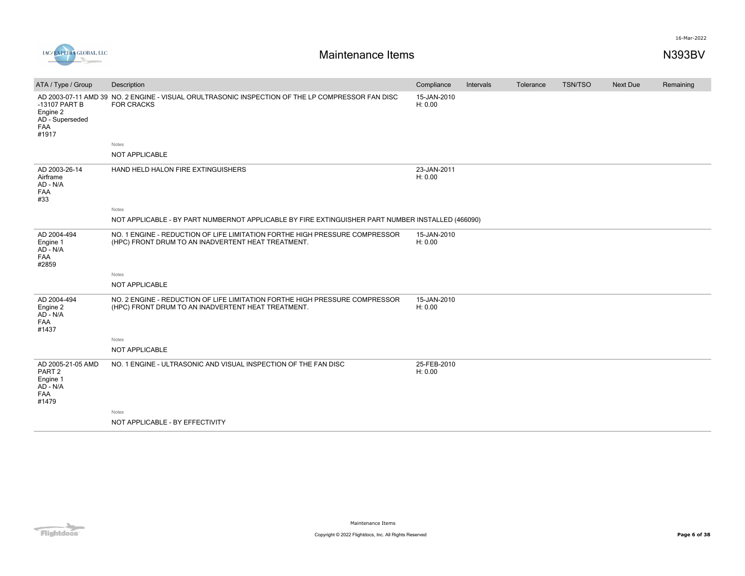| ATA / Type / Group | Description | Compliance | Intervals | Tolerance | TSN/TSO | Next Due | Remaining |
|---|---|---|---|---|---|---|---|
| AD 2003-07-11 AMD 39 -13107 PART B Engine 2 AD - Superseded FAA #1917 | NO. 2 ENGINE - VISUAL ORULTRASONIC INSPECTION OF THE LP COMPRESSOR FAN DISC FOR CRACKS | 15-JAN-2010 H: 0.00 | | | | | |
| | Notes: NOT APPLICABLE | | | | | | |
| AD 2003-26-14 Airframe AD - N/A FAA #33 | HAND HELD HALON FIRE EXTINGUISHERS | 23-JAN-2011 H: 0.00 | | | | | |
| | Notes: NOT APPLICABLE - BY PART NUMBERNOT APPLICABLE BY FIRE EXTINGUISHER PART NUMBER INSTALLED (466090) | | | | | | |
| AD 2004-494 Engine 1 AD - N/A FAA #2859 | NO. 1 ENGINE - REDUCTION OF LIFE LIMITATION FORTHE HIGH PRESSURE COMPRESSOR (HPC) FRONT DRUM TO AN INADVERTENT HEAT TREATMENT. | 15-JAN-2010 H: 0.00 | | | | | |
| | Notes: NOT APPLICABLE | | | | | | |
| AD 2004-494 Engine 2 AD - N/A FAA #1437 | NO. 2 ENGINE - REDUCTION OF LIFE LIMITATION FORTHE HIGH PRESSURE COMPRESSOR (HPC) FRONT DRUM TO AN INADVERTENT HEAT TREATMENT. | 15-JAN-2010 H: 0.00 | | | | | |
| | Notes: NOT APPLICABLE | | | | | | |
| AD 2005-21-05 AMD PART 2 Engine 1 AD - N/A FAA #1479 | NO. 1 ENGINE - ULTRASONIC AND VISUAL INSPECTION OF THE FAN DISC | 25-FEB-2010 H: 0.00 | | | | | |
| | Notes: NOT APPLICABLE - BY EFFECTIVITY | | | | | | |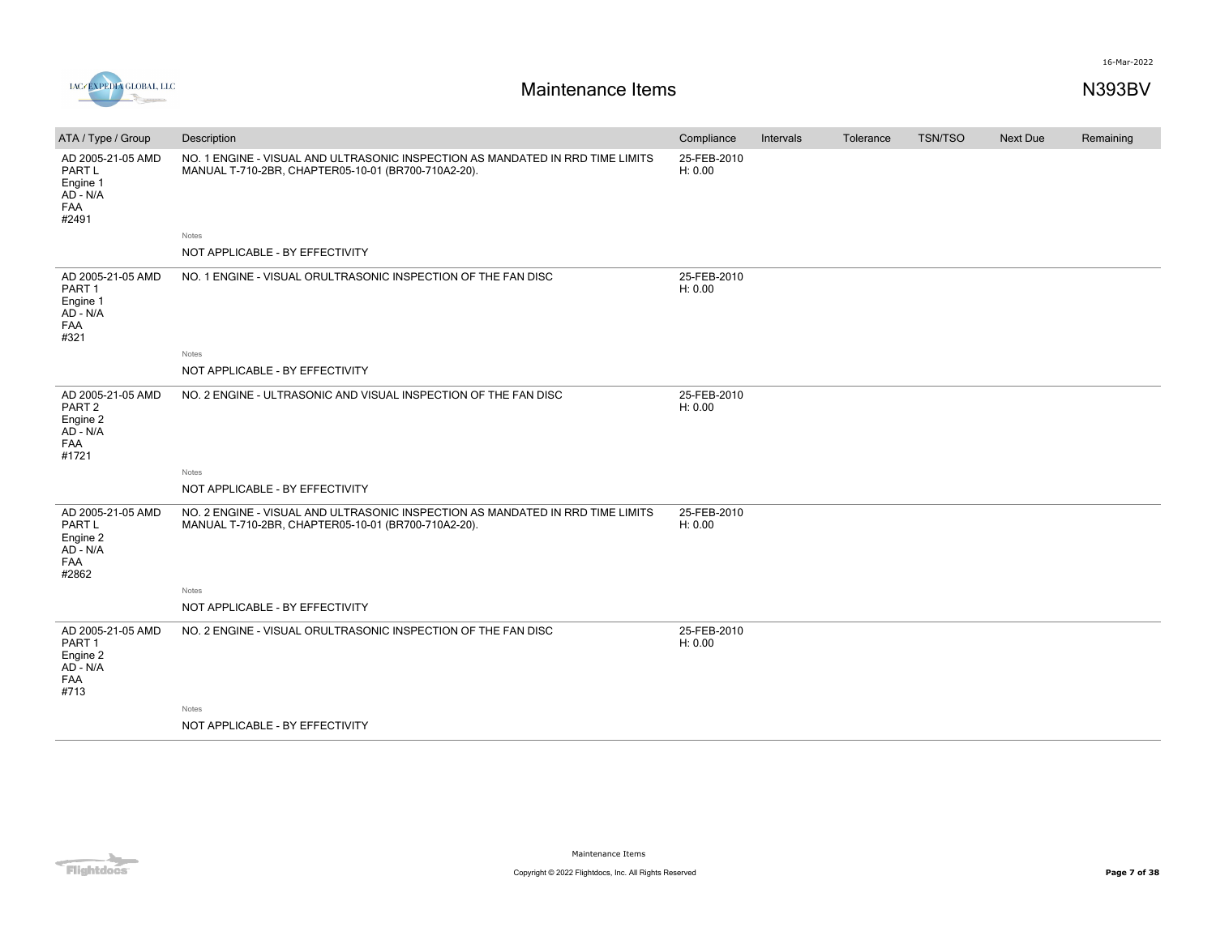# Maintenance Items

N393BV

| ATA / Type / Group | Description | Compliance | Intervals | Tolerance | TSN/TSO | Next Due | Remaining |
|---|---|---|---|---|---|---|---|
| AD 2005-21-05 AMD PART L Engine 1 AD - N/A FAA #2491 | NO. 1 ENGINE - VISUAL AND ULTRASONIC INSPECTION AS MANDATED IN RRD TIME LIMITS MANUAL T-710-2BR, CHAPTER05-10-01 (BR700-710A2-20). | 25-FEB-2010 H: 0.00 | | | | | |
| | Notes | | | | | | |
| | NOT APPLICABLE - BY EFFECTIVITY | | | | | | |
| AD 2005-21-05 AMD PART 1 Engine 1 AD - N/A FAA #321 | NO. 1 ENGINE - VISUAL ORULTRASONIC INSPECTION OF THE FAN DISC | 25-FEB-2010 H: 0.00 | | | | | |
| | Notes | | | | | | |
| | NOT APPLICABLE - BY EFFECTIVITY | | | | | | |
| AD 2005-21-05 AMD PART 2 Engine 2 AD - N/A FAA #1721 | NO. 2 ENGINE - ULTRASONIC AND VISUAL INSPECTION OF THE FAN DISC | 25-FEB-2010 H: 0.00 | | | | | |
| | Notes | | | | | | |
| | NOT APPLICABLE - BY EFFECTIVITY | | | | | | |
| AD 2005-21-05 AMD PART L Engine 2 AD - N/A FAA #2862 | NO. 2 ENGINE - VISUAL AND ULTRASONIC INSPECTION AS MANDATED IN RRD TIME LIMITS MANUAL T-710-2BR, CHAPTER05-10-01 (BR700-710A2-20). | 25-FEB-2010 H: 0.00 | | | | | |
| | Notes | | | | | | |
| | NOT APPLICABLE - BY EFFECTIVITY | | | | | | |
| AD 2005-21-05 AMD PART 1 Engine 2 AD - N/A FAA #713 | NO. 2 ENGINE - VISUAL ORULTRASONIC INSPECTION OF THE FAN DISC | 25-FEB-2010 H: 0.00 | | | | | |
| | Notes | | | | | | |
| | NOT APPLICABLE - BY EFFECTIVITY | | | | | | |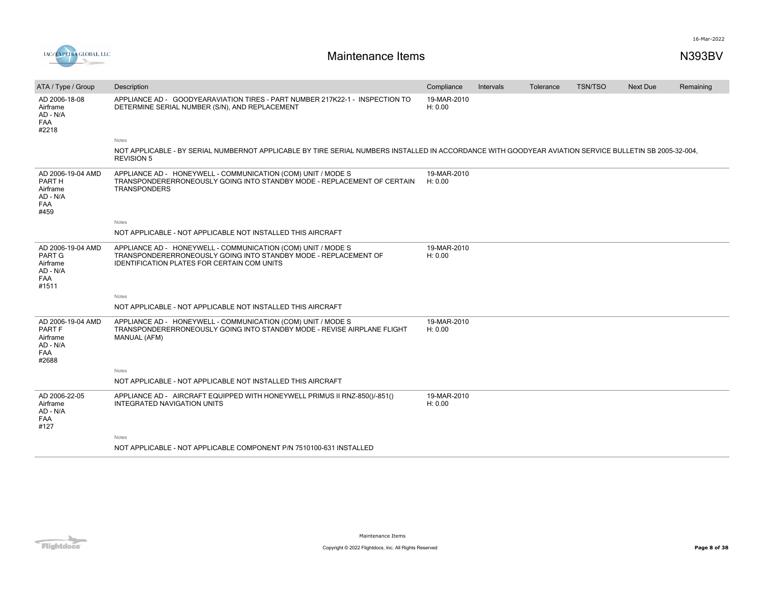# Maintenance Items

N393BV

| ATA / Type / Group | Description | Compliance | Intervals | Tolerance | TSN/TSO | Next Due | Remaining |
|---|---|---|---|---|---|---|---|
| AD 2006-18-08 Airframe AD - N/A FAA #2218 | APPLIANCE AD - GOODYEARAVIATION TIRES - PART NUMBER 217K22-1 - INSPECTION TO DETERMINE SERIAL NUMBER (S/N), AND REPLACEMENT | 19-MAR-2010 H: 0.00 | | | | | |
| | Notes<br>NOT APPLICABLE - BY SERIAL NUMBERNOT APPLICABLE BY TIRE SERIAL NUMBERS INSTALLED IN ACCORDANCE WITH GOODYEAR AVIATION SERVICE BULLETIN SB 2005-32-004, REVISION 5 | | | | | | |
| AD 2006-19-04 AMD PART H Airframe AD - N/A FAA #459 | APPLIANCE AD - HONEYWELL - COMMUNICATION (COM) UNIT / MODE S TRANSPONDERERRONEOUSLY GOING INTO STANDBY MODE - REPLACEMENT OF CERTAIN TRANSPONDERS | 19-MAR-2010 H: 0.00 | | | | | |
| | Notes<br>NOT APPLICABLE - NOT APPLICABLE NOT INSTALLED THIS AIRCRAFT | | | | | | |
| AD 2006-19-04 AMD PART G Airframe AD - N/A FAA #1511 | APPLIANCE AD - HONEYWELL - COMMUNICATION (COM) UNIT / MODE S TRANSPONDERERRONEOUSLY GOING INTO STANDBY MODE - REPLACEMENT OF IDENTIFICATION PLATES FOR CERTAIN COM UNITS | 19-MAR-2010 H: 0.00 | | | | | |
| | Notes<br>NOT APPLICABLE - NOT APPLICABLE NOT INSTALLED THIS AIRCRAFT | | | | | | |
| AD 2006-19-04 AMD PART F Airframe AD - N/A FAA #2688 | APPLIANCE AD - HONEYWELL - COMMUNICATION (COM) UNIT / MODE S TRANSPONDERERRONEOUSLY GOING INTO STANDBY MODE - REVISE AIRPLANE FLIGHT MANUAL (AFM) | 19-MAR-2010 H: 0.00 | | | | | |
| | Notes<br>NOT APPLICABLE - NOT APPLICABLE NOT INSTALLED THIS AIRCRAFT | | | | | | |
| AD 2006-22-05 Airframe AD - N/A FAA #127 | APPLIANCE AD - AIRCRAFT EQUIPPED WITH HONEYWELL PRIMUS II RNZ-850()/-851() INTEGRATED NAVIGATION UNITS | 19-MAR-2010 H: 0.00 | | | | | |
| | Notes<br>NOT APPLICABLE - NOT APPLICABLE COMPONENT P/N 7510100-631 INSTALLED | | | | | | |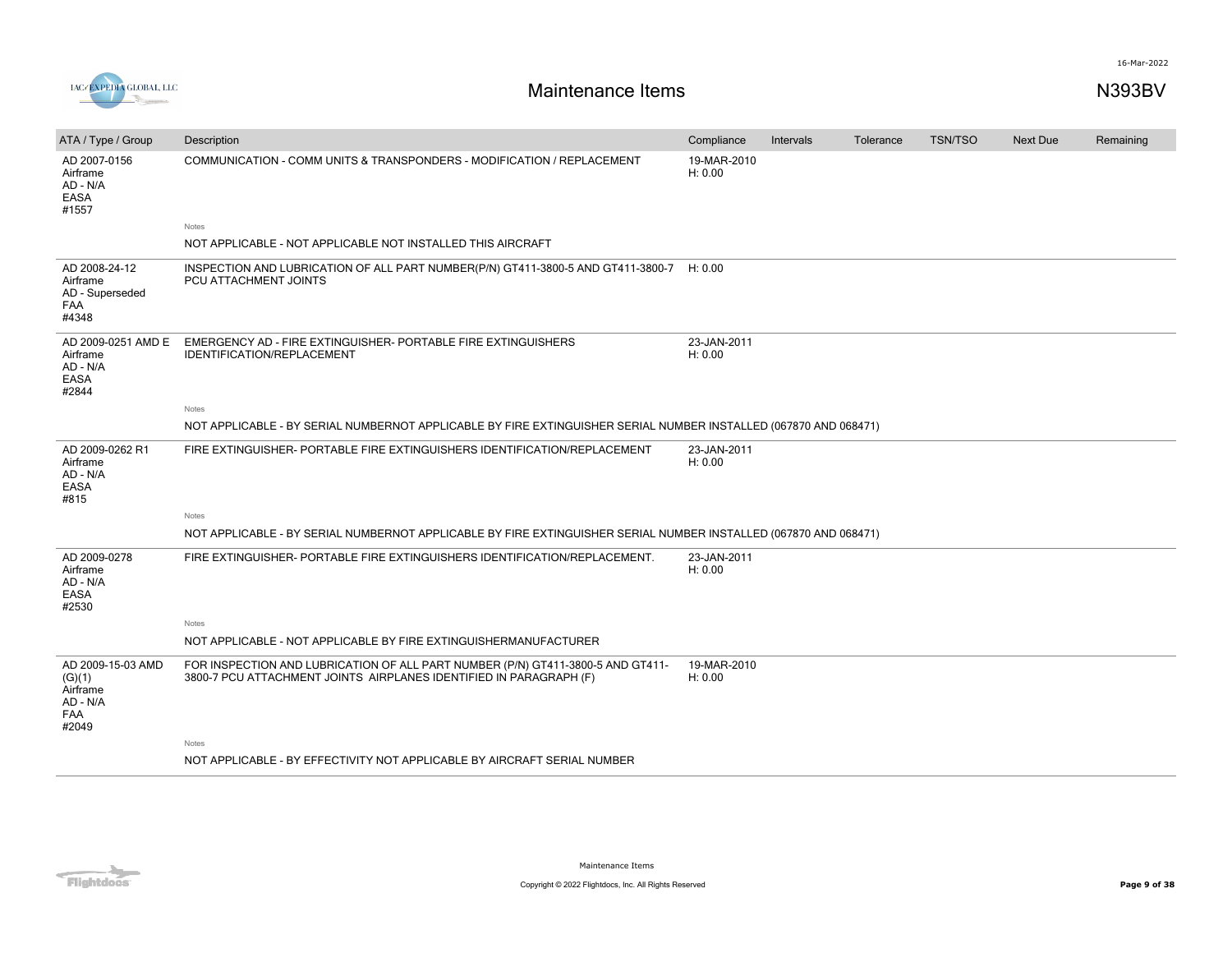# Maintenance Items

N393BV

| ATA / Type / Group | Description | Compliance | Intervals | Tolerance | TSN/TSO | Next Due | Remaining |
|---|---|---|---|---|---|---|---|
| AD 2007-0156 Airframe AD - N/A EASA #1557 | COMMUNICATION - COMM UNITS & TRANSPONDERS - MODIFICATION / REPLACEMENT | 19-MAR-2010 H: 0.00 | | | | | |
| | Notes<br>NOT APPLICABLE - NOT APPLICABLE NOT INSTALLED THIS AIRCRAFT | | | | | | |
| AD 2008-24-12 Airframe AD - Superseded FAA #4348 | INSPECTION AND LUBRICATION OF ALL PART NUMBER(P/N) GT411-3800-5 AND GT411-3800-7 PCU ATTACHMENT JOINTS | H: 0.00 | | | | | |
| AD 2009-0251 AMD E Airframe AD - N/A EASA #2844 | EMERGENCY AD - FIRE EXTINGUISHER- PORTABLE FIRE EXTINGUISHERS IDENTIFICATION/REPLACEMENT | 23-JAN-2011 H: 0.00 | | | | | |
| | Notes<br>NOT APPLICABLE - BY SERIAL NUMBERNOT APPLICABLE BY FIRE EXTINGUISHER SERIAL NUMBER INSTALLED (067870 AND 068471) | | | | | | |
| AD 2009-0262 R1 Airframe AD - N/A EASA #815 | FIRE EXTINGUISHER- PORTABLE FIRE EXTINGUISHERS IDENTIFICATION/REPLACEMENT | 23-JAN-2011 H: 0.00 | | | | | |
| | Notes<br>NOT APPLICABLE - BY SERIAL NUMBERNOT APPLICABLE BY FIRE EXTINGUISHER SERIAL NUMBER INSTALLED (067870 AND 068471) | | | | | | |
| AD 2009-0278 Airframe AD - N/A EASA #2530 | FIRE EXTINGUISHER- PORTABLE FIRE EXTINGUISHERS IDENTIFICATION/REPLACEMENT. | 23-JAN-2011 H: 0.00 | | | | | |
| | Notes<br>NOT APPLICABLE - NOT APPLICABLE BY FIRE EXTINGUISHERMANUFACTURER | | | | | | |
| AD 2009-15-03 AMD (G)(1) Airframe AD - N/A FAA #2049 | FOR INSPECTION AND LUBRICATION OF ALL PART NUMBER (P/N) GT411-3800-5 AND GT411-3800-7 PCU ATTACHMENT JOINTS AIRPLANES IDENTIFIED IN PARAGRAPH (F) | 19-MAR-2010 H: 0.00 | | | | | |
| | Notes<br>NOT APPLICABLE - BY EFFECTIVITY NOT APPLICABLE BY AIRCRAFT SERIAL NUMBER | | | | | | |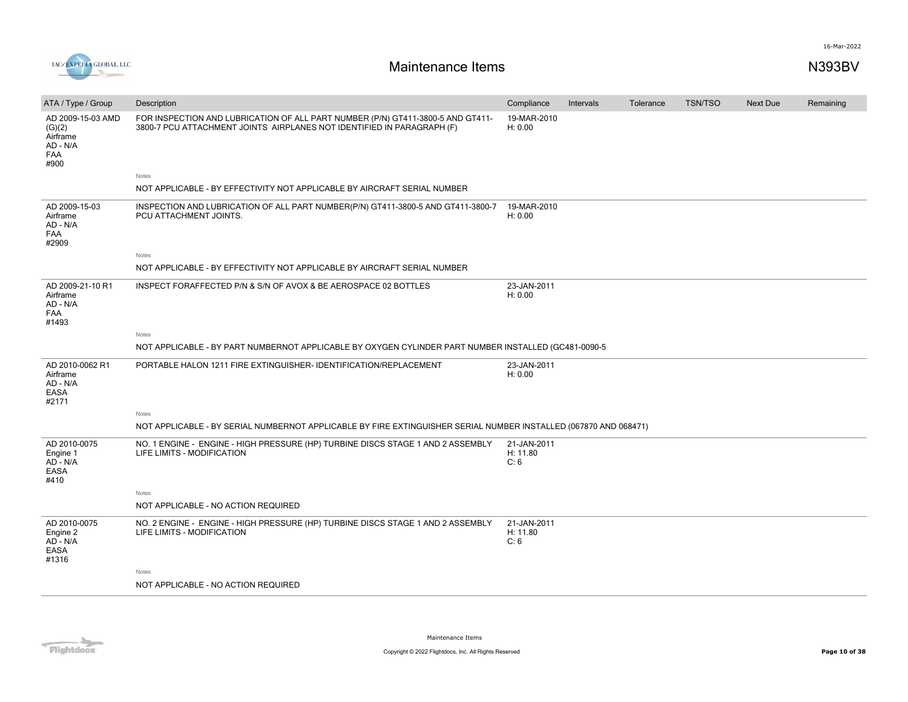# Maintenance Items

N393BV

16-Mar-2022

IAC/EXPEDIA GLOBAL, LLC

| ATA / Type / Group | Description | Compliance | Intervals | Tolerance | TSN/TSO | Next Due | Remaining |
|---|---|---|---|---|---|---|---|
| AD 2009-15-03 AMD (G)(2) Airframe AD - N/A FAA #900 | FOR INSPECTION AND LUBRICATION OF ALL PART NUMBER (P/N) GT411-3800-5 AND GT411-3800-7 PCU ATTACHMENT JOINTS AIRPLANES NOT IDENTIFIED IN PARAGRAPH (F) | 19-MAR-2010 H: 0.00 | | | | | |
| | Notes<br>NOT APPLICABLE - BY EFFECTIVITY NOT APPLICABLE BY AIRCRAFT SERIAL NUMBER | | | | | | |
| AD 2009-15-03 Airframe AD - N/A FAA #2909 | INSPECTION AND LUBRICATION OF ALL PART NUMBER(P/N) GT411-3800-5 AND GT411-3800-7 PCU ATTACHMENT JOINTS. | 19-MAR-2010 H: 0.00 | | | | | |
| | Notes<br>NOT APPLICABLE - BY EFFECTIVITY NOT APPLICABLE BY AIRCRAFT SERIAL NUMBER | | | | | | |
| AD 2009-21-10 R1 Airframe AD - N/A FAA #1493 | INSPECT FORAFFECTED P/N & S/N OF AVOX & BE AEROSPACE 02 BOTTLES | 23-JAN-2011 H: 0.00 | | | | | |
| | Notes<br>NOT APPLICABLE - BY PART NUMBERNOT APPLICABLE BY OXYGEN CYLINDER PART NUMBER INSTALLED (GC481-0090-5 | | | | | | |
| AD 2010-0062 R1 Airframe AD - N/A EASA #2171 | PORTABLE HALON 1211 FIRE EXTINGUISHER- IDENTIFICATION/REPLACEMENT | 23-JAN-2011 H: 0.00 | | | | | |
| | Notes<br>NOT APPLICABLE - BY SERIAL NUMBERNOT APPLICABLE BY FIRE EXTINGUISHER SERIAL NUMBER INSTALLED (067870 AND 068471) | | | | | | |
| AD 2010-0075 Engine 1 AD - N/A EASA #410 | NO. 1 ENGINE - ENGINE - HIGH PRESSURE (HP) TURBINE DISCS STAGE 1 AND 2 ASSEMBLY LIFE LIMITS - MODIFICATION | 21-JAN-2011 H: 11.80 C: 6 | | | | | |
| | Notes<br>NOT APPLICABLE - NO ACTION REQUIRED | | | | | | |
| AD 2010-0075 Engine 2 AD - N/A EASA #1316 | NO. 2 ENGINE - ENGINE - HIGH PRESSURE (HP) TURBINE DISCS STAGE 1 AND 2 ASSEMBLY LIFE LIMITS - MODIFICATION | 21-JAN-2011 H: 11.80 C: 6 | | | | | |
| | Notes<br>NOT APPLICABLE - NO ACTION REQUIRED | | | | | | |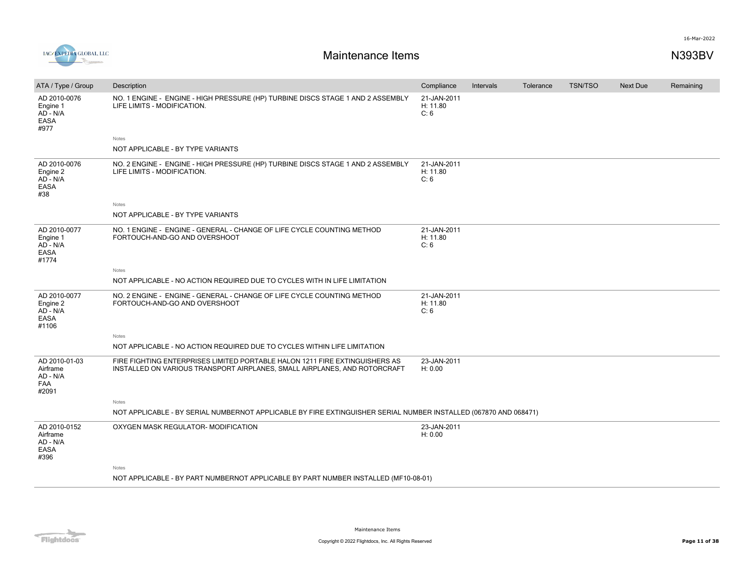# Maintenance Items

N393BV

| ATA / Type / Group | Description | Compliance | Intervals | Tolerance | TSN/TSO | Next Due | Remaining |
|---|---|---|---|---|---|---|---|
| AD 2010-0076<br>Engine 1<br>AD - N/A<br>EASA<br>#977 | NO. 1 ENGINE - ENGINE - HIGH PRESSURE (HP) TURBINE DISCS STAGE 1 AND 2 ASSEMBLY LIFE LIMITS - MODIFICATION.<br><br>Notes<br>NOT APPLICABLE - BY TYPE VARIANTS | 21-JAN-2011<br>H: 11.80<br>C: 6 | | | | | |
| AD 2010-0076<br>Engine 2<br>AD - N/A<br>EASA<br>#38 | NO. 2 ENGINE - ENGINE - HIGH PRESSURE (HP) TURBINE DISCS STAGE 1 AND 2 ASSEMBLY LIFE LIMITS - MODIFICATION.<br><br>Notes<br>NOT APPLICABLE - BY TYPE VARIANTS | 21-JAN-2011<br>H: 11.80<br>C: 6 | | | | | |
| AD 2010-0077<br>Engine 1<br>AD - N/A<br>EASA<br>#1774 | NO. 1 ENGINE - ENGINE - GENERAL - CHANGE OF LIFE CYCLE COUNTING METHOD FORTOUCH-AND-GO AND OVERSHOOT<br><br>Notes<br>NOT APPLICABLE - NO ACTION REQUIRED DUE TO CYCLES WITH IN LIFE LIMITATION | 21-JAN-2011<br>H: 11.80<br>C: 6 | | | | | |
| AD 2010-0077<br>Engine 2<br>AD - N/A<br>EASA<br>#1106 | NO. 2 ENGINE - ENGINE - GENERAL - CHANGE OF LIFE CYCLE COUNTING METHOD FORTOUCH-AND-GO AND OVERSHOOT<br><br>Notes<br>NOT APPLICABLE - NO ACTION REQUIRED DUE TO CYCLES WITHIN LIFE LIMITATION | 21-JAN-2011<br>H: 11.80<br>C: 6 | | | | | |
| AD 2010-01-03<br>Airframe<br>AD - N/A<br>FAA<br>#2091 | FIRE FIGHTING ENTERPRISES LIMITED PORTABLE HALON 1211 FIRE EXTINGUISHERS AS INSTALLED ON VARIOUS TRANSPORT AIRPLANES, SMALL AIRPLANES, AND ROTORCRAFT<br><br>Notes<br>NOT APPLICABLE - BY SERIAL NUMBERNOT APPLICABLE BY FIRE EXTINGUISHER SERIAL NUMBER INSTALLED (067870 AND 068471) | 23-JAN-2011<br>H: 0.00 | | | | | |
| AD 2010-0152<br>Airframe<br>AD - N/A<br>EASA<br>#396 | OXYGEN MASK REGULATOR- MODIFICATION<br><br>Notes<br>NOT APPLICABLE - BY PART NUMBERNOT APPLICABLE BY PART NUMBER INSTALLED (MF10-08-01) | 23-JAN-2011<br>H: 0.00 | | | | | |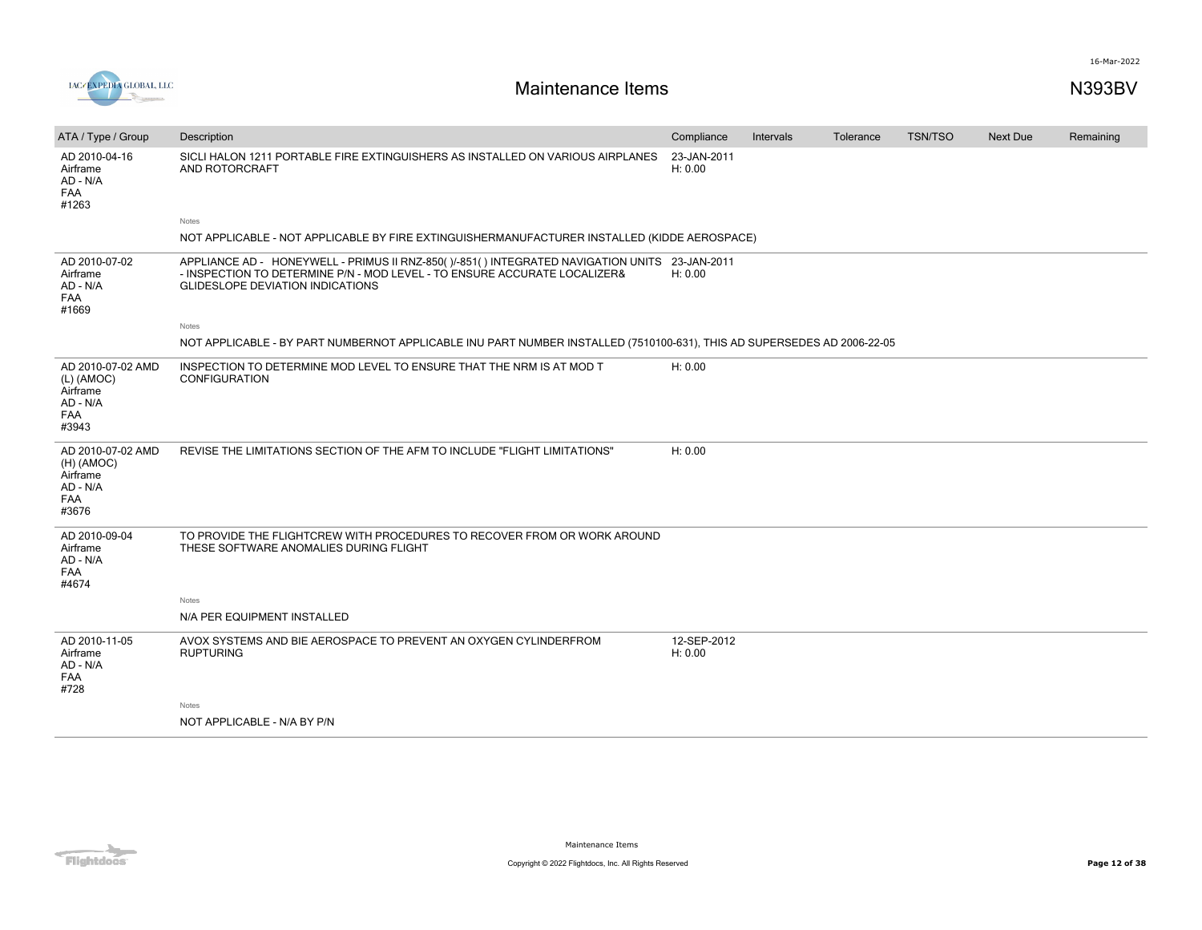# Maintenance Items

N393BV

| ATA / Type / Group | Description | Compliance | Intervals | Tolerance | TSN/TSO | Next Due | Remaining |
|---|---|---|---|---|---|---|---|
| AD 2010-04-16<br>Airframe<br>AD - N/A<br>FAA<br>#1263 | SICLI HALON 1211 PORTABLE FIRE EXTINGUISHERS AS INSTALLED ON VARIOUS AIRPLANES AND ROTORCRAFT | 23-JAN-2011<br>H: 0.00 | | | | | |
| | Notes<br>NOT APPLICABLE - NOT APPLICABLE BY FIRE EXTINGUISHERMANUFACTURER INSTALLED (KIDDE AEROSPACE) | | | | | | |
| AD 2010-07-02<br>Airframe<br>AD - N/A<br>FAA<br>#1669 | APPLIANCE AD - HONEYWELL - PRIMUS II RNZ-850( )/-851( ) INTEGRATED NAVIGATION UNITS - INSPECTION TO DETERMINE P/N - MOD LEVEL - TO ENSURE ACCURATE LOCALIZER& GLIDESLOPE DEVIATION INDICATIONS | 23-JAN-2011<br>H: 0.00 | | | | | |
| | Notes<br>NOT APPLICABLE - BY PART NUMBERNOT APPLICABLE INU PART NUMBER INSTALLED (7510100-631), THIS AD SUPERSEDES AD 2006-22-05 | | | | | | |
| AD 2010-07-02 AMD (L) (AMOC)<br>Airframe<br>AD - N/A<br>FAA<br>#3943 | INSPECTION TO DETERMINE MOD LEVEL TO ENSURE THAT THE NRM IS AT MOD T CONFIGURATION | H: 0.00 | | | | | |
| AD 2010-07-02 AMD (H) (AMOC)<br>Airframe<br>AD - N/A<br>FAA<br>#3676 | REVISE THE LIMITATIONS SECTION OF THE AFM TO INCLUDE "FLIGHT LIMITATIONS" | H: 0.00 | | | | | |
| AD 2010-09-04<br>Airframe<br>AD - N/A<br>FAA<br>#4674 | TO PROVIDE THE FLIGHTCREW WITH PROCEDURES TO RECOVER FROM OR WORK AROUND THESE SOFTWARE ANOMALIES DURING FLIGHT | | | | | | |
| | Notes<br>N/A PER EQUIPMENT INSTALLED | | | | | | |
| AD 2010-11-05<br>Airframe<br>AD - N/A<br>FAA<br>#728 | AVOX SYSTEMS AND BIE AEROSPACE TO PREVENT AN OXYGEN CYLINDERFROM RUPTURING | 12-SEP-2012<br>H: 0.00 | | | | | |
| | Notes<br>NOT APPLICABLE - N/A BY P/N | | | | | | |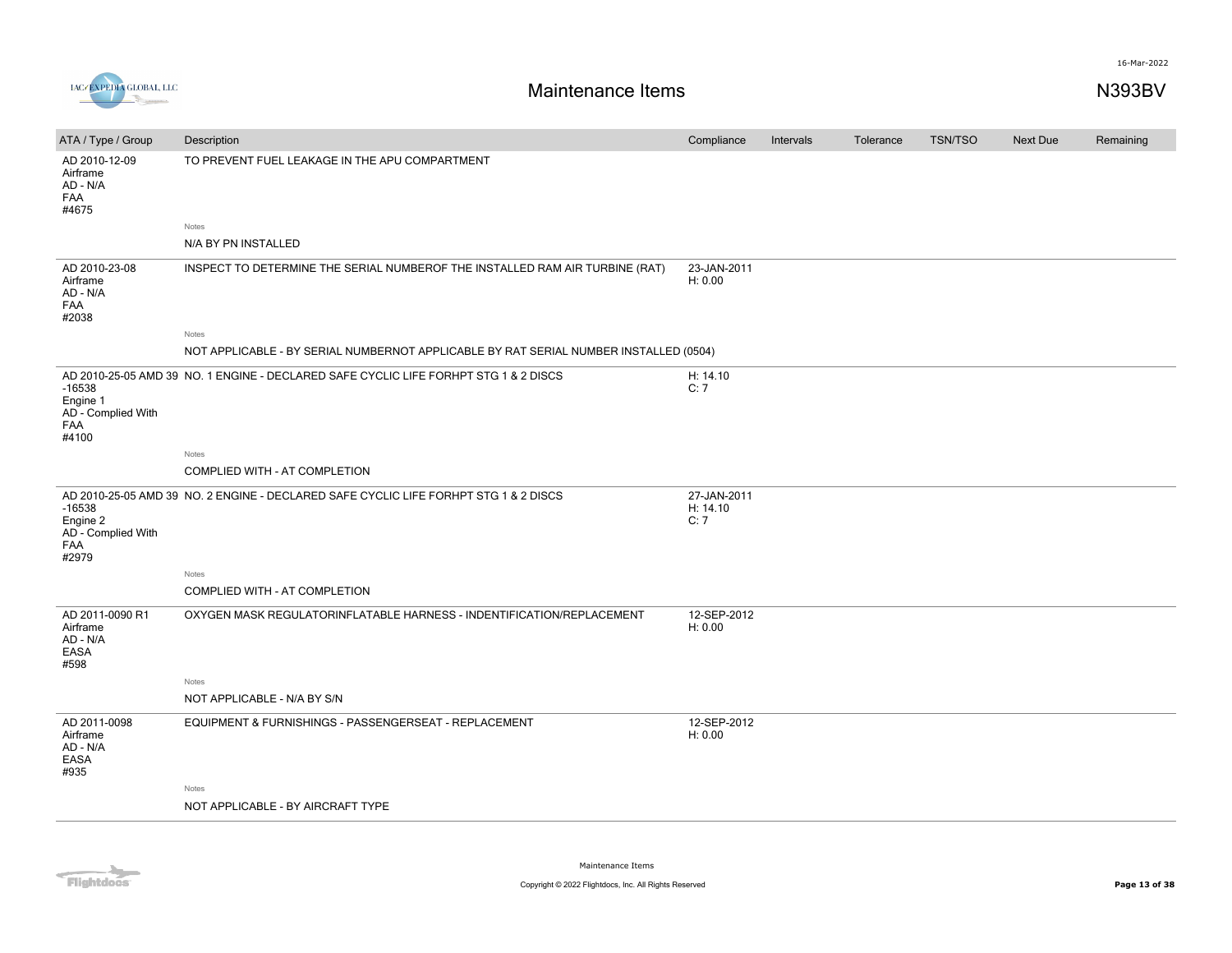# Maintenance Items

N393BV

| ATA / Type / Group | Description | Compliance | Intervals | Tolerance | TSN/TSO | Next Due | Remaining |
|---|---|---|---|---|---|---|---|
| AD 2010-12-09<br>Airframe<br>AD - N/A<br>FAA<br>#4675 | TO PREVENT FUEL LEAKAGE IN THE APU COMPARTMENT<br><br>Notes<br>N/A BY PN INSTALLED | | | | | | |
| AD 2010-23-08<br>Airframe<br>AD - N/A<br>FAA<br>#2038 | INSPECT TO DETERMINE THE SERIAL NUMBEROF THE INSTALLED RAM AIR TURBINE (RAT)<br><br>Notes<br>NOT APPLICABLE - BY SERIAL NUMBERNOT APPLICABLE BY RAT SERIAL NUMBER INSTALLED (0504) | 23-JAN-2011<br>H: 0.00 | | | | | |
| AD 2010-25-05 AMD 39 -16538<br>Engine 1<br>AD - Complied With<br>FAA<br>#4100 | NO. 1 ENGINE - DECLARED SAFE CYCLIC LIFE FORHPT STG 1 & 2 DISCS<br><br>Notes<br>COMPLIED WITH - AT COMPLETION | H: 14.10<br>C: 7 | | | | | |
| AD 2010-25-05 AMD 39 -16538<br>Engine 2<br>AD - Complied With<br>FAA<br>#2979 | NO. 2 ENGINE - DECLARED SAFE CYCLIC LIFE FORHPT STG 1 & 2 DISCS<br><br>Notes<br>COMPLIED WITH - AT COMPLETION | 27-JAN-2011<br>H: 14.10<br>C: 7 | | | | | |
| AD 2011-0090 R1<br>Airframe<br>AD - N/A<br>EASA<br>#598 | OXYGEN MASK REGULATORINFLATABLE HARNESS - INDENTIFICATION/REPLACEMENT<br><br>Notes<br>NOT APPLICABLE - N/A BY S/N | 12-SEP-2012<br>H: 0.00 | | | | | |
| AD 2011-0098<br>Airframe<br>AD - N/A<br>EASA<br>#935 | EQUIPMENT & FURNISHINGS - PASSENGERSEAT - REPLACEMENT<br><br>Notes<br>NOT APPLICABLE - BY AIRCRAFT TYPE | 12-SEP-2012<br>H: 0.00 | | | | | |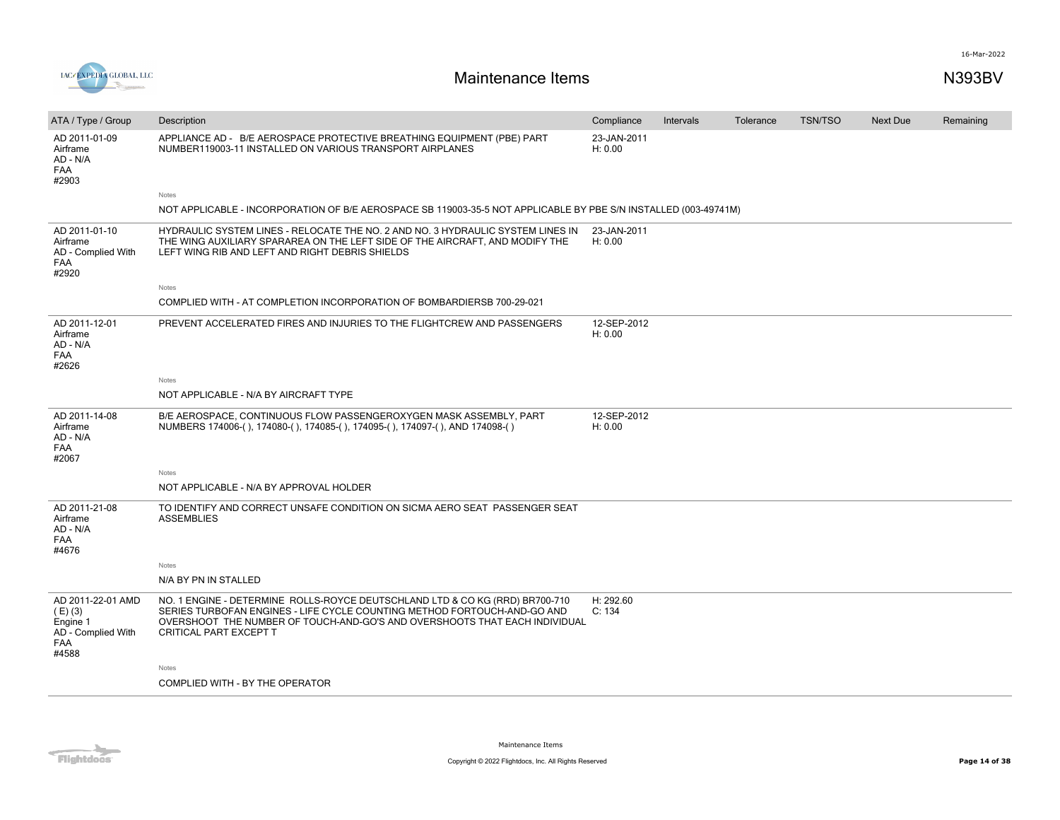# Maintenance Items

N393BV

| ATA / Type / Group | Description | Compliance | Intervals | Tolerance | TSN/TSO | Next Due | Remaining |
|---|---|---|---|---|---|---|---|
| AD 2011-01-09<br>Airframe<br>AD - N/A<br>FAA<br>#2903 | APPLIANCE AD - B/E AEROSPACE PROTECTIVE BREATHING EQUIPMENT (PBE) PART NUMBER119003-11 INSTALLED ON VARIOUS TRANSPORT AIRPLANES<br><br>Notes<br>NOT APPLICABLE - INCORPORATION OF B/E AEROSPACE SB 119003-35-5 NOT APPLICABLE BY PBE S/N INSTALLED (003-49741M) | 23-JAN-2011<br>H: 0.00 | | | | | |
| AD 2011-01-10<br>Airframe<br>AD - Complied With<br>FAA<br>#2920 | HYDRAULIC SYSTEM LINES - RELOCATE THE NO. 2 AND NO. 3 HYDRAULIC SYSTEM LINES IN THE WING AUXILIARY SPARAREA ON THE LEFT SIDE OF THE AIRCRAFT, AND MODIFY THE LEFT WING RIB AND LEFT AND RIGHT DEBRIS SHIELDS<br><br>Notes<br>COMPLIED WITH - AT COMPLETION INCORPORATION OF BOMBARDIERSB 700-29-021 | 23-JAN-2011<br>H: 0.00 | | | | | |
| AD 2011-12-01<br>Airframe<br>AD - N/A<br>FAA<br>#2626 | PREVENT ACCELERATED FIRES AND INJURIES TO THE FLIGHTCREW AND PASSENGERS<br><br>Notes<br>NOT APPLICABLE - N/A BY AIRCRAFT TYPE | 12-SEP-2012<br>H: 0.00 | | | | | |
| AD 2011-14-08<br>Airframe<br>AD - N/A<br>FAA<br>#2067 | B/E AEROSPACE, CONTINUOUS FLOW PASSENGEROXYGEN MASK ASSEMBLY, PART NUMBERS 174006-( ), 174080-( ), 174085-( ), 174095-( ), 174097-( ), AND 174098-( )<br><br>Notes<br>NOT APPLICABLE - N/A BY APPROVAL HOLDER | 12-SEP-2012<br>H: 0.00 | | | | | |
| AD 2011-21-08<br>Airframe<br>AD - N/A<br>FAA<br>#4676 | TO IDENTIFY AND CORRECT UNSAFE CONDITION ON SICMA AERO SEAT PASSENGER SEAT ASSEMBLIES<br><br>Notes<br>N/A BY PN IN STALLED | | | | | | |
| AD 2011-22-01 AMD ( E) (3)<br>Engine 1<br>AD - Complied With<br>FAA<br>#4588 | NO. 1 ENGINE - DETERMINE ROLLS-ROYCE DEUTSCHLAND LTD & CO KG (RRD) BR700-710 SERIES TURBOFAN ENGINES - LIFE CYCLE COUNTING METHOD FORTOUCH-AND-GO AND OVERSHOOT THE NUMBER OF TOUCH-AND-GO'S AND OVERSHOOTS THAT EACH INDIVIDUAL CRITICAL PART EXCEPT T<br><br>Notes<br>COMPLIED WITH - BY THE OPERATOR | H: 292.60<br>C: 134 | | | | | |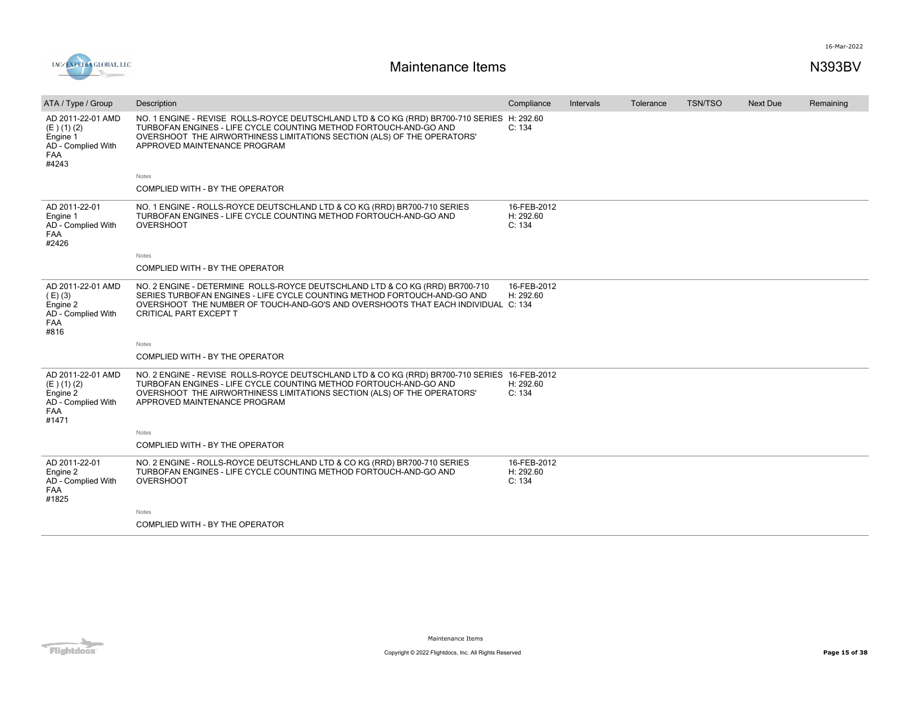# Maintenance Items

N393BV

16-Mar-2022

| ATA / Type / Group | Description | Compliance | Intervals | Tolerance | TSN/TSO | Next Due | Remaining |
|---|---|---|---|---|---|---|---|
| AD 2011-22-01 AMD (E ) (1) (2) Engine 1 AD - Complied With FAA #4243 | NO. 1 ENGINE - REVISE ROLLS-ROYCE DEUTSCHLAND LTD & CO KG (RRD) BR700-710 SERIES TURBOFAN ENGINES - LIFE CYCLE COUNTING METHOD FORTOUCH-AND-GO AND OVERSHOOT THE AIRWORTHINESS LIMITATIONS SECTION (ALS) OF THE OPERATORS' APPROVED MAINTENANCE PROGRAM<br><br>Notes<br>COMPLIED WITH - BY THE OPERATOR | H: 292.60<br>C: 134 | | | | | |
| AD 2011-22-01 Engine 1 AD - Complied With FAA #2426 | NO. 1 ENGINE - ROLLS-ROYCE DEUTSCHLAND LTD & CO KG (RRD) BR700-710 SERIES TURBOFAN ENGINES - LIFE CYCLE COUNTING METHOD FORTOUCH-AND-GO AND OVERSHOOT<br><br>Notes<br>COMPLIED WITH - BY THE OPERATOR | 16-FEB-2012<br>H: 292.60<br>C: 134 | | | | | |
| AD 2011-22-01 AMD ( E) (3) Engine 2 AD - Complied With FAA #816 | NO. 2 ENGINE - DETERMINE ROLLS-ROYCE DEUTSCHLAND LTD & CO KG (RRD) BR700-710 SERIES TURBOFAN ENGINES - LIFE CYCLE COUNTING METHOD FORTOUCH-AND-GO AND OVERSHOOT THE NUMBER OF TOUCH-AND-GO'S AND OVERSHOOTS THAT EACH INDIVIDUAL CRITICAL PART EXCEPT T<br><br>Notes<br>COMPLIED WITH - BY THE OPERATOR | 16-FEB-2012<br>H: 292.60<br>C: 134 | | | | | |
| AD 2011-22-01 AMD (E ) (1) (2) Engine 2 AD - Complied With FAA #1471 | NO. 2 ENGINE - REVISE ROLLS-ROYCE DEUTSCHLAND LTD & CO KG (RRD) BR700-710 SERIES TURBOFAN ENGINES - LIFE CYCLE COUNTING METHOD FORTOUCH-AND-GO AND OVERSHOOT THE AIRWORTHINESS LIMITATIONS SECTION (ALS) OF THE OPERATORS' APPROVED MAINTENANCE PROGRAM<br><br>Notes<br>COMPLIED WITH - BY THE OPERATOR | 16-FEB-2012<br>H: 292.60<br>C: 134 | | | | | |
| AD 2011-22-01 Engine 2 AD - Complied With FAA #1825 | NO. 2 ENGINE - ROLLS-ROYCE DEUTSCHLAND LTD & CO KG (RRD) BR700-710 SERIES TURBOFAN ENGINES - LIFE CYCLE COUNTING METHOD FORTOUCH-AND-GO AND OVERSHOOT<br><br>Notes<br>COMPLIED WITH - BY THE OPERATOR | 16-FEB-2012<br>H: 292.60<br>C: 134 | | | | | |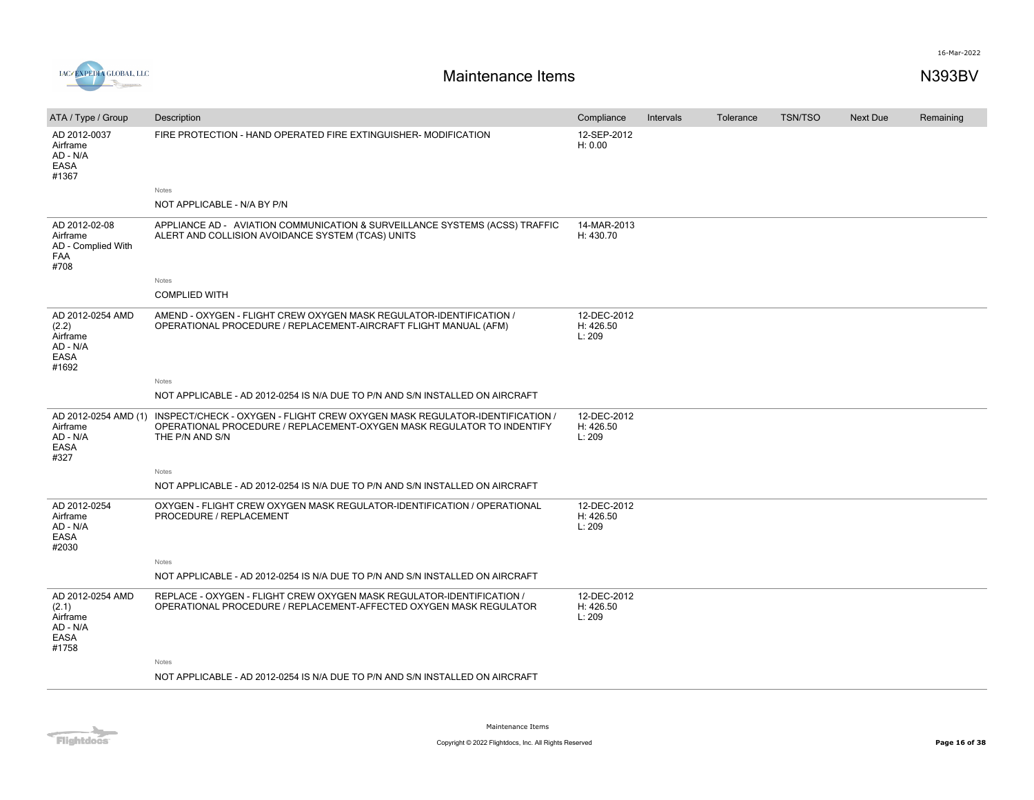# Maintenance Items

N393BV

| ATA / Type / Group | Description | Compliance | Intervals | Tolerance | TSN/TSO | Next Due | Remaining |
|---|---|---|---|---|---|---|---|
| AD 2012-0037<br>Airframe<br>AD - N/A<br>EASA<br>#1367 | FIRE PROTECTION - HAND OPERATED FIRE EXTINGUISHER- MODIFICATION<br><br>Notes<br>NOT APPLICABLE - N/A BY P/N | 12-SEP-2012<br>H: 0.00 | | | | | |
| AD 2012-02-08<br>Airframe<br>AD - Complied With<br>FAA<br>#708 | APPLIANCE AD - AVIATION COMMUNICATION & SURVEILLANCE SYSTEMS (ACSS) TRAFFIC ALERT AND COLLISION AVOIDANCE SYSTEM (TCAS) UNITS<br><br>Notes<br>COMPLIED WITH | 14-MAR-2013<br>H: 430.70 | | | | | |
| AD 2012-0254 AMD (2.2)<br>Airframe<br>AD - N/A<br>EASA<br>#1692 | AMEND - OXYGEN - FLIGHT CREW OXYGEN MASK REGULATOR-IDENTIFICATION / OPERATIONAL PROCEDURE / REPLACEMENT-AIRCRAFT FLIGHT MANUAL (AFM)<br><br>Notes<br>NOT APPLICABLE - AD 2012-0254 IS N/A DUE TO P/N AND S/N INSTALLED ON AIRCRAFT | 12-DEC-2012<br>H: 426.50<br>L: 209 | | | | | |
| AD 2012-0254 AMD (1)<br>Airframe<br>AD - N/A<br>EASA<br>#327 | INSPECT/CHECK - OXYGEN - FLIGHT CREW OXYGEN MASK REGULATOR-IDENTIFICATION / OPERATIONAL PROCEDURE / REPLACEMENT-OXYGEN MASK REGULATOR TO INDENTIFY THE P/N AND S/N<br><br>Notes<br>NOT APPLICABLE - AD 2012-0254 IS N/A DUE TO P/N AND S/N INSTALLED ON AIRCRAFT | 12-DEC-2012<br>H: 426.50<br>L: 209 | | | | | |
| AD 2012-0254<br>Airframe<br>AD - N/A<br>EASA<br>#2030 | OXYGEN - FLIGHT CREW OXYGEN MASK REGULATOR-IDENTIFICATION / OPERATIONAL PROCEDURE / REPLACEMENT<br><br>Notes<br>NOT APPLICABLE - AD 2012-0254 IS N/A DUE TO P/N AND S/N INSTALLED ON AIRCRAFT | 12-DEC-2012<br>H: 426.50<br>L: 209 | | | | | |
| AD 2012-0254 AMD (2.1)<br>Airframe<br>AD - N/A<br>EASA<br>#1758 | REPLACE - OXYGEN - FLIGHT CREW OXYGEN MASK REGULATOR-IDENTIFICATION / OPERATIONAL PROCEDURE / REPLACEMENT-AFFECTED OXYGEN MASK REGULATOR<br><br>Notes<br>NOT APPLICABLE - AD 2012-0254 IS N/A DUE TO P/N AND S/N INSTALLED ON AIRCRAFT | 12-DEC-2012<br>H: 426.50<br>L: 209 | | | | | |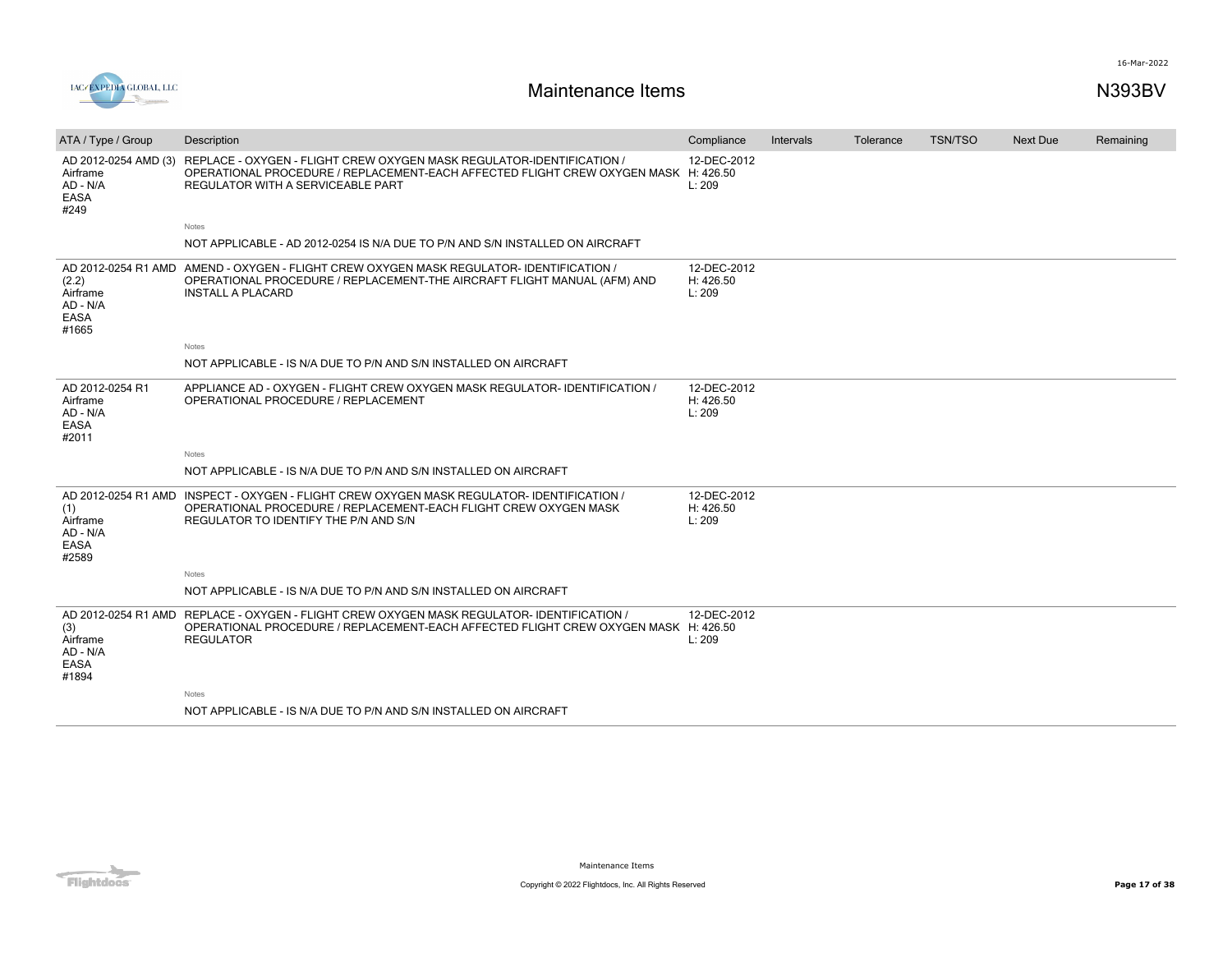# Maintenance Items

N393BV

| ATA / Type / Group | Description | Compliance | Intervals | Tolerance | TSN/TSO | Next Due | Remaining |
|---|---|---|---|---|---|---|---|
| AD 2012-0254 AMD (3)<br>Airframe<br>AD - N/A<br>EASA<br>#249 | REPLACE - OXYGEN - FLIGHT CREW OXYGEN MASK REGULATOR-IDENTIFICATION / OPERATIONAL PROCEDURE / REPLACEMENT-EACH AFFECTED FLIGHT CREW OXYGEN MASK REGULATOR WITH A SERVICEABLE PART<br><br>Notes<br>NOT APPLICABLE - AD 2012-0254 IS N/A DUE TO P/N AND S/N INSTALLED ON AIRCRAFT | 12-DEC-2012<br>H: 426.50<br>L: 209 | | | | | |
| AD 2012-0254 R1 AMD (2.2)<br>Airframe<br>AD - N/A<br>EASA<br>#1665 | AMEND - OXYGEN - FLIGHT CREW OXYGEN MASK REGULATOR- IDENTIFICATION / OPERATIONAL PROCEDURE / REPLACEMENT-THE AIRCRAFT FLIGHT MANUAL (AFM) AND INSTALL A PLACARD<br><br>Notes<br>NOT APPLICABLE - IS N/A DUE TO P/N AND S/N INSTALLED ON AIRCRAFT | 12-DEC-2012<br>H: 426.50<br>L: 209 | | | | | |
| AD 2012-0254 R1<br>Airframe<br>AD - N/A<br>EASA<br>#2011 | APPLIANCE AD - OXYGEN - FLIGHT CREW OXYGEN MASK REGULATOR- IDENTIFICATION / OPERATIONAL PROCEDURE / REPLACEMENT<br><br>Notes<br>NOT APPLICABLE - IS N/A DUE TO P/N AND S/N INSTALLED ON AIRCRAFT | 12-DEC-2012<br>H: 426.50<br>L: 209 | | | | | |
| AD 2012-0254 R1 AMD (1)<br>Airframe<br>AD - N/A<br>EASA<br>#2589 | INSPECT - OXYGEN - FLIGHT CREW OXYGEN MASK REGULATOR- IDENTIFICATION / OPERATIONAL PROCEDURE / REPLACEMENT-EACH FLIGHT CREW OXYGEN MASK REGULATOR TO IDENTIFY THE P/N AND S/N<br><br>Notes<br>NOT APPLICABLE - IS N/A DUE TO P/N AND S/N INSTALLED ON AIRCRAFT | 12-DEC-2012<br>H: 426.50<br>L: 209 | | | | | |
| AD 2012-0254 R1 AMD (3)<br>Airframe<br>AD - N/A<br>EASA<br>#1894 | REPLACE - OXYGEN - FLIGHT CREW OXYGEN MASK REGULATOR- IDENTIFICATION / OPERATIONAL PROCEDURE / REPLACEMENT-EACH AFFECTED FLIGHT CREW OXYGEN MASK REGULATOR<br><br>Notes<br>NOT APPLICABLE - IS N/A DUE TO P/N AND S/N INSTALLED ON AIRCRAFT | 12-DEC-2012<br>H: 426.50<br>L: 209 | | | | | |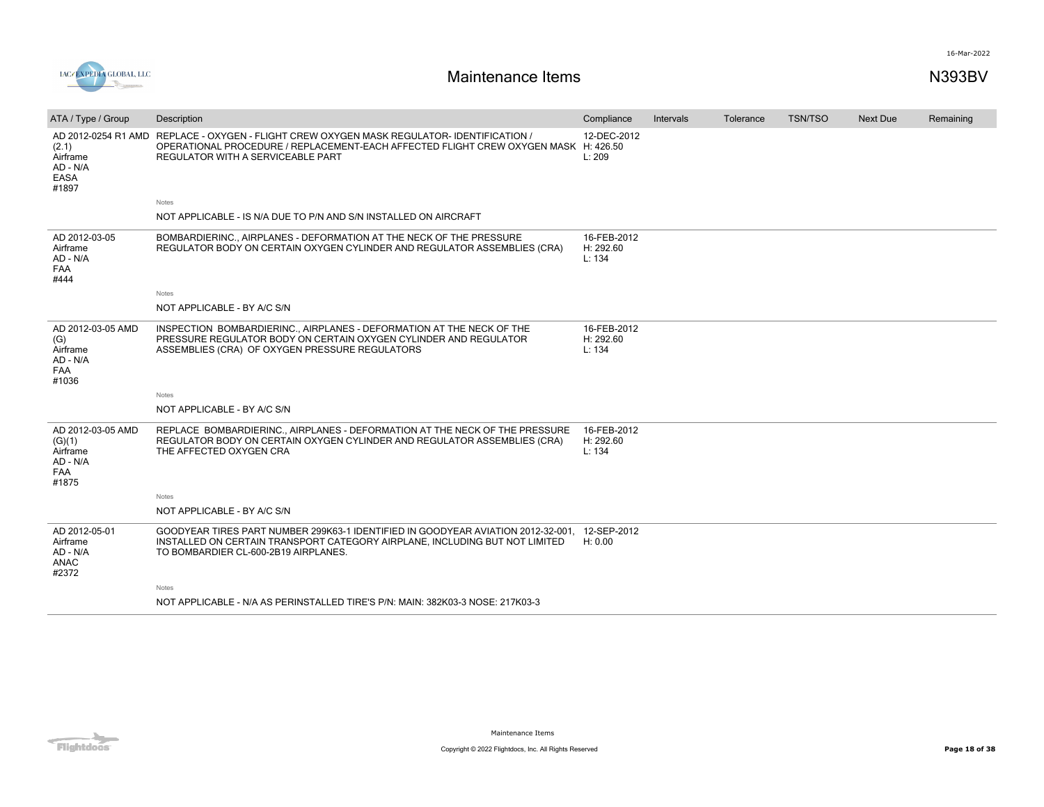| ATA / Type / Group | Description | Compliance | Intervals | Tolerance | TSN/TSO | Next Due | Remaining |
|---|---|---|---|---|---|---|---|
| AD 2012-0254 R1 AMD (2.1) Airframe AD - N/A EASA #1897 | REPLACE - OXYGEN - FLIGHT CREW OXYGEN MASK REGULATOR- IDENTIFICATION / OPERATIONAL PROCEDURE / REPLACEMENT-EACH AFFECTED FLIGHT CREW OXYGEN MASK REGULATOR WITH A SERVICEABLE PART | 12-DEC-2012 H: 426.50 L: 209 | | | | | |
| | Notes<br>NOT APPLICABLE - IS N/A DUE TO P/N AND S/N INSTALLED ON AIRCRAFT | | | | | | |
| AD 2012-03-05 Airframe AD - N/A FAA #444 | BOMBARDIERINC., AIRPLANES - DEFORMATION AT THE NECK OF THE PRESSURE REGULATOR BODY ON CERTAIN OXYGEN CYLINDER AND REGULATOR ASSEMBLIES (CRA) | 16-FEB-2012 H: 292.60 L: 134 | | | | | |
| | Notes<br>NOT APPLICABLE - BY A/C S/N | | | | | | |
| AD 2012-03-05 AMD (G) Airframe AD - N/A FAA #1036 | INSPECTION BOMBARDIERINC., AIRPLANES - DEFORMATION AT THE NECK OF THE PRESSURE REGULATOR BODY ON CERTAIN OXYGEN CYLINDER AND REGULATOR ASSEMBLIES (CRA) OF OXYGEN PRESSURE REGULATORS | 16-FEB-2012 H: 292.60 L: 134 | | | | | |
| | Notes<br>NOT APPLICABLE - BY A/C S/N | | | | | | |
| AD 2012-03-05 AMD (G)(1) Airframe AD - N/A FAA #1875 | REPLACE BOMBARDIERINC., AIRPLANES - DEFORMATION AT THE NECK OF THE PRESSURE REGULATOR BODY ON CERTAIN OXYGEN CYLINDER AND REGULATOR ASSEMBLIES (CRA) THE AFFECTED OXYGEN CRA | 16-FEB-2012 H: 292.60 L: 134 | | | | | |
| | Notes<br>NOT APPLICABLE - BY A/C S/N | | | | | | |
| AD 2012-05-01 Airframe AD - N/A ANAC #2372 | GOODYEAR TIRES PART NUMBER 299K63-1 IDENTIFIED IN GOODYEAR AVIATION 2012-32-001, INSTALLED ON CERTAIN TRANSPORT CATEGORY AIRPLANE, INCLUDING BUT NOT LIMITED TO BOMBARDIER CL-600-2B19 AIRPLANES. | 12-SEP-2012 H: 0.00 | | | | | |
| | Notes<br>NOT APPLICABLE - N/A AS PERINSTALLED TIRE'S P/N: MAIN: 382K03-3 NOSE: 217K03-3 | | | | | | |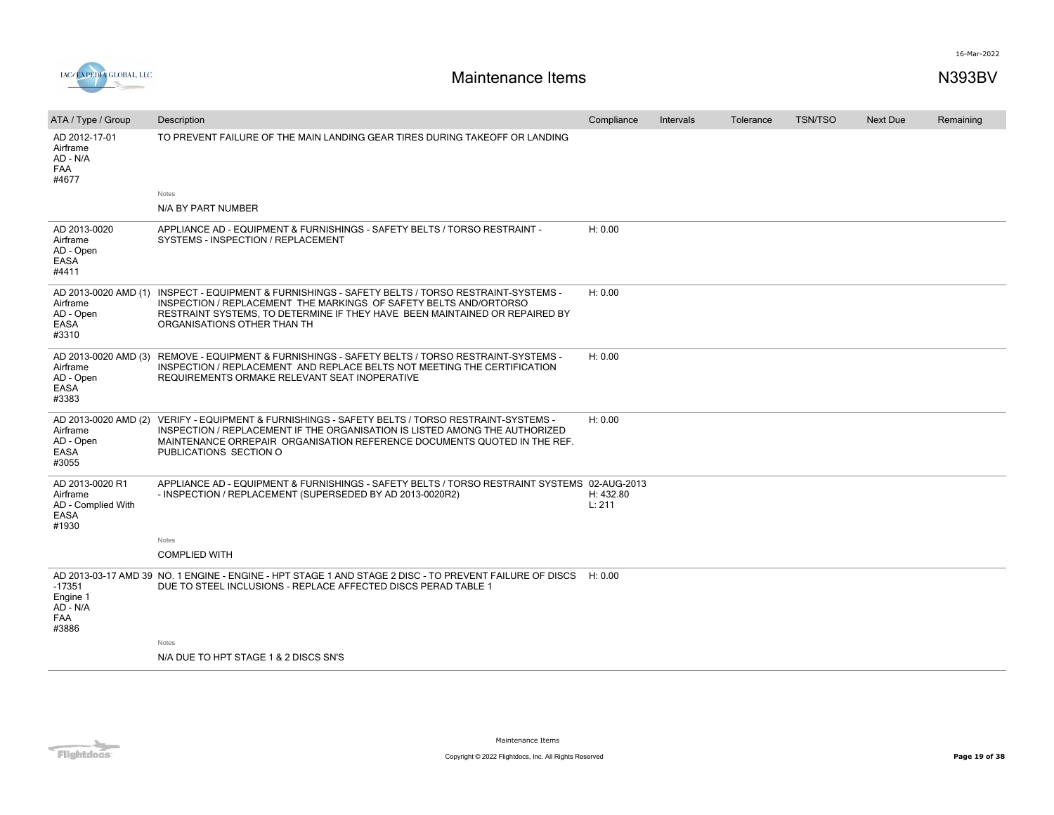# Maintenance Items

N393BV

| ATA / Type / Group | Description | Compliance | Intervals | Tolerance | TSN/TSO | Next Due | Remaining |
|---|---|---|---|---|---|---|---|
| AD 2012-17-01<br>Airframe<br>AD - N/A<br>FAA<br>#4677 | TO PREVENT FAILURE OF THE MAIN LANDING GEAR TIRES DURING TAKEOFF OR LANDING<br><br>Notes<br>N/A BY PART NUMBER | | | | | | |
| AD 2013-0020<br>Airframe<br>AD - Open<br>EASA<br>#4411 | APPLIANCE AD - EQUIPMENT & FURNISHINGS - SAFETY BELTS / TORSO RESTRAINT - SYSTEMS - INSPECTION / REPLACEMENT | H: 0.00 | | | | | |
| AD 2013-0020 AMD (1)<br>Airframe<br>AD - Open<br>EASA<br>#3310 | INSPECT - EQUIPMENT & FURNISHINGS - SAFETY BELTS / TORSO RESTRAINT-SYSTEMS - INSPECTION / REPLACEMENT THE MARKINGS OF SAFETY BELTS AND/ORTORSO RESTRAINT SYSTEMS, TO DETERMINE IF THEY HAVE BEEN MAINTAINED OR REPAIRED BY ORGANISATIONS OTHER THAN TH | H: 0.00 | | | | | |
| AD 2013-0020 AMD (3)<br>Airframe<br>AD - Open<br>EASA<br>#3383 | REMOVE - EQUIPMENT & FURNISHINGS - SAFETY BELTS / TORSO RESTRAINT-SYSTEMS - INSPECTION / REPLACEMENT AND REPLACE BELTS NOT MEETING THE CERTIFICATION REQUIREMENTS ORMAKE RELEVANT SEAT INOPERATIVE | H: 0.00 | | | | | |
| AD 2013-0020 AMD (2)<br>Airframe<br>AD - Open<br>EASA<br>#3055 | VERIFY - EQUIPMENT & FURNISHINGS - SAFETY BELTS / TORSO RESTRAINT-SYSTEMS - INSPECTION / REPLACEMENT IF THE ORGANISATION IS LISTED AMONG THE AUTHORIZED MAINTENANCE ORREPAIR ORGANISATION REFERENCE DOCUMENTS QUOTED IN THE REF. PUBLICATIONS SECTION O | H: 0.00 | | | | | |
| AD 2013-0020 R1<br>Airframe<br>AD - Complied With<br>EASA<br>#1930 | APPLIANCE AD - EQUIPMENT & FURNISHINGS - SAFETY BELTS / TORSO RESTRAINT SYSTEMS - INSPECTION / REPLACEMENT (SUPERSEDED BY AD 2013-0020R2)<br><br>Notes<br>COMPLIED WITH | 02-AUG-2013<br>H: 432.80<br>L: 211 | | | | | |
| AD 2013-03-17 AMD 39 -17351<br>Engine 1<br>AD - N/A<br>FAA<br>#3886 | NO. 1 ENGINE - ENGINE - HPT STAGE 1 AND STAGE 2 DISC - TO PREVENT FAILURE OF DISCS DUE TO STEEL INCLUSIONS - REPLACE AFFECTED DISCS PERAD TABLE 1<br><br>Notes<br>N/A DUE TO HPT STAGE 1 & 2 DISCS SN'S | H: 0.00 | | | | | |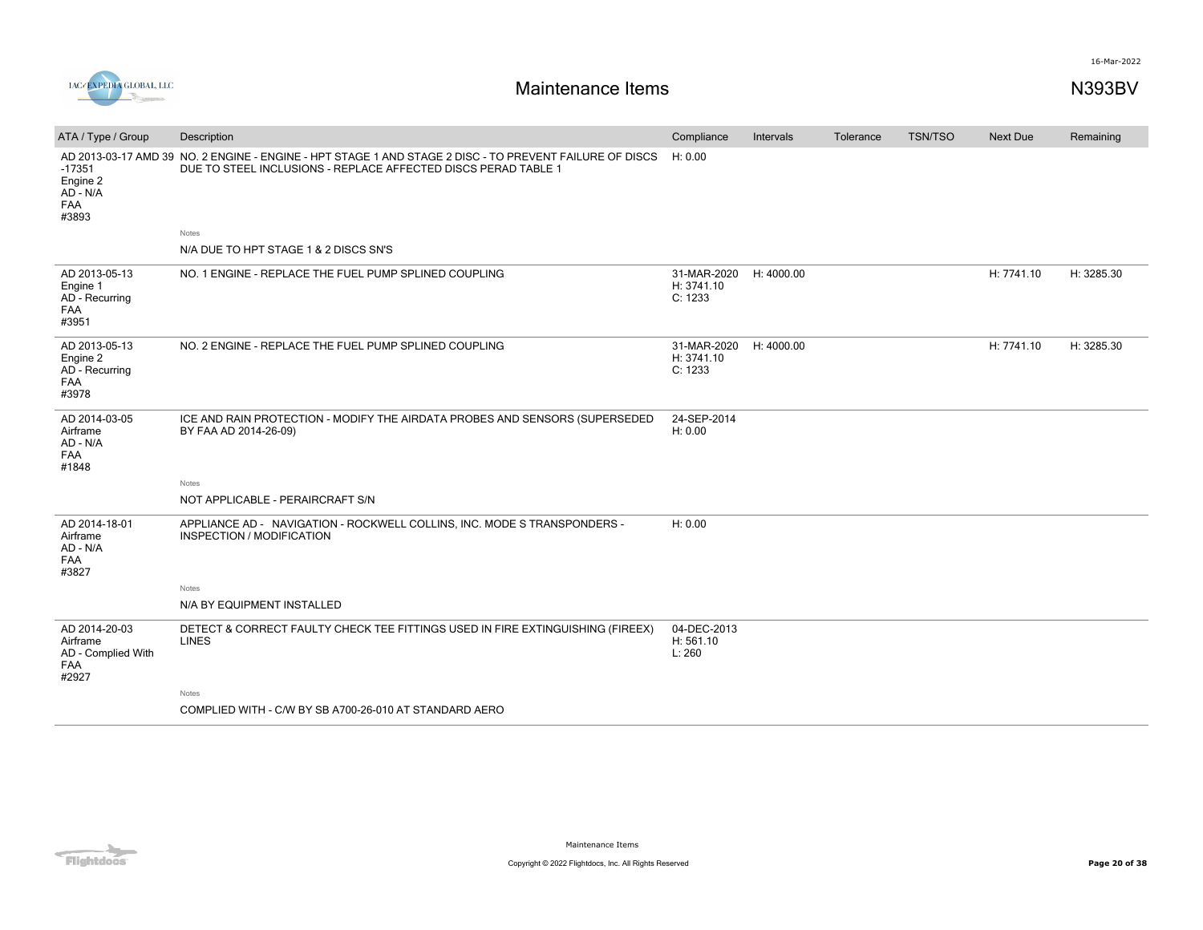# Maintenance Items

N393BV

| ATA / Type / Group | Description | Compliance | Intervals | Tolerance | TSN/TSO | Next Due | Remaining |
|---|---|---|---|---|---|---|---|
| AD 2013-03-17 AMD 39 -17351<br>Engine 2<br>AD - N/A<br>FAA<br>#3893 | NO. 2 ENGINE - ENGINE - HPT STAGE 1 AND STAGE 2 DISC - TO PREVENT FAILURE OF DISCS DUE TO STEEL INCLUSIONS - REPLACE AFFECTED DISCS PERAD TABLE 1<br><br>Notes<br>N/A DUE TO HPT STAGE 1 & 2 DISCS SN'S | H: 0.00 | | | | | |
| AD 2013-05-13<br>Engine 1<br>AD - Recurring<br>FAA<br>#3951 | NO. 1 ENGINE - REPLACE THE FUEL PUMP SPLINED COUPLING | 31-MAR-2020<br>H: 3741.10<br>C: 1233 | H: 4000.00 | | | H: 7741.10 | H: 3285.30 |
| AD 2013-05-13<br>Engine 2<br>AD - Recurring<br>FAA<br>#3978 | NO. 2 ENGINE - REPLACE THE FUEL PUMP SPLINED COUPLING | 31-MAR-2020<br>H: 3741.10<br>C: 1233 | H: 4000.00 | | | H: 7741.10 | H: 3285.30 |
| AD 2014-03-05<br>Airframe<br>AD - N/A<br>FAA<br>#1848 | ICE AND RAIN PROTECTION - MODIFY THE AIRDATA PROBES AND SENSORS (SUPERSEDED BY FAA AD 2014-26-09)<br><br>Notes<br>NOT APPLICABLE - PERAIRCRAFT S/N | 24-SEP-2014<br>H: 0.00 | | | | | |
| AD 2014-18-01<br>Airframe<br>AD - N/A<br>FAA<br>#3827 | APPLIANCE AD - NAVIGATION - ROCKWELL COLLINS, INC. MODE S TRANSPONDERS - INSPECTION / MODIFICATION<br><br>Notes<br>N/A BY EQUIPMENT INSTALLED | H: 0.00 | | | | | |
| AD 2014-20-03<br>Airframe<br>AD - Complied With<br>FAA<br>#2927 | DETECT & CORRECT FAULTY CHECK TEE FITTINGS USED IN FIRE EXTINGUISHING (FIREEX) LINES<br><br>Notes<br>COMPLIED WITH - C/W BY SB A700-26-010 AT STANDARD AERO | 04-DEC-2013<br>H: 561.10<br>L: 260 | | | | | |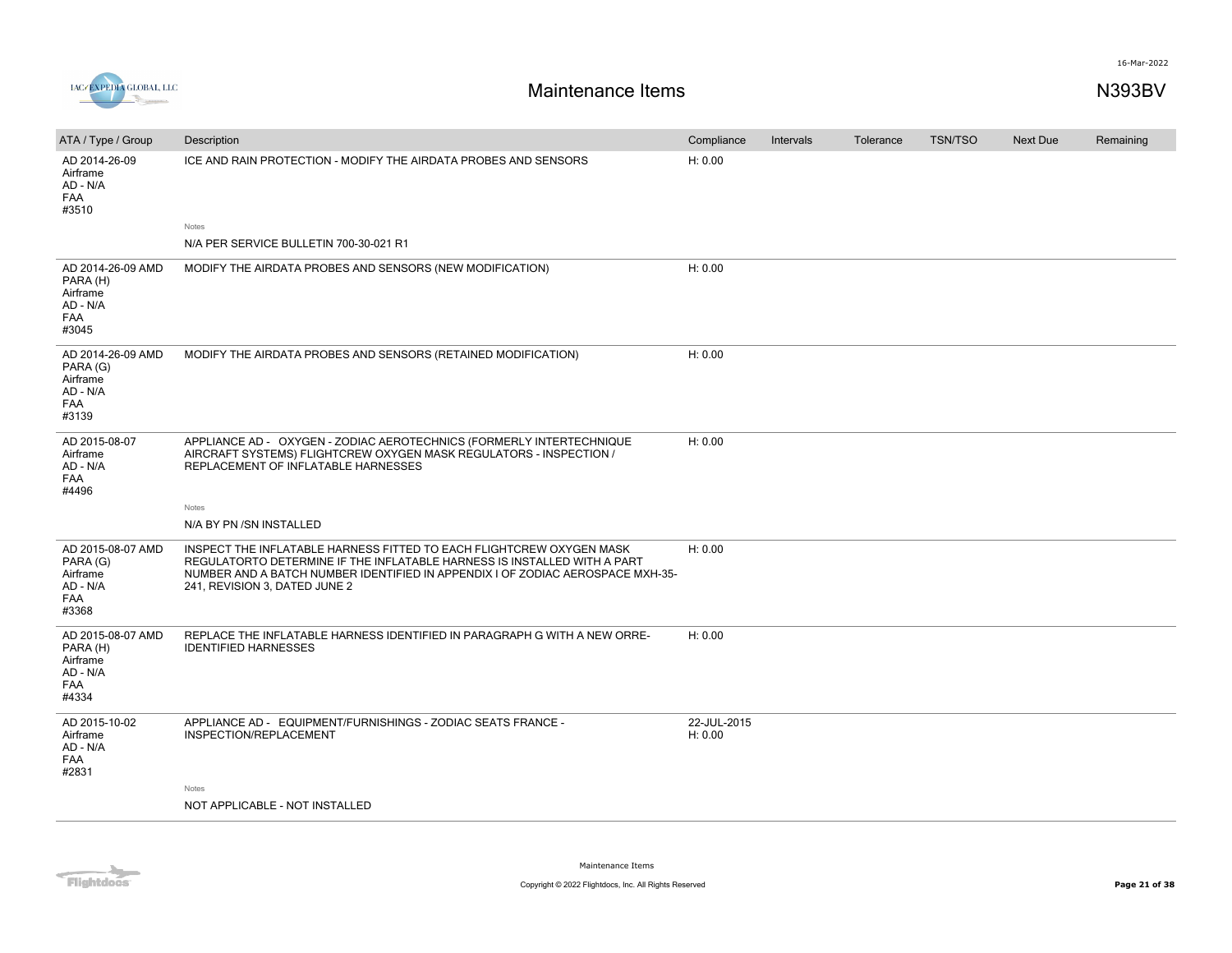# Maintenance Items

N393BV

| ATA / Type / Group | Description | Compliance | Intervals | Tolerance | TSN/TSO | Next Due | Remaining |
|---|---|---|---|---|---|---|---|
| AD 2014-26-09 Airframe AD - N/A FAA #3510 | ICE AND RAIN PROTECTION - MODIFY THE AIRDATA PROBES AND SENSORS | H: 0.00 | | | | | |
| | Notes<br>N/A PER SERVICE BULLETIN 700-30-021 R1 | | | | | | |
| AD 2014-26-09 AMD PARA (H) Airframe AD - N/A FAA #3045 | MODIFY THE AIRDATA PROBES AND SENSORS (NEW MODIFICATION) | H: 0.00 | | | | | |
| AD 2014-26-09 AMD PARA (G) Airframe AD - N/A FAA #3139 | MODIFY THE AIRDATA PROBES AND SENSORS (RETAINED MODIFICATION) | H: 0.00 | | | | | |
| AD 2015-08-07 Airframe AD - N/A FAA #4496 | APPLIANCE AD - OXYGEN - ZODIAC AEROTECHNICS (FORMERLY INTERTECHNIQUE AIRCRAFT SYSTEMS) FLIGHTCREW OXYGEN MASK REGULATORS - INSPECTION / REPLACEMENT OF INFLATABLE HARNESSES | H: 0.00 | | | | | |
| | Notes<br>N/A BY PN /SN INSTALLED | | | | | | |
| AD 2015-08-07 AMD PARA (G) Airframe AD - N/A FAA #3368 | INSPECT THE INFLATABLE HARNESS FITTED TO EACH FLIGHTCREW OXYGEN MASK REGULATORTO DETERMINE IF THE INFLATABLE HARNESS IS INSTALLED WITH A PART NUMBER AND A BATCH NUMBER IDENTIFIED IN APPENDIX I OF ZODIAC AEROSPACE MXH-35-241, REVISION 3, DATED JUNE 2 | H: 0.00 | | | | | |
| AD 2015-08-07 AMD PARA (H) Airframe AD - N/A FAA #4334 | REPLACE THE INFLATABLE HARNESS IDENTIFIED IN PARAGRAPH G WITH A NEW ORRE-IDENTIFIED HARNESSES | H: 0.00 | | | | | |
| AD 2015-10-02 Airframe AD - N/A FAA #2831 | APPLIANCE AD - EQUIPMENT/FURNISHINGS - ZODIAC SEATS FRANCE - INSPECTION/REPLACEMENT | 22-JUL-2015<br>H: 0.00 | | | | | |
| | Notes<br>NOT APPLICABLE - NOT INSTALLED | | | | | | |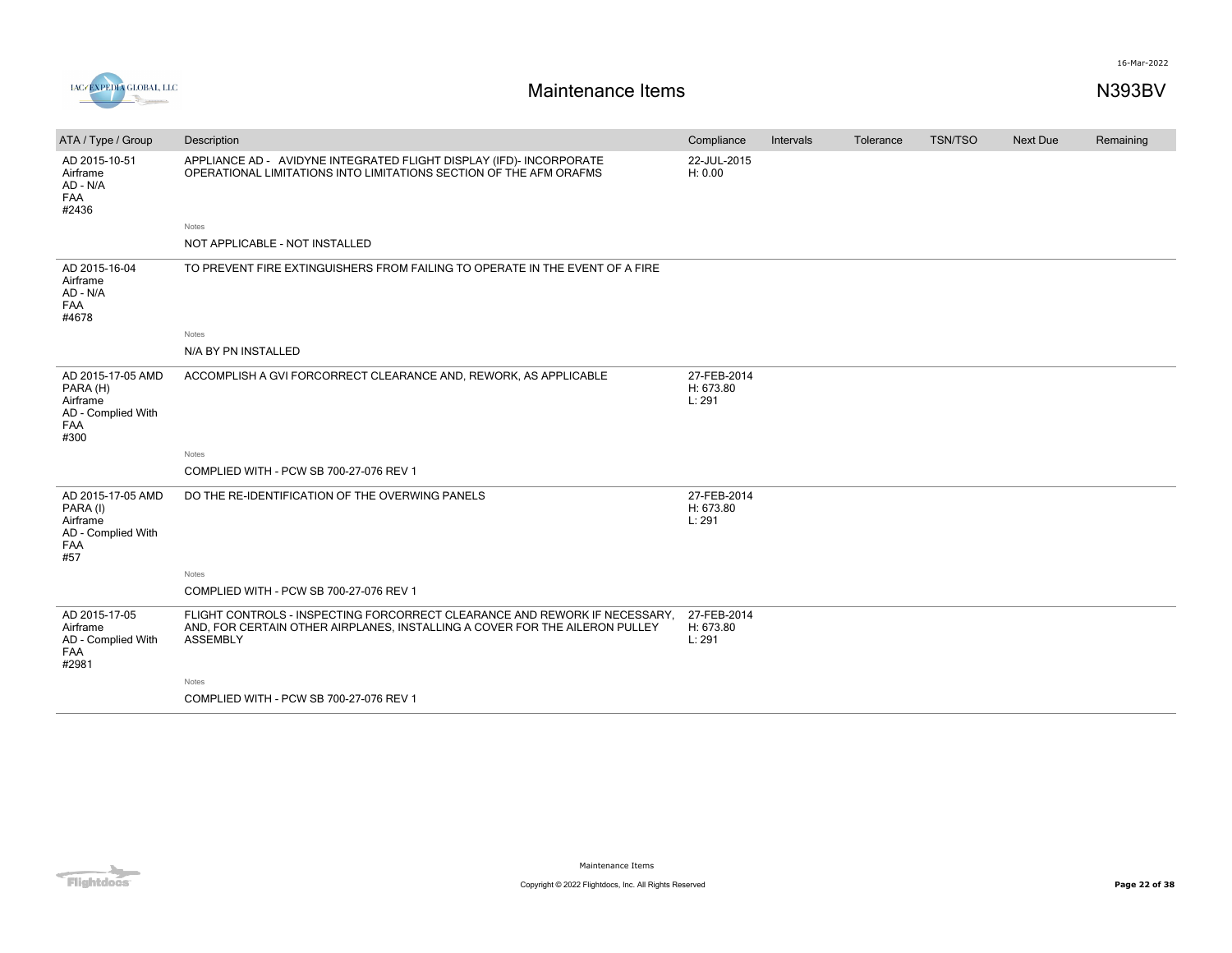# Maintenance Items

N393BV

| ATA / Type / Group | Description | Compliance | Intervals | Tolerance | TSN/TSO | Next Due | Remaining |
|---|---|---|---|---|---|---|---|
| AD 2015-10-51 Airframe AD - N/A FAA #2436 | APPLIANCE AD - AVIDYNE INTEGRATED FLIGHT DISPLAY (IFD)- INCORPORATE OPERATIONAL LIMITATIONS INTO LIMITATIONS SECTION OF THE AFM ORAFMS | 22-JUL-2015 H: 0.00 | | | | | |
| | Notes: NOT APPLICABLE - NOT INSTALLED | | | | | | |
| AD 2015-16-04 Airframe AD - N/A FAA #4678 | TO PREVENT FIRE EXTINGUISHERS FROM FAILING TO OPERATE IN THE EVENT OF A FIRE | | | | | | |
| | Notes: N/A BY PN INSTALLED | | | | | | |
| AD 2015-17-05 AMD PARA (H) Airframe AD - Complied With FAA #300 | ACCOMPLISH A GVI FORCORRECT CLEARANCE AND, REWORK, AS APPLICABLE | 27-FEB-2014 H: 673.80 L: 291 | | | | | |
| | Notes: COMPLIED WITH - PCW SB 700-27-076 REV 1 | | | | | | |
| AD 2015-17-05 AMD PARA (I) Airframe AD - Complied With FAA #57 | DO THE RE-IDENTIFICATION OF THE OVERWING PANELS | 27-FEB-2014 H: 673.80 L: 291 | | | | | |
| | Notes: COMPLIED WITH - PCW SB 700-27-076 REV 1 | | | | | | |
| AD 2015-17-05 Airframe AD - Complied With FAA #2981 | FLIGHT CONTROLS - INSPECTING FORCORRECT CLEARANCE AND REWORK IF NECESSARY, AND, FOR CERTAIN OTHER AIRPLANES, INSTALLING A COVER FOR THE AILERON PULLEY ASSEMBLY | 27-FEB-2014 H: 673.80 L: 291 | | | | | |
| | Notes: COMPLIED WITH - PCW SB 700-27-076 REV 1 | | | | | | |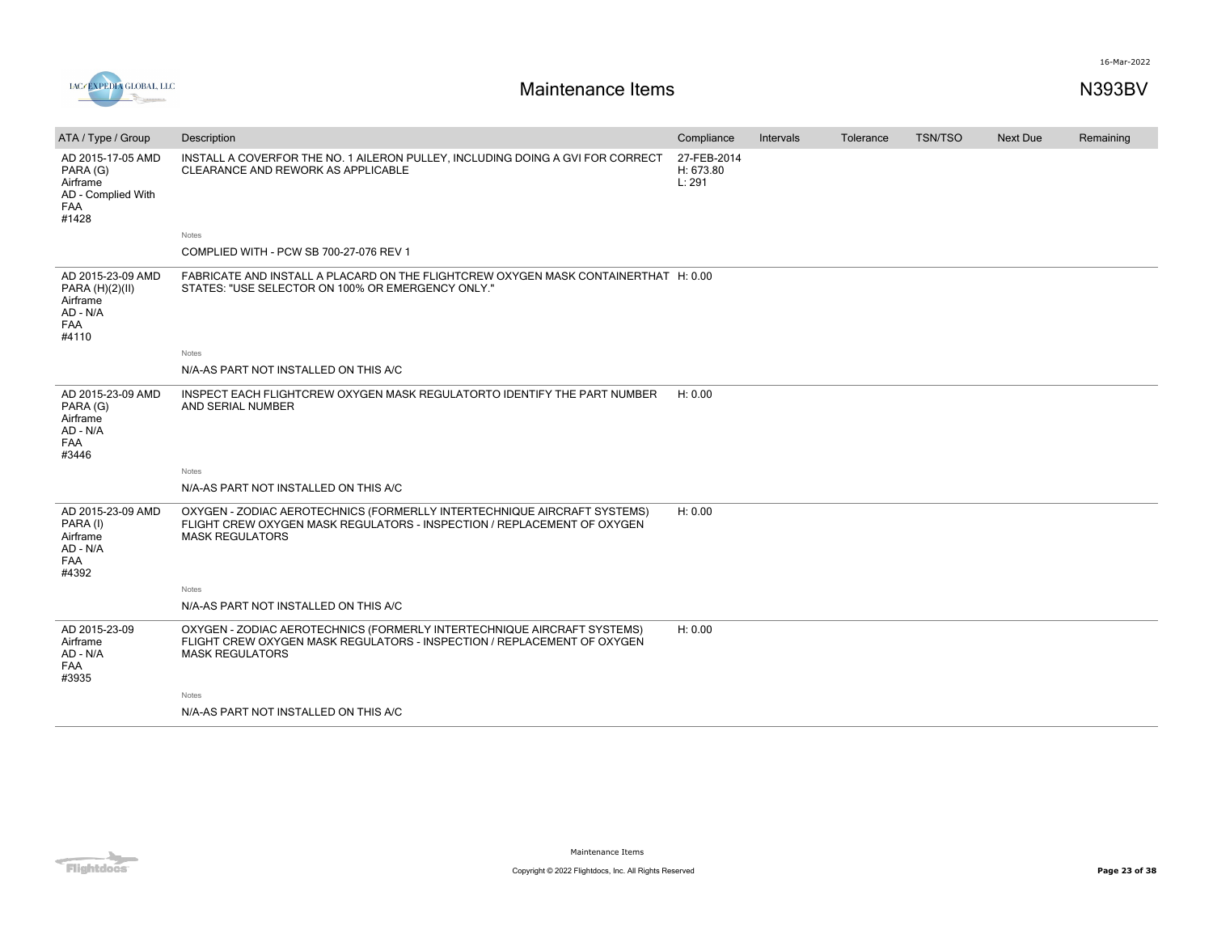# Maintenance Items

N393BV

16-Mar-2022

IAC/EXPEDIA GLOBAL, LLC

| ATA / Type / Group | Description | Compliance | Intervals | Tolerance | TSN/TSO | Next Due | Remaining |
|---|---|---|---|---|---|---|---|
| AD 2015-17-05 AMD PARA (G) Airframe AD - Complied With FAA #1428 | INSTALL A COVERFOR THE NO. 1 AILERON PULLEY, INCLUDING DOING A GVI FOR CORRECT CLEARANCE AND REWORK AS APPLICABLE | 27-FEB-2014 H: 673.80 L: 291 | | | | | |
| | Notes<br>COMPLIED WITH - PCW SB 700-27-076 REV 1 | | | | | | |
| AD 2015-23-09 AMD PARA (H)(2)(II) Airframe AD - N/A FAA #4110 | FABRICATE AND INSTALL A PLACARD ON THE FLIGHTCREW OXYGEN MASK CONTAINERTHAT STATES: "USE SELECTOR ON 100% OR EMERGENCY ONLY." | H: 0.00 | | | | | |
| | Notes<br>N/A-AS PART NOT INSTALLED ON THIS A/C | | | | | | |
| AD 2015-23-09 AMD PARA (G) Airframe AD - N/A FAA #3446 | INSPECT EACH FLIGHTCREW OXYGEN MASK REGULATORTO IDENTIFY THE PART NUMBER AND SERIAL NUMBER | H: 0.00 | | | | | |
| | Notes<br>N/A-AS PART NOT INSTALLED ON THIS A/C | | | | | | |
| AD 2015-23-09 AMD PARA (I) Airframe AD - N/A FAA #4392 | OXYGEN - ZODIAC AEROTECHNICS (FORMERLLY INTERTECHNIQUE AIRCRAFT SYSTEMS) FLIGHT CREW OXYGEN MASK REGULATORS - INSPECTION / REPLACEMENT OF OXYGEN MASK REGULATORS | H: 0.00 | | | | | |
| | Notes<br>N/A-AS PART NOT INSTALLED ON THIS A/C | | | | | | |
| AD 2015-23-09 Airframe AD - N/A FAA #3935 | OXYGEN - ZODIAC AEROTECHNICS (FORMERLY INTERTECHNIQUE AIRCRAFT SYSTEMS) FLIGHT CREW OXYGEN MASK REGULATORS - INSPECTION / REPLACEMENT OF OXYGEN MASK REGULATORS | H: 0.00 | | | | | |
| | Notes<br>N/A-AS PART NOT INSTALLED ON THIS A/C | | | | | | |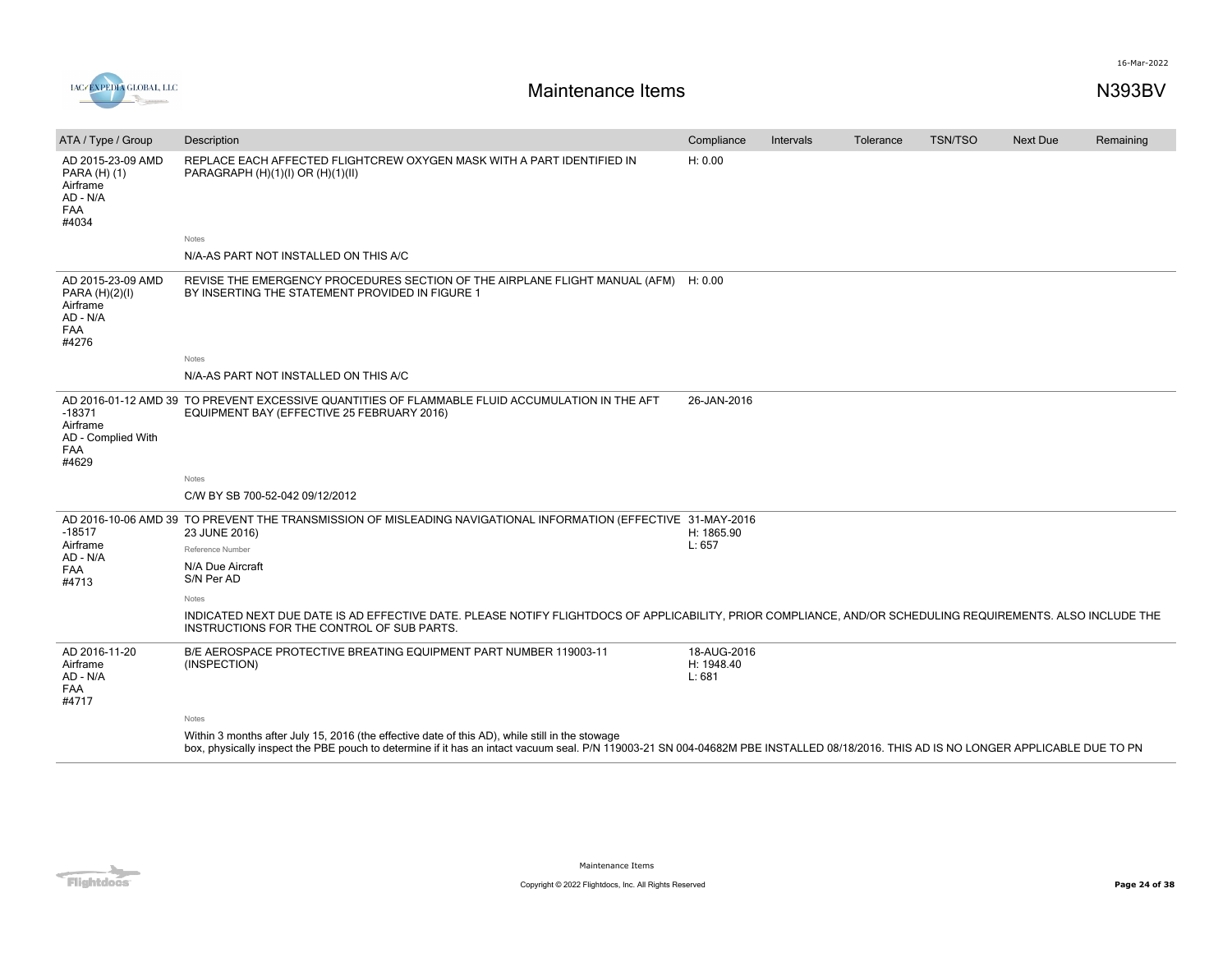16-Mar-2022

IAC/EXPEDIA GLOBAL, LLC

# Maintenance Items

N393BV

| ATA / Type / Group | Description | Compliance | Intervals | Tolerance | TSN/TSO | Next Due | Remaining |
|---|---|---|---|---|---|---|---|
| AD 2015-23-09 AMD PARA (H) (1)<br>Airframe<br>AD - N/A<br>FAA<br>#4034 | REPLACE EACH AFFECTED FLIGHTCREW OXYGEN MASK WITH A PART IDENTIFIED IN PARAGRAPH (H)(1)(I) OR (H)(1)(II)<br><br>Notes<br>N/A-AS PART NOT INSTALLED ON THIS A/C | H: 0.00 | | | | | |
| AD 2015-23-09 AMD PARA (H)(2)(I)<br>Airframe<br>AD - N/A<br>FAA<br>#4276 | REVISE THE EMERGENCY PROCEDURES SECTION OF THE AIRPLANE FLIGHT MANUAL (AFM) BY INSERTING THE STATEMENT PROVIDED IN FIGURE 1<br><br>Notes<br>N/A-AS PART NOT INSTALLED ON THIS A/C | H: 0.00 | | | | | |
| AD 2016-01-12 AMD 39 -18371<br>Airframe<br>AD - Complied With<br>FAA<br>#4629 | TO PREVENT EXCESSIVE QUANTITIES OF FLAMMABLE FLUID ACCUMULATION IN THE AFT EQUIPMENT BAY (EFFECTIVE 25 FEBRUARY 2016)<br><br>Notes<br>C/W BY SB 700-52-042 09/12/2012 | 26-JAN-2016 | | | | | |
| AD 2016-10-06 AMD 39 -18517<br>Airframe<br>AD - N/A<br>FAA<br>#4713 | TO PREVENT THE TRANSMISSION OF MISLEADING NAVIGATIONAL INFORMATION (EFFECTIVE 23 JUNE 2016)<br>Reference Number<br>N/A Due Aircraft<br>S/N Per AD<br><br>Notes<br>INDICATED NEXT DUE DATE IS AD EFFECTIVE DATE. PLEASE NOTIFY FLIGHTDOCS OF APPLICABILITY, PRIOR COMPLIANCE, AND/OR SCHEDULING REQUIREMENTS. ALSO INCLUDE THE INSTRUCTIONS FOR THE CONTROL OF SUB PARTS. | 31-MAY-2016<br>H: 1865.90<br>L: 657 | | | | | |
| AD 2016-11-20<br>Airframe<br>AD - N/A<br>FAA<br>#4717 | B/E AEROSPACE PROTECTIVE BREATING EQUIPMENT PART NUMBER 119003-11 (INSPECTION)<br><br>Notes<br>Within 3 months after July 15, 2016 (the effective date of this AD), while still in the stowage box, physically inspect the PBE pouch to determine if it has an intact vacuum seal. P/N 119003-21 SN 004-04682M PBE INSTALLED 08/18/2016. THIS AD IS NO LONGER APPLICABLE DUE TO PN | 18-AUG-2016<br>H: 1948.40<br>L: 681 | | | | | |

Maintenance Items

Copyright © 2022 Flightdocs, Inc. All Rights Reserved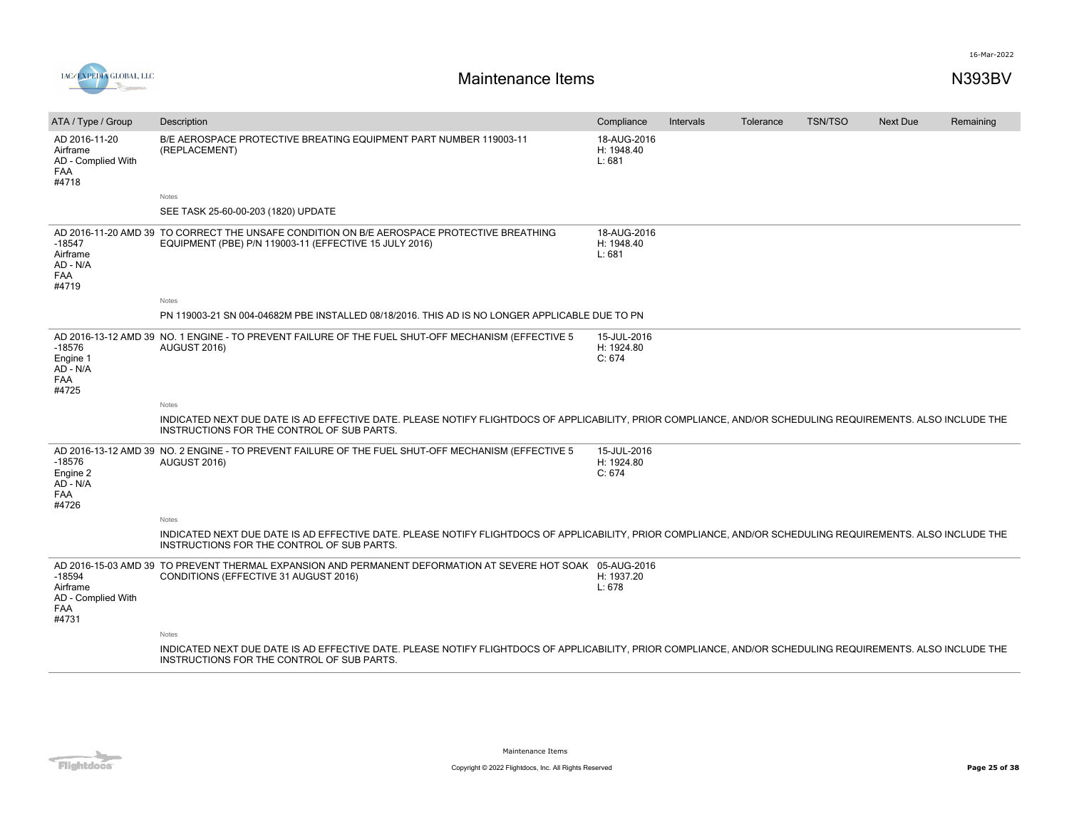# Maintenance Items

N393BV

| ATA / Type / Group | Description | Compliance | Intervals | Tolerance | TSN/TSO | Next Due | Remaining |
|---|---|---|---|---|---|---|---|
| AD 2016-11-20<br>Airframe<br>AD - Complied With<br>FAA<br>#4718 | B/E AEROSPACE PROTECTIVE BREATING EQUIPMENT PART NUMBER 119003-11 (REPLACEMENT)<br><br>Notes<br>SEE TASK 25-60-00-203 (1820) UPDATE | 18-AUG-2016<br>H: 1948.40<br>L: 681 | | | | | |
| AD 2016-11-20 AMD 39 -18547<br>Airframe<br>AD - N/A<br>FAA<br>#4719 | TO CORRECT THE UNSAFE CONDITION ON B/E AEROSPACE PROTECTIVE BREATHING EQUIPMENT (PBE) P/N 119003-11 (EFFECTIVE 15 JULY 2016)<br><br>Notes<br>PN 119003-21 SN 004-04682M PBE INSTALLED 08/18/2016. THIS AD IS NO LONGER APPLICABLE DUE TO PN | 18-AUG-2016<br>H: 1948.40<br>L: 681 | | | | | |
| AD 2016-13-12 AMD 39 -18576<br>Engine 1<br>AD - N/A<br>FAA<br>#4725 | NO. 1 ENGINE - TO PREVENT FAILURE OF THE FUEL SHUT-OFF MECHANISM (EFFECTIVE 5 AUGUST 2016)<br><br>Notes<br>INDICATED NEXT DUE DATE IS AD EFFECTIVE DATE. PLEASE NOTIFY FLIGHTDOCS OF APPLICABILITY, PRIOR COMPLIANCE, AND/OR SCHEDULING REQUIREMENTS. ALSO INCLUDE THE INSTRUCTIONS FOR THE CONTROL OF SUB PARTS. | 15-JUL-2016<br>H: 1924.80<br>C: 674 | | | | | |
| AD 2016-13-12 AMD 39 -18576<br>Engine 2<br>AD - N/A<br>FAA<br>#4726 | NO. 2 ENGINE - TO PREVENT FAILURE OF THE FUEL SHUT-OFF MECHANISM (EFFECTIVE 5 AUGUST 2016)<br><br>Notes<br>INDICATED NEXT DUE DATE IS AD EFFECTIVE DATE. PLEASE NOTIFY FLIGHTDOCS OF APPLICABILITY, PRIOR COMPLIANCE, AND/OR SCHEDULING REQUIREMENTS. ALSO INCLUDE THE INSTRUCTIONS FOR THE CONTROL OF SUB PARTS. | 15-JUL-2016<br>H: 1924.80<br>C: 674 | | | | | |
| AD 2016-15-03 AMD 39 -18594<br>Airframe<br>AD - Complied With<br>FAA<br>#4731 | TO PREVENT THERMAL EXPANSION AND PERMANENT DEFORMATION AT SEVERE HOT SOAK CONDITIONS (EFFECTIVE 31 AUGUST 2016)<br><br>Notes<br>INDICATED NEXT DUE DATE IS AD EFFECTIVE DATE. PLEASE NOTIFY FLIGHTDOCS OF APPLICABILITY, PRIOR COMPLIANCE, AND/OR SCHEDULING REQUIREMENTS. ALSO INCLUDE THE INSTRUCTIONS FOR THE CONTROL OF SUB PARTS. | 05-AUG-2016<br>H: 1937.20<br>L: 678 | | | | | |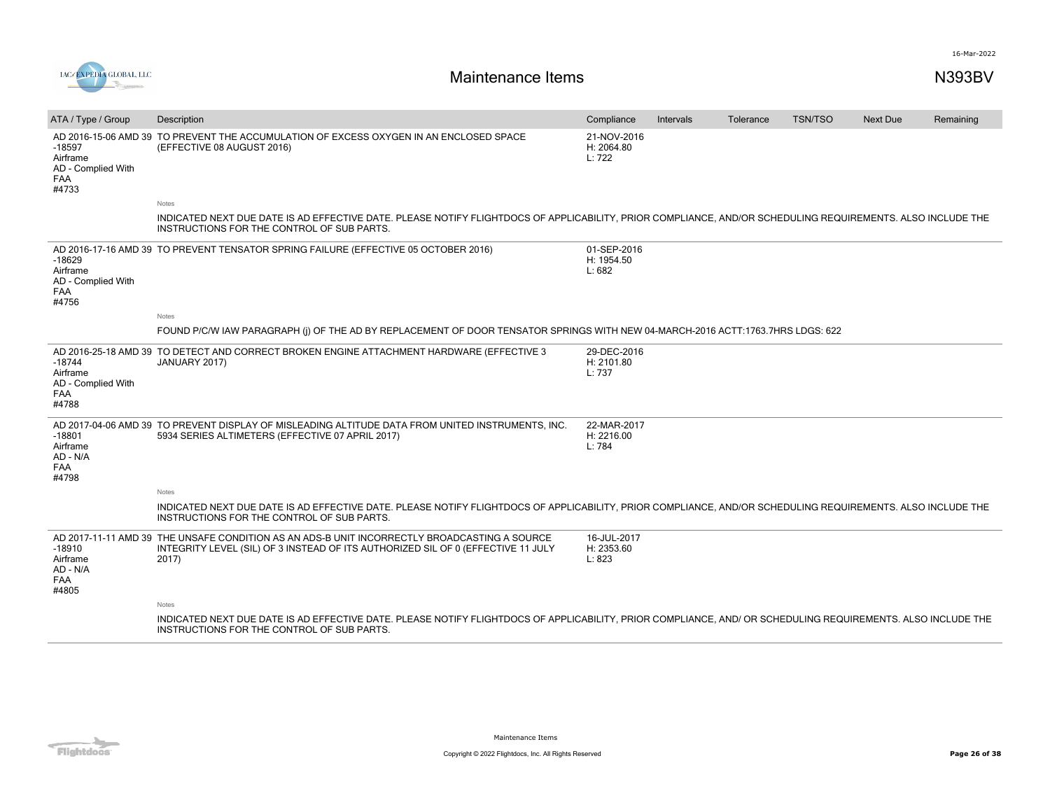# Maintenance Items

N393BV

| ATA / Type / Group | Description | Compliance | Intervals | Tolerance | TSN/TSO | Next Due | Remaining |
|---|---|---|---|---|---|---|---|
| AD 2016-15-06 AMD 39 -18597 Airframe AD - Complied With FAA #4733 | TO PREVENT THE ACCUMULATION OF EXCESS OXYGEN IN AN ENCLOSED SPACE (EFFECTIVE 08 AUGUST 2016) | 21-NOV-2016 H: 2064.80 L: 722 | | | | | |
| | Notes<br>INDICATED NEXT DUE DATE IS AD EFFECTIVE DATE. PLEASE NOTIFY FLIGHTDOCS OF APPLICABILITY, PRIOR COMPLIANCE, AND/OR SCHEDULING REQUIREMENTS. ALSO INCLUDE THE INSTRUCTIONS FOR THE CONTROL OF SUB PARTS. | | | | | | |
| AD 2016-17-16 AMD 39 -18629 Airframe AD - Complied With FAA #4756 | TO PREVENT TENSATOR SPRING FAILURE (EFFECTIVE 05 OCTOBER 2016) | 01-SEP-2016 H: 1954.50 L: 682 | | | | | |
| | Notes<br>FOUND P/C/W IAW PARAGRAPH (j) OF THE AD BY REPLACEMENT OF DOOR TENSATOR SPRINGS WITH NEW 04-MARCH-2016 ACTT:1763.7HRS LDGS: 622 | | | | | | |
| AD 2016-25-18 AMD 39 -18744 Airframe AD - Complied With FAA #4788 | TO DETECT AND CORRECT BROKEN ENGINE ATTACHMENT HARDWARE (EFFECTIVE 3 JANUARY 2017) | 29-DEC-2016 H: 2101.80 L: 737 | | | | | |
| AD 2017-04-06 AMD 39 -18801 Airframe AD - N/A FAA #4798 | TO PREVENT DISPLAY OF MISLEADING ALTITUDE DATA FROM UNITED INSTRUMENTS, INC. 5934 SERIES ALTIMETERS (EFFECTIVE 07 APRIL 2017) | 22-MAR-2017 H: 2216.00 L: 784 | | | | | |
| | Notes<br>INDICATED NEXT DUE DATE IS AD EFFECTIVE DATE. PLEASE NOTIFY FLIGHTDOCS OF APPLICABILITY, PRIOR COMPLIANCE, AND/OR SCHEDULING REQUIREMENTS. ALSO INCLUDE THE INSTRUCTIONS FOR THE CONTROL OF SUB PARTS. | | | | | | |
| AD 2017-11-11 AMD 39 -18910 Airframe AD - N/A FAA #4805 | THE UNSAFE CONDITION AS AN ADS-B UNIT INCORRECTLY BROADCASTING A SOURCE INTEGRITY LEVEL (SIL) OF 3 INSTEAD OF ITS AUTHORIZED SIL OF 0 (EFFECTIVE 11 JULY 2017) | 16-JUL-2017 H: 2353.60 L: 823 | | | | | |
| | Notes<br>INDICATED NEXT DUE DATE IS AD EFFECTIVE DATE. PLEASE NOTIFY FLIGHTDOCS OF APPLICABILITY, PRIOR COMPLIANCE, AND/ OR SCHEDULING REQUIREMENTS. ALSO INCLUDE THE INSTRUCTIONS FOR THE CONTROL OF SUB PARTS. | | | | | | |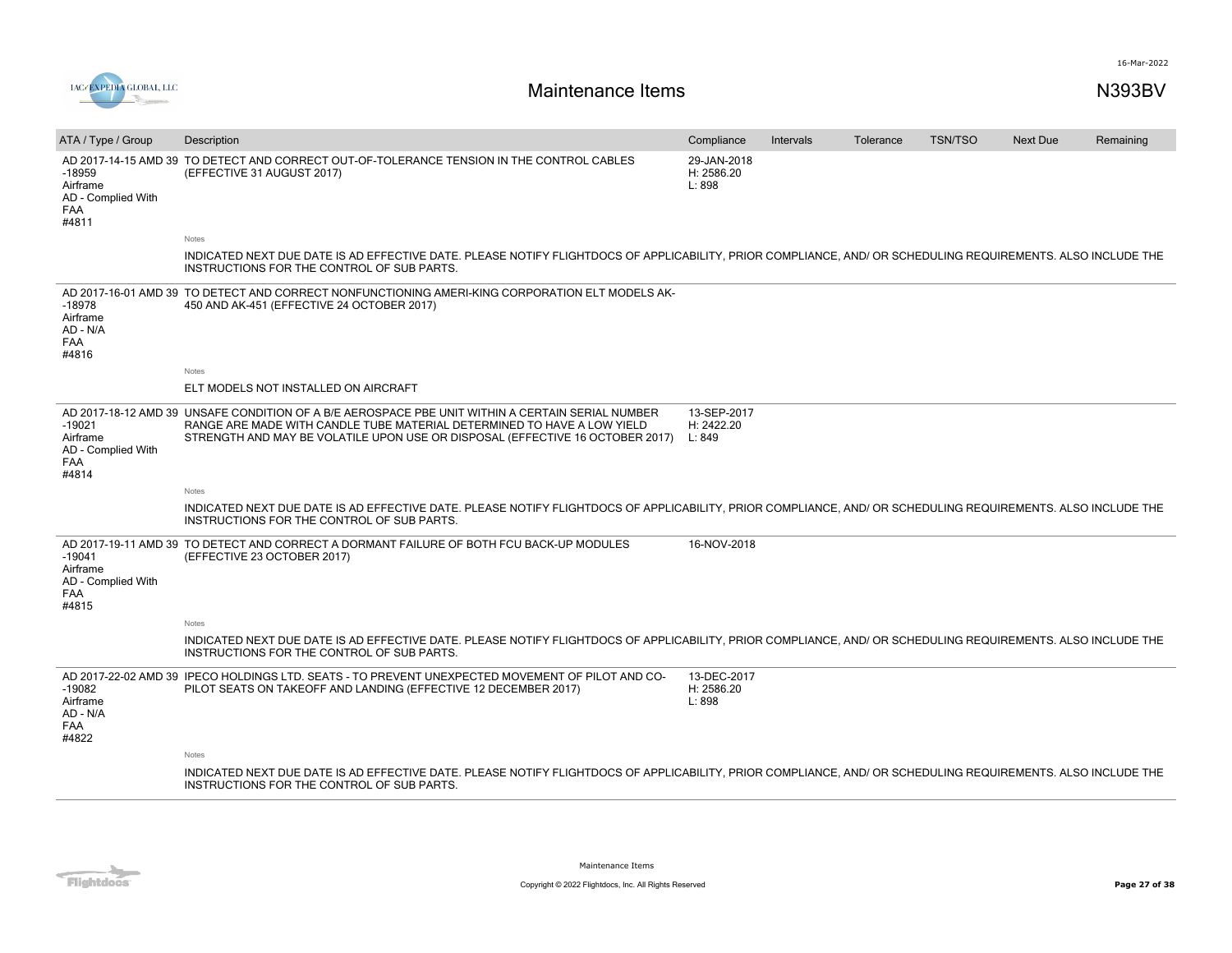# Maintenance Items

N393BV

| ATA / Type / Group | Description | Compliance | Intervals | Tolerance | TSN/TSO | Next Due | Remaining |
|---|---|---|---|---|---|---|---|
| AD 2017-14-15 AMD 39 -18959 Airframe AD - Complied With FAA #4811 | TO DETECT AND CORRECT OUT-OF-TOLERANCE TENSION IN THE CONTROL CABLES (EFFECTIVE 31 AUGUST 2017) | 29-JAN-2018 H: 2586.20 L: 898 | | | | | |
| | Notes<br>INDICATED NEXT DUE DATE IS AD EFFECTIVE DATE. PLEASE NOTIFY FLIGHTDOCS OF APPLICABILITY, PRIOR COMPLIANCE, AND/ OR SCHEDULING REQUIREMENTS. ALSO INCLUDE THE INSTRUCTIONS FOR THE CONTROL OF SUB PARTS. | | | | | | |
| AD 2017-16-01 AMD 39 -18978 Airframe AD - N/A FAA #4816 | TO DETECT AND CORRECT NONFUNCTIONING AMERI-KING CORPORATION ELT MODELS AK-450 AND AK-451 (EFFECTIVE 24 OCTOBER 2017) | | | | | | |
| | Notes<br>ELT MODELS NOT INSTALLED ON AIRCRAFT | | | | | | |
| AD 2017-18-12 AMD 39 -19021 Airframe AD - Complied With FAA #4814 | UNSAFE CONDITION OF A B/E AEROSPACE PBE UNIT WITHIN A CERTAIN SERIAL NUMBER RANGE ARE MADE WITH CANDLE TUBE MATERIAL DETERMINED TO HAVE A LOW YIELD STRENGTH AND MAY BE VOLATILE UPON USE OR DISPOSAL (EFFECTIVE 16 OCTOBER 2017) | 13-SEP-2017 H: 2422.20 L: 849 | | | | | |
| | Notes<br>INDICATED NEXT DUE DATE IS AD EFFECTIVE DATE. PLEASE NOTIFY FLIGHTDOCS OF APPLICABILITY, PRIOR COMPLIANCE, AND/ OR SCHEDULING REQUIREMENTS. ALSO INCLUDE THE INSTRUCTIONS FOR THE CONTROL OF SUB PARTS. | | | | | | |
| AD 2017-19-11 AMD 39 -19041 Airframe AD - Complied With FAA #4815 | TO DETECT AND CORRECT A DORMANT FAILURE OF BOTH FCU BACK-UP MODULES (EFFECTIVE 23 OCTOBER 2017) | 16-NOV-2018 | | | | | |
| | Notes<br>INDICATED NEXT DUE DATE IS AD EFFECTIVE DATE. PLEASE NOTIFY FLIGHTDOCS OF APPLICABILITY, PRIOR COMPLIANCE, AND/ OR SCHEDULING REQUIREMENTS. ALSO INCLUDE THE INSTRUCTIONS FOR THE CONTROL OF SUB PARTS. | | | | | | |
| AD 2017-22-02 AMD 39 -19082 Airframe AD - N/A FAA #4822 | IPECO HOLDINGS LTD. SEATS - TO PREVENT UNEXPECTED MOVEMENT OF PILOT AND CO-PILOT SEATS ON TAKEOFF AND LANDING (EFFECTIVE 12 DECEMBER 2017) | 13-DEC-2017 H: 2586.20 L: 898 | | | | | |
| | Notes<br>INDICATED NEXT DUE DATE IS AD EFFECTIVE DATE. PLEASE NOTIFY FLIGHTDOCS OF APPLICABILITY, PRIOR COMPLIANCE, AND/ OR SCHEDULING REQUIREMENTS. ALSO INCLUDE THE INSTRUCTIONS FOR THE CONTROL OF SUB PARTS. | | | | | | |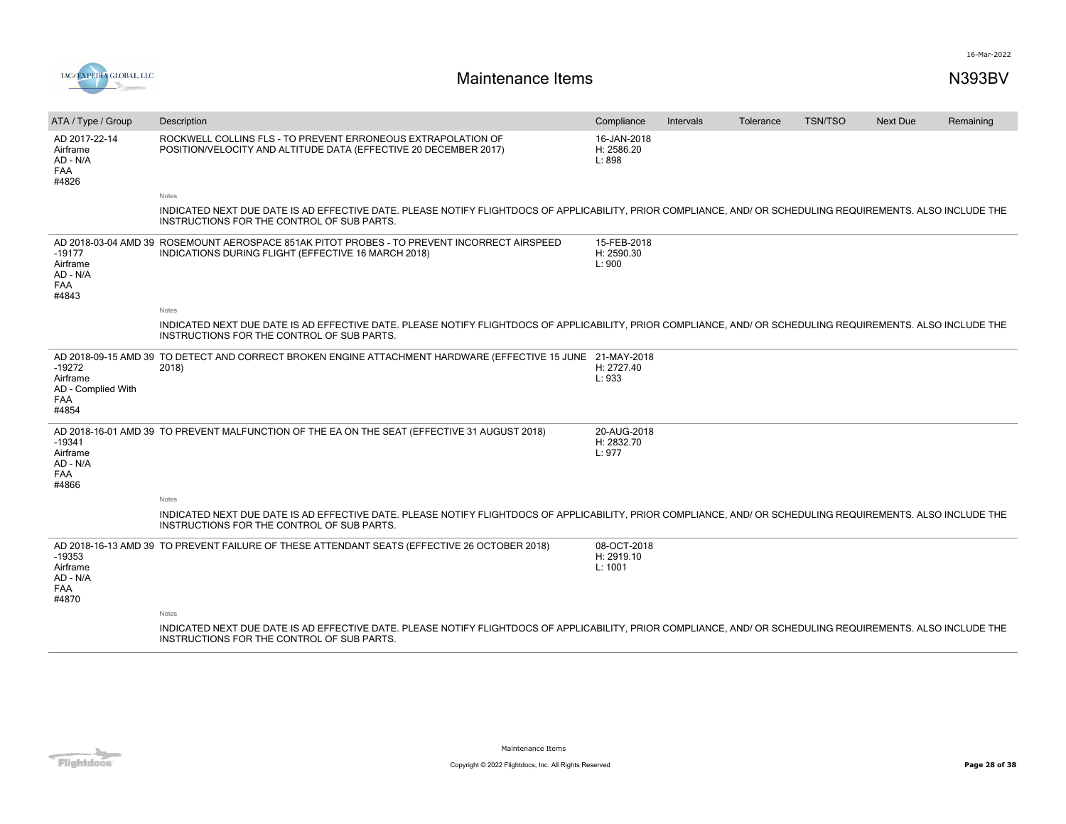# Maintenance Items

N393BV

| ATA / Type / Group | Description | Compliance | Intervals | Tolerance | TSN/TSO | Next Due | Remaining |
|---|---|---|---|---|---|---|---|
| AD 2017-22-14<br>Airframe<br>AD - N/A<br>FAA<br>#4826 | ROCKWELL COLLINS FLS - TO PREVENT ERRONEOUS EXTRAPOLATION OF POSITION/VELOCITY AND ALTITUDE DATA (EFFECTIVE 20 DECEMBER 2017) | 16-JAN-2018<br>H: 2586.20<br>L: 898 | | | | | |
| | Notes<br>INDICATED NEXT DUE DATE IS AD EFFECTIVE DATE. PLEASE NOTIFY FLIGHTDOCS OF APPLICABILITY, PRIOR COMPLIANCE, AND/ OR SCHEDULING REQUIREMENTS. ALSO INCLUDE THE INSTRUCTIONS FOR THE CONTROL OF SUB PARTS. | | | | | | |
| AD 2018-03-04 AMD 39 -19177<br>Airframe<br>AD - N/A<br>FAA<br>#4843 | ROSEMOUNT AEROSPACE 851AK PITOT PROBES - TO PREVENT INCORRECT AIRSPEED INDICATIONS DURING FLIGHT (EFFECTIVE 16 MARCH 2018) | 15-FEB-2018<br>H: 2590.30<br>L: 900 | | | | | |
| | Notes<br>INDICATED NEXT DUE DATE IS AD EFFECTIVE DATE. PLEASE NOTIFY FLIGHTDOCS OF APPLICABILITY, PRIOR COMPLIANCE, AND/ OR SCHEDULING REQUIREMENTS. ALSO INCLUDE THE INSTRUCTIONS FOR THE CONTROL OF SUB PARTS. | | | | | | |
| AD 2018-09-15 AMD 39 -19272<br>Airframe<br>AD - Complied With<br>FAA<br>#4854 | TO DETECT AND CORRECT BROKEN ENGINE ATTACHMENT HARDWARE (EFFECTIVE 15 JUNE 2018) | 21-MAY-2018<br>H: 2727.40<br>L: 933 | | | | | |
| AD 2018-16-01 AMD 39 -19341<br>Airframe<br>AD - N/A<br>FAA<br>#4866 | TO PREVENT MALFUNCTION OF THE EA ON THE SEAT (EFFECTIVE 31 AUGUST 2018) | 20-AUG-2018<br>H: 2832.70<br>L: 977 | | | | | |
| | Notes<br>INDICATED NEXT DUE DATE IS AD EFFECTIVE DATE. PLEASE NOTIFY FLIGHTDOCS OF APPLICABILITY, PRIOR COMPLIANCE, AND/ OR SCHEDULING REQUIREMENTS. ALSO INCLUDE THE INSTRUCTIONS FOR THE CONTROL OF SUB PARTS. | | | | | | |
| AD 2018-16-13 AMD 39 -19353<br>Airframe<br>AD - N/A<br>FAA<br>#4870 | TO PREVENT FAILURE OF THESE ATTENDANT SEATS (EFFECTIVE 26 OCTOBER 2018) | 08-OCT-2018<br>H: 2919.10<br>L: 1001 | | | | | |
| | Notes<br>INDICATED NEXT DUE DATE IS AD EFFECTIVE DATE. PLEASE NOTIFY FLIGHTDOCS OF APPLICABILITY, PRIOR COMPLIANCE, AND/ OR SCHEDULING REQUIREMENTS. ALSO INCLUDE THE INSTRUCTIONS FOR THE CONTROL OF SUB PARTS. | | | | | | |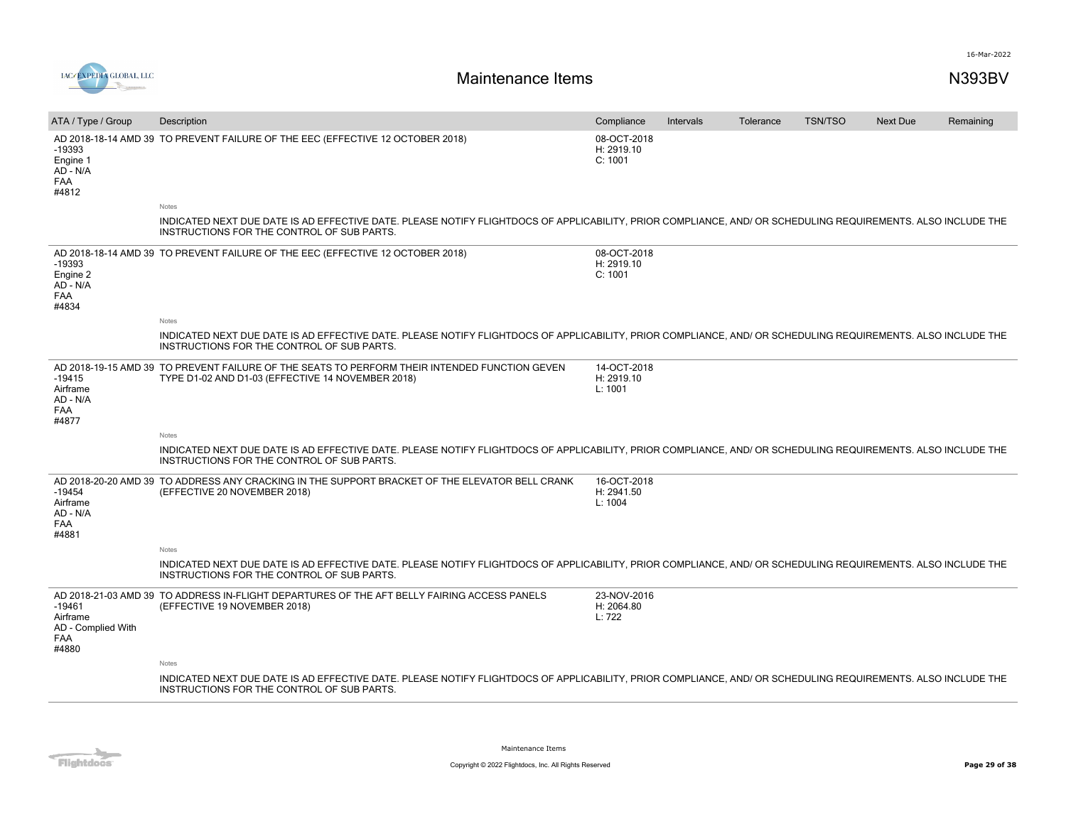# Maintenance Items

N393BV

| ATA / Type / Group | Description | Compliance | Intervals | Tolerance | TSN/TSO | Next Due | Remaining |
|---|---|---|---|---|---|---|---|
| AD 2018-18-14 AMD 39 -19393 Engine 1 AD - N/A FAA #4812 | TO PREVENT FAILURE OF THE EEC (EFFECTIVE 12 OCTOBER 2018) | 08-OCT-2018 H: 2919.10 C: 1001 | | | | | |
| | Notes<br>INDICATED NEXT DUE DATE IS AD EFFECTIVE DATE. PLEASE NOTIFY FLIGHTDOCS OF APPLICABILITY, PRIOR COMPLIANCE, AND/ OR SCHEDULING REQUIREMENTS. ALSO INCLUDE THE INSTRUCTIONS FOR THE CONTROL OF SUB PARTS. | | | | | | |
| AD 2018-18-14 AMD 39 -19393 Engine 2 AD - N/A FAA #4834 | TO PREVENT FAILURE OF THE EEC (EFFECTIVE 12 OCTOBER 2018) | 08-OCT-2018 H: 2919.10 C: 1001 | | | | | |
| | Notes<br>INDICATED NEXT DUE DATE IS AD EFFECTIVE DATE. PLEASE NOTIFY FLIGHTDOCS OF APPLICABILITY, PRIOR COMPLIANCE, AND/ OR SCHEDULING REQUIREMENTS. ALSO INCLUDE THE INSTRUCTIONS FOR THE CONTROL OF SUB PARTS. | | | | | | |
| AD 2018-19-15 AMD 39 -19415 Airframe AD - N/A FAA #4877 | TO PREVENT FAILURE OF THE SEATS TO PERFORM THEIR INTENDED FUNCTION GEVEN TYPE D1-02 AND D1-03 (EFFECTIVE 14 NOVEMBER 2018) | 14-OCT-2018 H: 2919.10 L: 1001 | | | | | |
| | Notes<br>INDICATED NEXT DUE DATE IS AD EFFECTIVE DATE. PLEASE NOTIFY FLIGHTDOCS OF APPLICABILITY, PRIOR COMPLIANCE, AND/ OR SCHEDULING REQUIREMENTS. ALSO INCLUDE THE INSTRUCTIONS FOR THE CONTROL OF SUB PARTS. | | | | | | |
| AD 2018-20-20 AMD 39 -19454 Airframe AD - N/A FAA #4881 | TO ADDRESS ANY CRACKING IN THE SUPPORT BRACKET OF THE ELEVATOR BELL CRANK (EFFECTIVE 20 NOVEMBER 2018) | 16-OCT-2018 H: 2941.50 L: 1004 | | | | | |
| | Notes<br>INDICATED NEXT DUE DATE IS AD EFFECTIVE DATE. PLEASE NOTIFY FLIGHTDOCS OF APPLICABILITY, PRIOR COMPLIANCE, AND/ OR SCHEDULING REQUIREMENTS. ALSO INCLUDE THE INSTRUCTIONS FOR THE CONTROL OF SUB PARTS. | | | | | | |
| AD 2018-21-03 AMD 39 -19461 Airframe AD - Complied With FAA #4880 | TO ADDRESS IN-FLIGHT DEPARTURES OF THE AFT BELLY FAIRING ACCESS PANELS (EFFECTIVE 19 NOVEMBER 2018) | 23-NOV-2016 H: 2064.80 L: 722 | | | | | |
| | Notes<br>INDICATED NEXT DUE DATE IS AD EFFECTIVE DATE. PLEASE NOTIFY FLIGHTDOCS OF APPLICABILITY, PRIOR COMPLIANCE, AND/ OR SCHEDULING REQUIREMENTS. ALSO INCLUDE THE INSTRUCTIONS FOR THE CONTROL OF SUB PARTS. | | | | | | |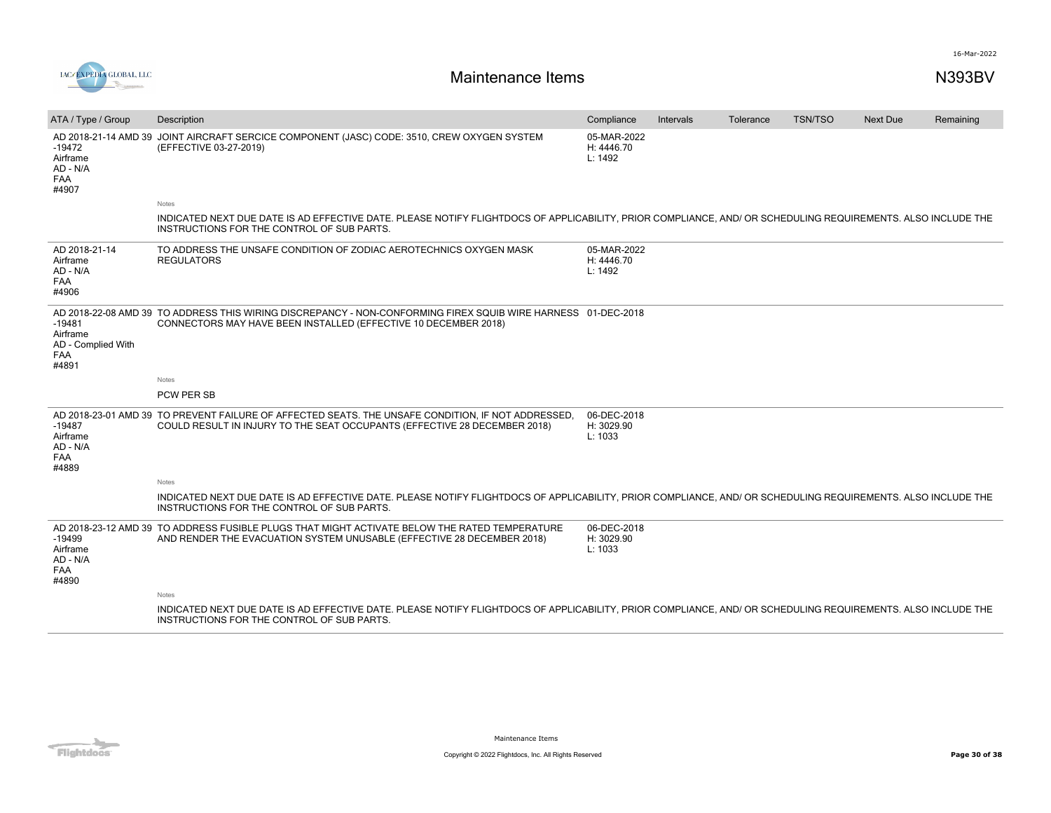# Maintenance Items

N393BV

| ATA / Type / Group | Description | Compliance | Intervals | Tolerance | TSN/TSO | Next Due | Remaining |
|---|---|---|---|---|---|---|---|
| AD 2018-21-14 AMD 39 -19472 Airframe AD - N/A FAA #4907 | JOINT AIRCRAFT SERCICE COMPONENT (JASC) CODE: 3510, CREW OXYGEN SYSTEM (EFFECTIVE 03-27-2019) | 05-MAR-2022 H: 4446.70 L: 1492 | | | | | |
| | Notes<br>INDICATED NEXT DUE DATE IS AD EFFECTIVE DATE. PLEASE NOTIFY FLIGHTDOCS OF APPLICABILITY, PRIOR COMPLIANCE, AND/ OR SCHEDULING REQUIREMENTS. ALSO INCLUDE THE INSTRUCTIONS FOR THE CONTROL OF SUB PARTS. | | | | | | |
| AD 2018-21-14 Airframe AD - N/A FAA #4906 | TO ADDRESS THE UNSAFE CONDITION OF ZODIAC AEROTECHNICS OXYGEN MASK REGULATORS | 05-MAR-2022 H: 4446.70 L: 1492 | | | | | |
| AD 2018-22-08 AMD 39 -19481 Airframe AD - Complied With FAA #4891 | TO ADDRESS THIS WIRING DISCREPANCY - NON-CONFORMING FIREX SQUIB WIRE HARNESS CONNECTORS MAY HAVE BEEN INSTALLED (EFFECTIVE 10 DECEMBER 2018) | 01-DEC-2018 | | | | | |
| | Notes<br>PCW PER SB | | | | | | |
| AD 2018-23-01 AMD 39 -19487 Airframe AD - N/A FAA #4889 | TO PREVENT FAILURE OF AFFECTED SEATS. THE UNSAFE CONDITION, IF NOT ADDRESSED, COULD RESULT IN INJURY TO THE SEAT OCCUPANTS (EFFECTIVE 28 DECEMBER 2018) | 06-DEC-2018 H: 3029.90 L: 1033 | | | | | |
| | Notes<br>INDICATED NEXT DUE DATE IS AD EFFECTIVE DATE. PLEASE NOTIFY FLIGHTDOCS OF APPLICABILITY, PRIOR COMPLIANCE, AND/ OR SCHEDULING REQUIREMENTS. ALSO INCLUDE THE INSTRUCTIONS FOR THE CONTROL OF SUB PARTS. | | | | | | |
| AD 2018-23-12 AMD 39 -19499 Airframe AD - N/A FAA #4890 | TO ADDRESS FUSIBLE PLUGS THAT MIGHT ACTIVATE BELOW THE RATED TEMPERATURE AND RENDER THE EVACUATION SYSTEM UNUSABLE (EFFECTIVE 28 DECEMBER 2018) | 06-DEC-2018 H: 3029.90 L: 1033 | | | | | |
| | Notes<br>INDICATED NEXT DUE DATE IS AD EFFECTIVE DATE. PLEASE NOTIFY FLIGHTDOCS OF APPLICABILITY, PRIOR COMPLIANCE, AND/ OR SCHEDULING REQUIREMENTS. ALSO INCLUDE THE INSTRUCTIONS FOR THE CONTROL OF SUB PARTS. | | | | | | |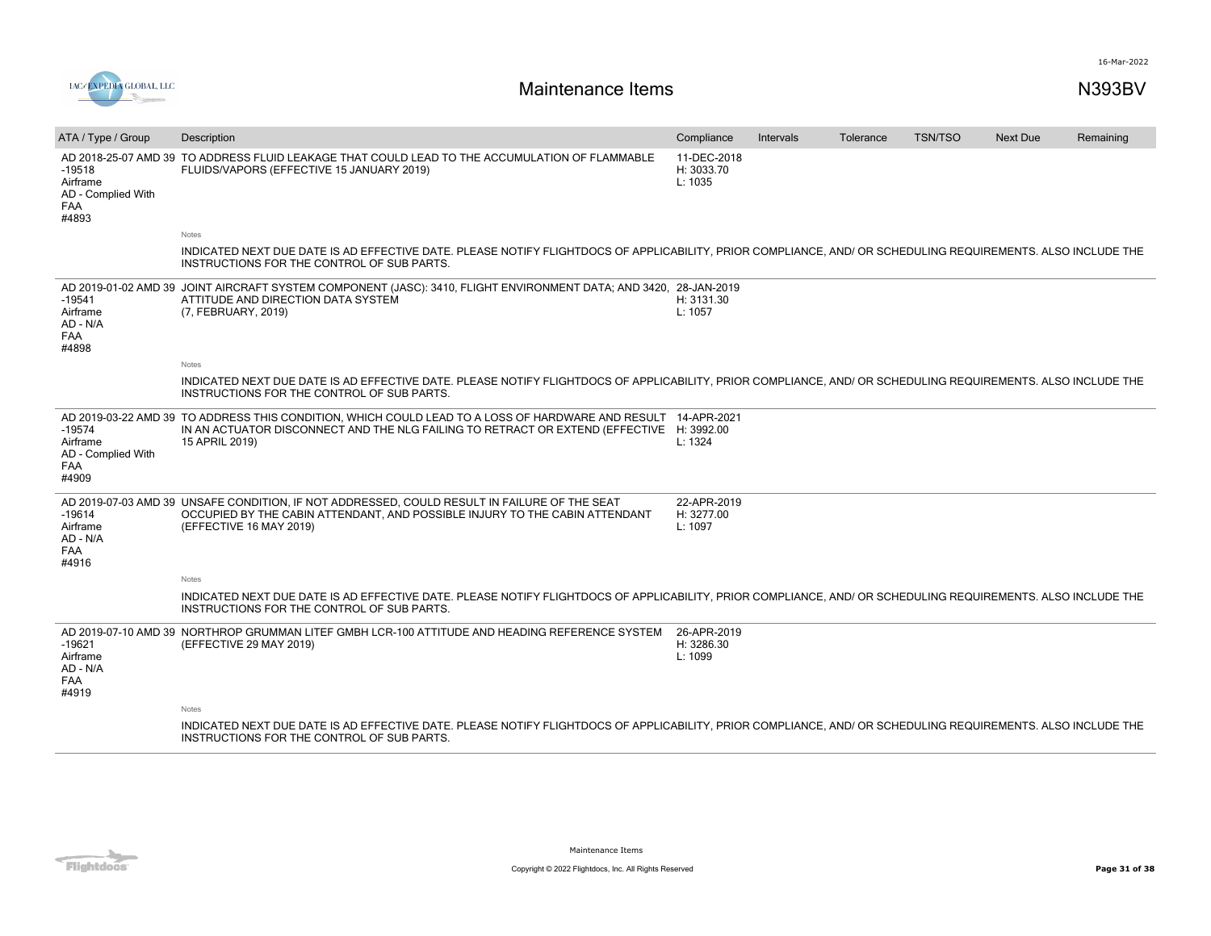# Maintenance Items

N393BV

| ATA / Type / Group | Description | Compliance | Intervals | Tolerance | TSN/TSO | Next Due | Remaining |
|---|---|---|---|---|---|---|---|
| AD 2018-25-07 AMD 39 -19518<br>Airframe<br>AD - Complied With<br>FAA<br>#4893 | TO ADDRESS FLUID LEAKAGE THAT COULD LEAD TO THE ACCUMULATION OF FLAMMABLE FLUIDS/VAPORS (EFFECTIVE 15 JANUARY 2019) | 11-DEC-2018<br>H: 3033.70<br>L: 1035 | | | | | |
| | Notes<br>INDICATED NEXT DUE DATE IS AD EFFECTIVE DATE. PLEASE NOTIFY FLIGHTDOCS OF APPLICABILITY, PRIOR COMPLIANCE, AND/ OR SCHEDULING REQUIREMENTS. ALSO INCLUDE THE INSTRUCTIONS FOR THE CONTROL OF SUB PARTS. | | | | | | |
| AD 2019-01-02 AMD 39 -19541<br>Airframe<br>AD - N/A<br>FAA<br>#4898 | JOINT AIRCRAFT SYSTEM COMPONENT (JASC): 3410, FLIGHT ENVIRONMENT DATA; AND 3420, ATTITUDE AND DIRECTION DATA SYSTEM<br>(7, FEBRUARY, 2019) | 28-JAN-2019<br>H: 3131.30<br>L: 1057 | | | | | |
| | Notes<br>INDICATED NEXT DUE DATE IS AD EFFECTIVE DATE. PLEASE NOTIFY FLIGHTDOCS OF APPLICABILITY, PRIOR COMPLIANCE, AND/ OR SCHEDULING REQUIREMENTS. ALSO INCLUDE THE INSTRUCTIONS FOR THE CONTROL OF SUB PARTS. | | | | | | |
| AD 2019-03-22 AMD 39 -19574<br>Airframe<br>AD - Complied With<br>FAA<br>#4909 | TO ADDRESS THIS CONDITION, WHICH COULD LEAD TO A LOSS OF HARDWARE AND RESULT IN AN ACTUATOR DISCONNECT AND THE NLG FAILING TO RETRACT OR EXTEND (EFFECTIVE 15 APRIL 2019) | 14-APR-2021<br>H: 3992.00<br>L: 1324 | | | | | |
| AD 2019-07-03 AMD 39 -19614<br>Airframe<br>AD - N/A<br>FAA<br>#4916 | UNSAFE CONDITION, IF NOT ADDRESSED, COULD RESULT IN FAILURE OF THE SEAT OCCUPIED BY THE CABIN ATTENDANT, AND POSSIBLE INJURY TO THE CABIN ATTENDANT (EFFECTIVE 16 MAY 2019) | 22-APR-2019<br>H: 3277.00<br>L: 1097 | | | | | |
| | Notes<br>INDICATED NEXT DUE DATE IS AD EFFECTIVE DATE. PLEASE NOTIFY FLIGHTDOCS OF APPLICABILITY, PRIOR COMPLIANCE, AND/ OR SCHEDULING REQUIREMENTS. ALSO INCLUDE THE INSTRUCTIONS FOR THE CONTROL OF SUB PARTS. | | | | | | |
| AD 2019-07-10 AMD 39 -19621<br>Airframe<br>AD - N/A<br>FAA<br>#4919 | NORTHROP GRUMMAN LITEF GMBH LCR-100 ATTITUDE AND HEADING REFERENCE SYSTEM (EFFECTIVE 29 MAY 2019) | 26-APR-2019<br>H: 3286.30<br>L: 1099 | | | | | |
| | Notes<br>INDICATED NEXT DUE DATE IS AD EFFECTIVE DATE. PLEASE NOTIFY FLIGHTDOCS OF APPLICABILITY, PRIOR COMPLIANCE, AND/ OR SCHEDULING REQUIREMENTS. ALSO INCLUDE THE INSTRUCTIONS FOR THE CONTROL OF SUB PARTS. | | | | | | |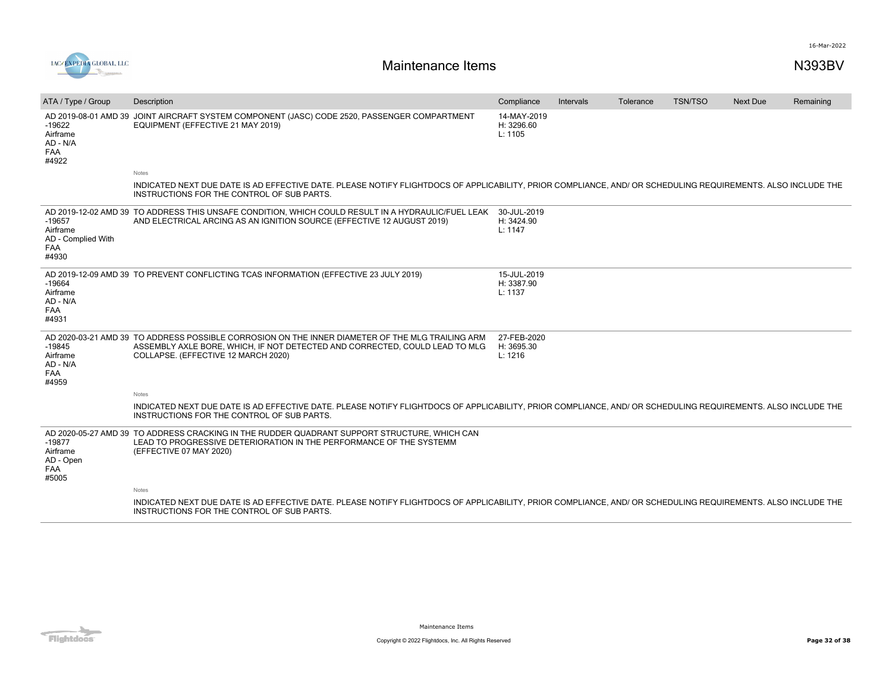# Maintenance Items

N393BV

16-Mar-2022

| ATA / Type / Group | Description | Compliance | Intervals | Tolerance | TSN/TSO | Next Due | Remaining |
|---|---|---|---|---|---|---|---|
| AD 2019-08-01 AMD 39 -19622 Airframe AD - N/A FAA #4922 | JOINT AIRCRAFT SYSTEM COMPONENT (JASC) CODE 2520, PASSENGER COMPARTMENT EQUIPMENT (EFFECTIVE 21 MAY 2019) | 14-MAY-2019 H: 3296.60 L: 1105 | | | | | |
| | Notes<br>INDICATED NEXT DUE DATE IS AD EFFECTIVE DATE. PLEASE NOTIFY FLIGHTDOCS OF APPLICABILITY, PRIOR COMPLIANCE, AND/ OR SCHEDULING REQUIREMENTS. ALSO INCLUDE THE INSTRUCTIONS FOR THE CONTROL OF SUB PARTS. | | | | | | |
| AD 2019-12-02 AMD 39 -19657 Airframe AD - Complied With FAA #4930 | TO ADDRESS THIS UNSAFE CONDITION, WHICH COULD RESULT IN A HYDRAULIC/FUEL LEAK AND ELECTRICAL ARCING AS AN IGNITION SOURCE (EFFECTIVE 12 AUGUST 2019) | 30-JUL-2019 H: 3424.90 L: 1147 | | | | | |
| AD 2019-12-09 AMD 39 -19664 Airframe AD - N/A FAA #4931 | TO PREVENT CONFLICTING TCAS INFORMATION (EFFECTIVE 23 JULY 2019) | 15-JUL-2019 H: 3387.90 L: 1137 | | | | | |
| AD 2020-03-21 AMD 39 -19845 Airframe AD - N/A FAA #4959 | TO ADDRESS POSSIBLE CORROSION ON THE INNER DIAMETER OF THE MLG TRAILING ARM ASSEMBLY AXLE BORE, WHICH, IF NOT DETECTED AND CORRECTED, COULD LEAD TO MLG COLLAPSE. (EFFECTIVE 12 MARCH 2020) | 27-FEB-2020 H: 3695.30 L: 1216 | | | | | |
| | Notes<br>INDICATED NEXT DUE DATE IS AD EFFECTIVE DATE. PLEASE NOTIFY FLIGHTDOCS OF APPLICABILITY, PRIOR COMPLIANCE, AND/ OR SCHEDULING REQUIREMENTS. ALSO INCLUDE THE INSTRUCTIONS FOR THE CONTROL OF SUB PARTS. | | | | | | |
| AD 2020-05-27 AMD 39 -19877 Airframe AD - Open FAA #5005 | TO ADDRESS CRACKING IN THE RUDDER QUADRANT SUPPORT STRUCTURE, WHICH CAN LEAD TO PROGRESSIVE DETERIORATION IN THE PERFORMANCE OF THE SYSTEMM (EFFECTIVE 07 MAY 2020) | | | | | | |
| | Notes<br>INDICATED NEXT DUE DATE IS AD EFFECTIVE DATE. PLEASE NOTIFY FLIGHTDOCS OF APPLICABILITY, PRIOR COMPLIANCE, AND/ OR SCHEDULING REQUIREMENTS. ALSO INCLUDE THE INSTRUCTIONS FOR THE CONTROL OF SUB PARTS. | | | | | | |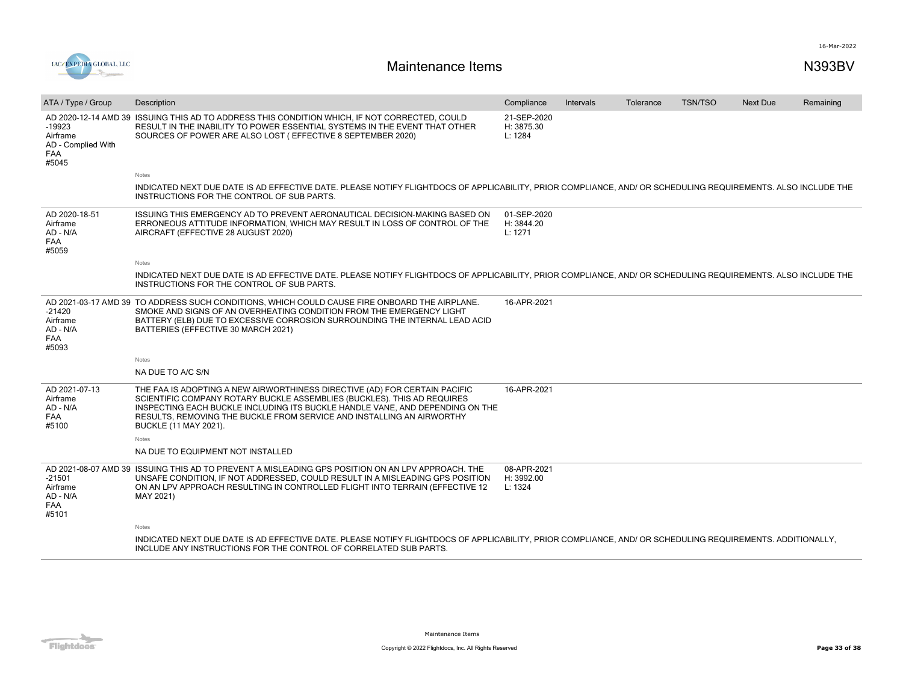# Maintenance Items

N393BV

| ATA / Type / Group | Description | Compliance | Intervals | Tolerance | TSN/TSO | Next Due | Remaining |
|---|---|---|---|---|---|---|---|
| AD 2020-12-14 AMD 39 -19923<br>Airframe<br>AD - Complied With<br>FAA<br>#5045 | ISSUING THIS AD TO ADDRESS THIS CONDITION WHICH, IF NOT CORRECTED, COULD RESULT IN THE INABILITY TO POWER ESSENTIAL SYSTEMS IN THE EVENT THAT OTHER SOURCES OF POWER ARE ALSO LOST ( EFFECTIVE 8 SEPTEMBER 2020) | 21-SEP-2020<br>H: 3875.30<br>L: 1284 | | | | | |
| | Notes<br>INDICATED NEXT DUE DATE IS AD EFFECTIVE DATE. PLEASE NOTIFY FLIGHTDOCS OF APPLICABILITY, PRIOR COMPLIANCE, AND/ OR SCHEDULING REQUIREMENTS. ALSO INCLUDE THE INSTRUCTIONS FOR THE CONTROL OF SUB PARTS. | | | | | | |
| AD 2020-18-51<br>Airframe<br>AD - N/A<br>FAA<br>#5059 | ISSUING THIS EMERGENCY AD TO PREVENT AERONAUTICAL DECISION-MAKING BASED ON ERRONEOUS ATTITUDE INFORMATION, WHICH MAY RESULT IN LOSS OF CONTROL OF THE AIRCRAFT (EFFECTIVE 28 AUGUST 2020) | 01-SEP-2020<br>H: 3844.20<br>L: 1271 | | | | | |
| | Notes<br>INDICATED NEXT DUE DATE IS AD EFFECTIVE DATE. PLEASE NOTIFY FLIGHTDOCS OF APPLICABILITY, PRIOR COMPLIANCE, AND/ OR SCHEDULING REQUIREMENTS. ALSO INCLUDE THE INSTRUCTIONS FOR THE CONTROL OF SUB PARTS. | | | | | | |
| AD 2021-03-17 AMD 39 -21420<br>Airframe<br>AD - N/A<br>FAA<br>#5093 | TO ADDRESS SUCH CONDITIONS, WHICH COULD CAUSE FIRE ONBOARD THE AIRPLANE. SMOKE AND SIGNS OF AN OVERHEATING CONDITION FROM THE EMERGENCY LIGHT BATTERY (ELB) DUE TO EXCESSIVE CORROSION SURROUNDING THE INTERNAL LEAD ACID BATTERIES (EFFECTIVE 30 MARCH 2021) | 16-APR-2021 | | | | | |
| | Notes<br>NA DUE TO A/C S/N | | | | | | |
| AD 2021-07-13<br>Airframe<br>AD - N/A<br>FAA<br>#5100 | THE FAA IS ADOPTING A NEW AIRWORTHINESS DIRECTIVE (AD) FOR CERTAIN PACIFIC SCIENTIFIC COMPANY ROTARY BUCKLE ASSEMBLIES (BUCKLES). THIS AD REQUIRES INSPECTING EACH BUCKLE INCLUDING ITS BUCKLE HANDLE VANE, AND DEPENDING ON THE RESULTS, REMOVING THE BUCKLE FROM SERVICE AND INSTALLING AN AIRWORTHY BUCKLE (11 MAY 2021). | 16-APR-2021 | | | | | |
| | Notes<br>NA DUE TO EQUIPMENT NOT INSTALLED | | | | | | |
| AD 2021-08-07 AMD 39 -21501<br>Airframe<br>AD - N/A<br>FAA<br>#5101 | ISSUING THIS AD TO PREVENT A MISLEADING GPS POSITION ON AN LPV APPROACH. THE UNSAFE CONDITION, IF NOT ADDRESSED, COULD RESULT IN A MISLEADING GPS POSITION ON AN LPV APPROACH RESULTING IN CONTROLLED FLIGHT INTO TERRAIN (EFFECTIVE 12 MAY 2021) | 08-APR-2021<br>H: 3992.00<br>L: 1324 | | | | | |
| | Notes<br>INDICATED NEXT DUE DATE IS AD EFFECTIVE DATE. PLEASE NOTIFY FLIGHTDOCS OF APPLICABILITY, PRIOR COMPLIANCE, AND/ OR SCHEDULING REQUIREMENTS. ADDITIONALLY, INCLUDE ANY INSTRUCTIONS FOR THE CONTROL OF CORRELATED SUB PARTS. | | | | | | |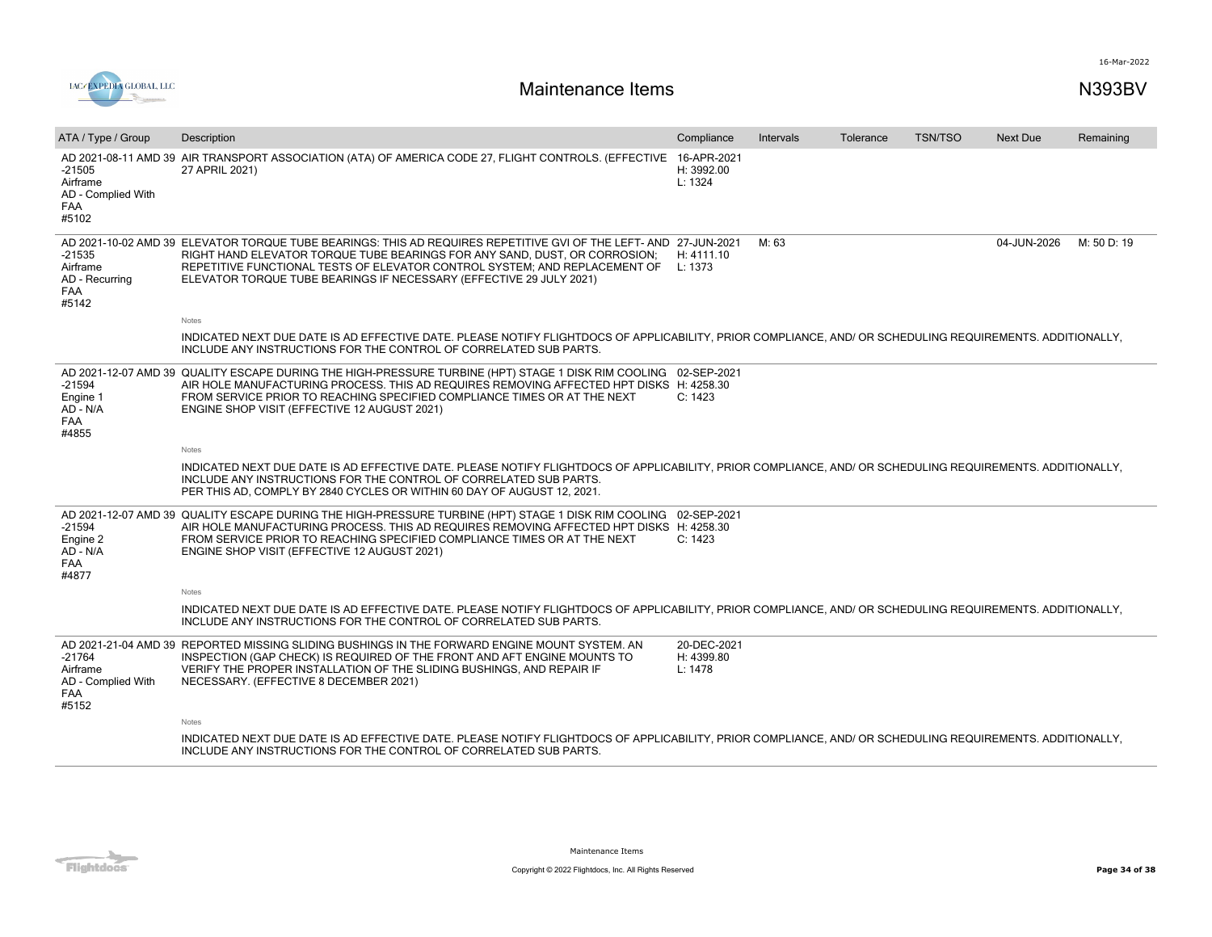# Maintenance Items

N393BV

| ATA / Type / Group | Description | Compliance | Intervals | Tolerance | TSN/TSO | Next Due | Remaining |
|---|---|---|---|---|---|---|---|
| AD 2021-08-11 AMD 39 -21505 Airframe AD - Complied With FAA #5102 | AIR TRANSPORT ASSOCIATION (ATA) OF AMERICA CODE 27, FLIGHT CONTROLS. (EFFECTIVE 27 APRIL 2021) | 16-APR-2021 H: 3992.00 L: 1324 | | | | | |
| AD 2021-10-02 AMD 39 -21535 Airframe AD - Recurring FAA #5142 | ELEVATOR TORQUE TUBE BEARINGS: THIS AD REQUIRES REPETITIVE GVI OF THE LEFT- AND RIGHT HAND ELEVATOR TORQUE TUBE BEARINGS FOR ANY SAND, DUST, OR CORROSION; REPETITIVE FUNCTIONAL TESTS OF ELEVATOR CONTROL SYSTEM; AND REPLACEMENT OF ELEVATOR TORQUE TUBE BEARINGS IF NECESSARY (EFFECTIVE 29 JULY 2021) | 27-JUN-2021 H: 4111.10 L: 1373 | M: 63 | | | 04-JUN-2026 | M: 50 D: 19 |
| | Notes<br>INDICATED NEXT DUE DATE IS AD EFFECTIVE DATE. PLEASE NOTIFY FLIGHTDOCS OF APPLICABILITY, PRIOR COMPLIANCE, AND/ OR SCHEDULING REQUIREMENTS. ADDITIONALLY, INCLUDE ANY INSTRUCTIONS FOR THE CONTROL OF CORRELATED SUB PARTS. | | | | | | |
| AD 2021-12-07 AMD 39 -21594 Engine 1 AD - N/A FAA #4855 | QUALITY ESCAPE DURING THE HIGH-PRESSURE TURBINE (HPT) STAGE 1 DISK RIM COOLING AIR HOLE MANUFACTURING PROCESS. THIS AD REQUIRES REMOVING AFFECTED HPT DISKS FROM SERVICE PRIOR TO REACHING SPECIFIED COMPLIANCE TIMES OR AT THE NEXT ENGINE SHOP VISIT (EFFECTIVE 12 AUGUST 2021) | 02-SEP-2021 H: 4258.30 C: 1423 | | | | | |
| | Notes<br>INDICATED NEXT DUE DATE IS AD EFFECTIVE DATE. PLEASE NOTIFY FLIGHTDOCS OF APPLICABILITY, PRIOR COMPLIANCE, AND/ OR SCHEDULING REQUIREMENTS. ADDITIONALLY, INCLUDE ANY INSTRUCTIONS FOR THE CONTROL OF CORRELATED SUB PARTS.<br>PER THIS AD, COMPLY BY 2840 CYCLES OR WITHIN 60 DAY OF AUGUST 12, 2021. | | | | | | |
| AD 2021-12-07 AMD 39 -21594 Engine 2 AD - N/A FAA #4877 | QUALITY ESCAPE DURING THE HIGH-PRESSURE TURBINE (HPT) STAGE 1 DISK RIM COOLING AIR HOLE MANUFACTURING PROCESS. THIS AD REQUIRES REMOVING AFFECTED HPT DISKS FROM SERVICE PRIOR TO REACHING SPECIFIED COMPLIANCE TIMES OR AT THE NEXT ENGINE SHOP VISIT (EFFECTIVE 12 AUGUST 2021) | 02-SEP-2021 H: 4258.30 C: 1423 | | | | | |
| | Notes<br>INDICATED NEXT DUE DATE IS AD EFFECTIVE DATE. PLEASE NOTIFY FLIGHTDOCS OF APPLICABILITY, PRIOR COMPLIANCE, AND/ OR SCHEDULING REQUIREMENTS. ADDITIONALLY, INCLUDE ANY INSTRUCTIONS FOR THE CONTROL OF CORRELATED SUB PARTS. | | | | | | |
| AD 2021-21-04 AMD 39 -21764 Airframe AD - Complied With FAA #5152 | REPORTED MISSING SLIDING BUSHINGS IN THE FORWARD ENGINE MOUNT SYSTEM. AN INSPECTION (GAP CHECK) IS REQUIRED OF THE FRONT AND AFT ENGINE MOUNTS TO VERIFY THE PROPER INSTALLATION OF THE SLIDING BUSHINGS, AND REPAIR IF NECESSARY. (EFFECTIVE 8 DECEMBER 2021) | 20-DEC-2021 H: 4399.80 L: 1478 | | | | | |
| | Notes<br>INDICATED NEXT DUE DATE IS AD EFFECTIVE DATE. PLEASE NOTIFY FLIGHTDOCS OF APPLICABILITY, PRIOR COMPLIANCE, AND/ OR SCHEDULING REQUIREMENTS. ADDITIONALLY, INCLUDE ANY INSTRUCTIONS FOR THE CONTROL OF CORRELATED SUB PARTS. | | | | | | |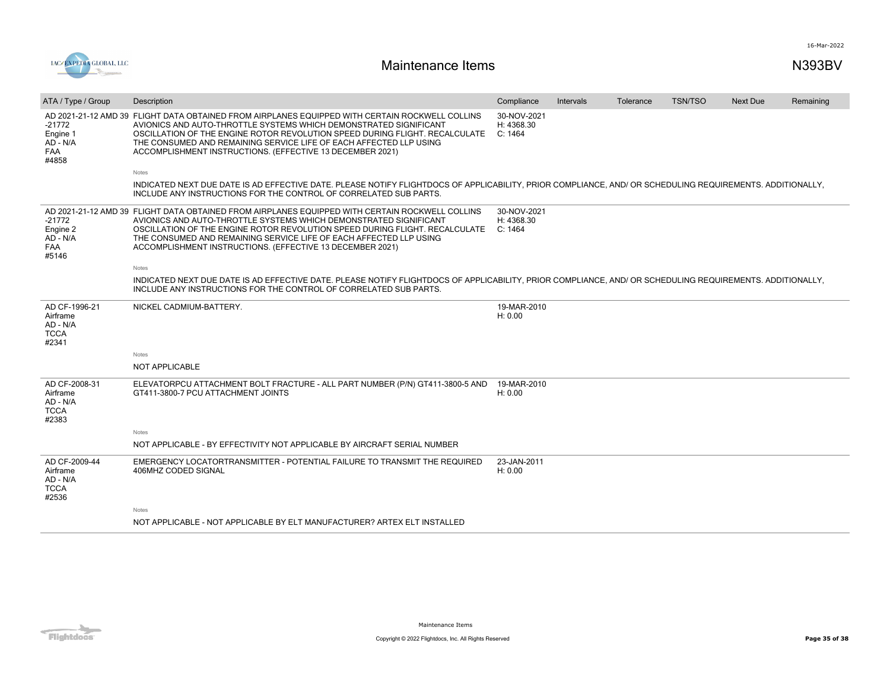# Maintenance Items

N393BV

| ATA / Type / Group | Description | Compliance | Intervals | Tolerance | TSN/TSO | Next Due | Remaining |
|---|---|---|---|---|---|---|---|
| AD 2021-21-12 AMD 39 -21772<br>Engine 1<br>AD - N/A<br>FAA<br>#4858 | FLIGHT DATA OBTAINED FROM AIRPLANES EQUIPPED WITH CERTAIN ROCKWELL COLLINS AVIONICS AND AUTO-THROTTLE SYSTEMS WHICH DEMONSTRATED SIGNIFICANT OSCILLATION OF THE ENGINE ROTOR REVOLUTION SPEED DURING FLIGHT. RECALCULATE THE CONSUMED AND REMAINING SERVICE LIFE OF EACH AFFECTED LLP USING ACCOMPLISHMENT INSTRUCTIONS. (EFFECTIVE 13 DECEMBER 2021)<br><br>Notes<br>INDICATED NEXT DUE DATE IS AD EFFECTIVE DATE. PLEASE NOTIFY FLIGHTDOCS OF APPLICABILITY, PRIOR COMPLIANCE, AND/ OR SCHEDULING REQUIREMENTS. ADDITIONALLY, INCLUDE ANY INSTRUCTIONS FOR THE CONTROL OF CORRELATED SUB PARTS. | 30-NOV-2021<br>H: 4368.30<br>C: 1464 | | | | | |
| AD 2021-21-12 AMD 39 -21772<br>Engine 2<br>AD - N/A<br>FAA<br>#5146 | FLIGHT DATA OBTAINED FROM AIRPLANES EQUIPPED WITH CERTAIN ROCKWELL COLLINS AVIONICS AND AUTO-THROTTLE SYSTEMS WHICH DEMONSTRATED SIGNIFICANT OSCILLATION OF THE ENGINE ROTOR REVOLUTION SPEED DURING FLIGHT. RECALCULATE THE CONSUMED AND REMAINING SERVICE LIFE OF EACH AFFECTED LLP USING ACCOMPLISHMENT INSTRUCTIONS. (EFFECTIVE 13 DECEMBER 2021)<br><br>Notes<br>INDICATED NEXT DUE DATE IS AD EFFECTIVE DATE. PLEASE NOTIFY FLIGHTDOCS OF APPLICABILITY, PRIOR COMPLIANCE, AND/ OR SCHEDULING REQUIREMENTS. ADDITIONALLY, INCLUDE ANY INSTRUCTIONS FOR THE CONTROL OF CORRELATED SUB PARTS. | 30-NOV-2021<br>H: 4368.30<br>C: 1464 | | | | | |
| AD CF-1996-21<br>Airframe<br>AD - N/A<br>TCCA<br>#2341 | NICKEL CADMIUM-BATTERY.<br><br>Notes<br>NOT APPLICABLE | 19-MAR-2010<br>H: 0.00 | | | | | |
| AD CF-2008-31<br>Airframe<br>AD - N/A<br>TCCA<br>#2383 | ELEVATORPCU ATTACHMENT BOLT FRACTURE - ALL PART NUMBER (P/N) GT411-3800-5 AND GT411-3800-7 PCU ATTACHMENT JOINTS<br><br>Notes<br>NOT APPLICABLE - BY EFFECTIVITY NOT APPLICABLE BY AIRCRAFT SERIAL NUMBER | 19-MAR-2010<br>H: 0.00 | | | | | |
| AD CF-2009-44<br>Airframe<br>AD - N/A<br>TCCA<br>#2536 | EMERGENCY LOCATORTRANSMITTER - POTENTIAL FAILURE TO TRANSMIT THE REQUIRED 406MHZ CODED SIGNAL<br><br>Notes<br>NOT APPLICABLE - NOT APPLICABLE BY ELT MANUFACTURER? ARTEX ELT INSTALLED | 23-JAN-2011<br>H: 0.00 | | | | | |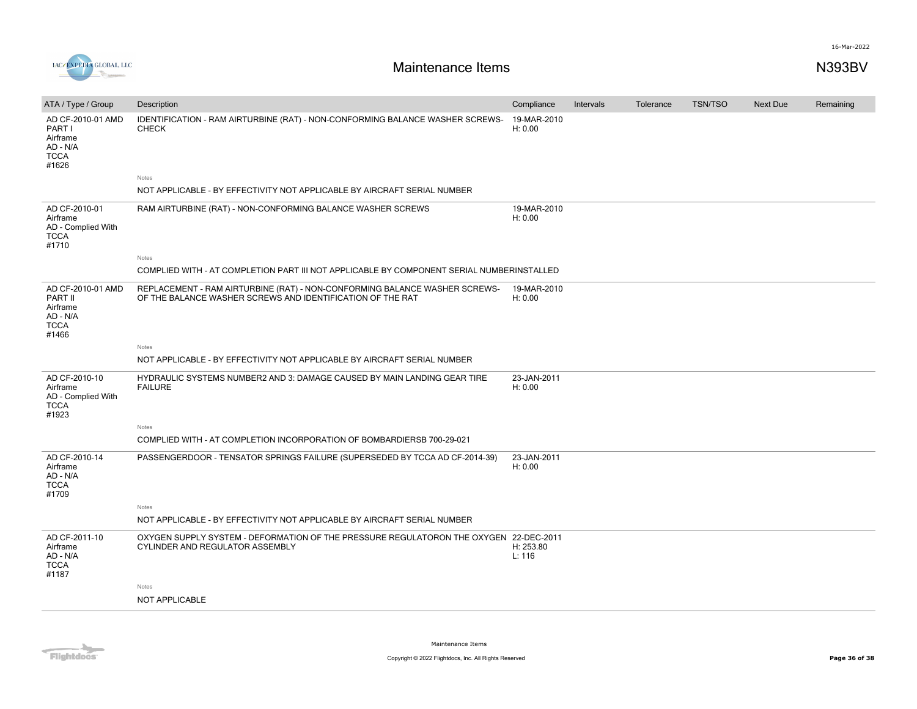# Maintenance Items

N393BV

| ATA / Type / Group | Description | Compliance | Intervals | Tolerance | TSN/TSO | Next Due | Remaining |
|---|---|---|---|---|---|---|---|
| AD CF-2010-01 AMD PART I<br>Airframe<br>AD - N/A<br>TCCA<br>#1626 | IDENTIFICATION - RAM AIRTURBINE (RAT) - NON-CONFORMING BALANCE WASHER SCREWS-CHECK<br><br>Notes<br>NOT APPLICABLE - BY EFFECTIVITY NOT APPLICABLE BY AIRCRAFT SERIAL NUMBER | 19-MAR-2010<br>H: 0.00 | | | | | |
| AD CF-2010-01<br>Airframe<br>AD - Complied With<br>TCCA<br>#1710 | RAM AIRTURBINE (RAT) - NON-CONFORMING BALANCE WASHER SCREWS<br><br>Notes<br>COMPLIED WITH - AT COMPLETION PART III NOT APPLICABLE BY COMPONENT SERIAL NUMBERINSTALLED | 19-MAR-2010<br>H: 0.00 | | | | | |
| AD CF-2010-01 AMD PART II<br>Airframe<br>AD - N/A<br>TCCA<br>#1466 | REPLACEMENT - RAM AIRTURBINE (RAT) - NON-CONFORMING BALANCE WASHER SCREWS-OF THE BALANCE WASHER SCREWS AND IDENTIFICATION OF THE RAT<br><br>Notes<br>NOT APPLICABLE - BY EFFECTIVITY NOT APPLICABLE BY AIRCRAFT SERIAL NUMBER | 19-MAR-2010<br>H: 0.00 | | | | | |
| AD CF-2010-10<br>Airframe<br>AD - Complied With<br>TCCA<br>#1923 | HYDRAULIC SYSTEMS NUMBER2 AND 3: DAMAGE CAUSED BY MAIN LANDING GEAR TIRE FAILURE<br><br>Notes<br>COMPLIED WITH - AT COMPLETION INCORPORATION OF BOMBARDIERSB 700-29-021 | 23-JAN-2011<br>H: 0.00 | | | | | |
| AD CF-2010-14<br>Airframe<br>AD - N/A<br>TCCA<br>#1709 | PASSENGERDOOR - TENSATOR SPRINGS FAILURE (SUPERSEDED BY TCCA AD CF-2014-39)<br><br>Notes<br>NOT APPLICABLE - BY EFFECTIVITY NOT APPLICABLE BY AIRCRAFT SERIAL NUMBER | 23-JAN-2011<br>H: 0.00 | | | | | |
| AD CF-2011-10<br>Airframe<br>AD - N/A<br>TCCA<br>#1187 | OXYGEN SUPPLY SYSTEM - DEFORMATION OF THE PRESSURE REGULATORON THE OXYGEN CYLINDER AND REGULATOR ASSEMBLY<br><br>Notes<br>NOT APPLICABLE | 22-DEC-2011<br>H: 253.80<br>L: 116 | | | | | |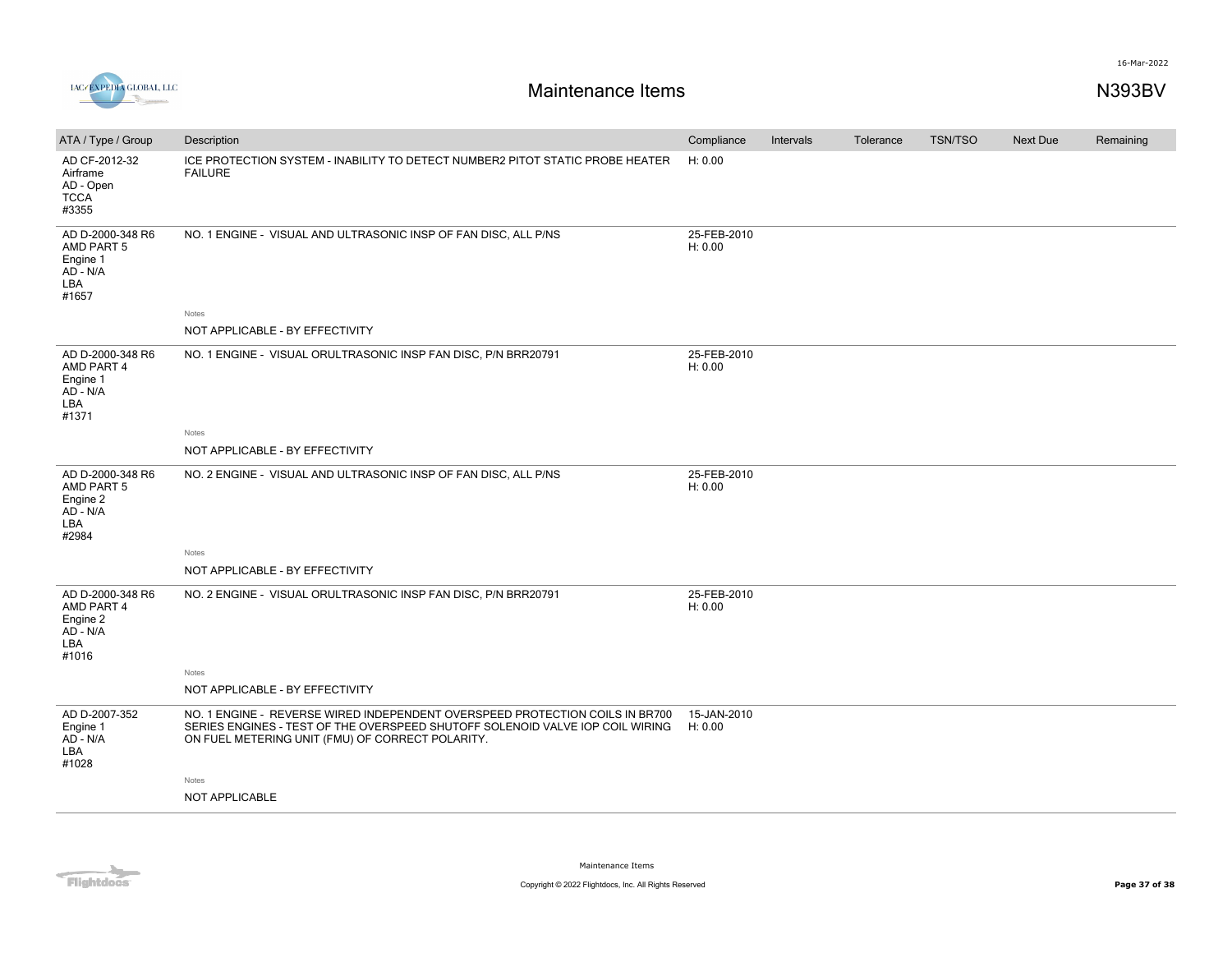| ATA / Type / Group | Description | Compliance | Intervals | Tolerance | TSN/TSO | Next Due | Remaining |
|---|---|---|---|---|---|---|---|
| AD CF-2012-32<br>Airframe<br>AD - Open<br>TCCA<br>#3355 | ICE PROTECTION SYSTEM - INABILITY TO DETECT NUMBER2 PITOT STATIC PROBE HEATER FAILURE | H: 0.00 | | | | | |
| AD D-2000-348 R6<br>AMD PART 5<br>Engine 1<br>AD - N/A<br>LBA<br>#1657 | NO. 1 ENGINE - VISUAL AND ULTRASONIC INSP OF FAN DISC, ALL P/NS<br><br>Notes<br>NOT APPLICABLE - BY EFFECTIVITY | 25-FEB-2010<br>H: 0.00 | | | | | |
| AD D-2000-348 R6<br>AMD PART 4<br>Engine 1<br>AD - N/A<br>LBA<br>#1371 | NO. 1 ENGINE - VISUAL ORULTRASONIC INSP FAN DISC, P/N BRR20791<br><br>Notes<br>NOT APPLICABLE - BY EFFECTIVITY | 25-FEB-2010<br>H: 0.00 | | | | | |
| AD D-2000-348 R6<br>AMD PART 5<br>Engine 2<br>AD - N/A<br>LBA<br>#2984 | NO. 2 ENGINE - VISUAL AND ULTRASONIC INSP OF FAN DISC, ALL P/NS<br><br>Notes<br>NOT APPLICABLE - BY EFFECTIVITY | 25-FEB-2010<br>H: 0.00 | | | | | |
| AD D-2000-348 R6<br>AMD PART 4<br>Engine 2<br>AD - N/A<br>LBA<br>#1016 | NO. 2 ENGINE - VISUAL ORULTRASONIC INSP FAN DISC, P/N BRR20791<br><br>Notes<br>NOT APPLICABLE - BY EFFECTIVITY | 25-FEB-2010<br>H: 0.00 | | | | | |
| AD D-2007-352<br>Engine 1<br>AD - N/A<br>LBA<br>#1028 | NO. 1 ENGINE - REVERSE WIRED INDEPENDENT OVERSPEED PROTECTION COILS IN BR700 SERIES ENGINES - TEST OF THE OVERSPEED SHUTOFF SOLENOID VALVE IOP COIL WIRING ON FUEL METERING UNIT (FMU) OF CORRECT POLARITY.<br><br>Notes<br>NOT APPLICABLE | 15-JAN-2010<br>H: 0.00 | | | | | |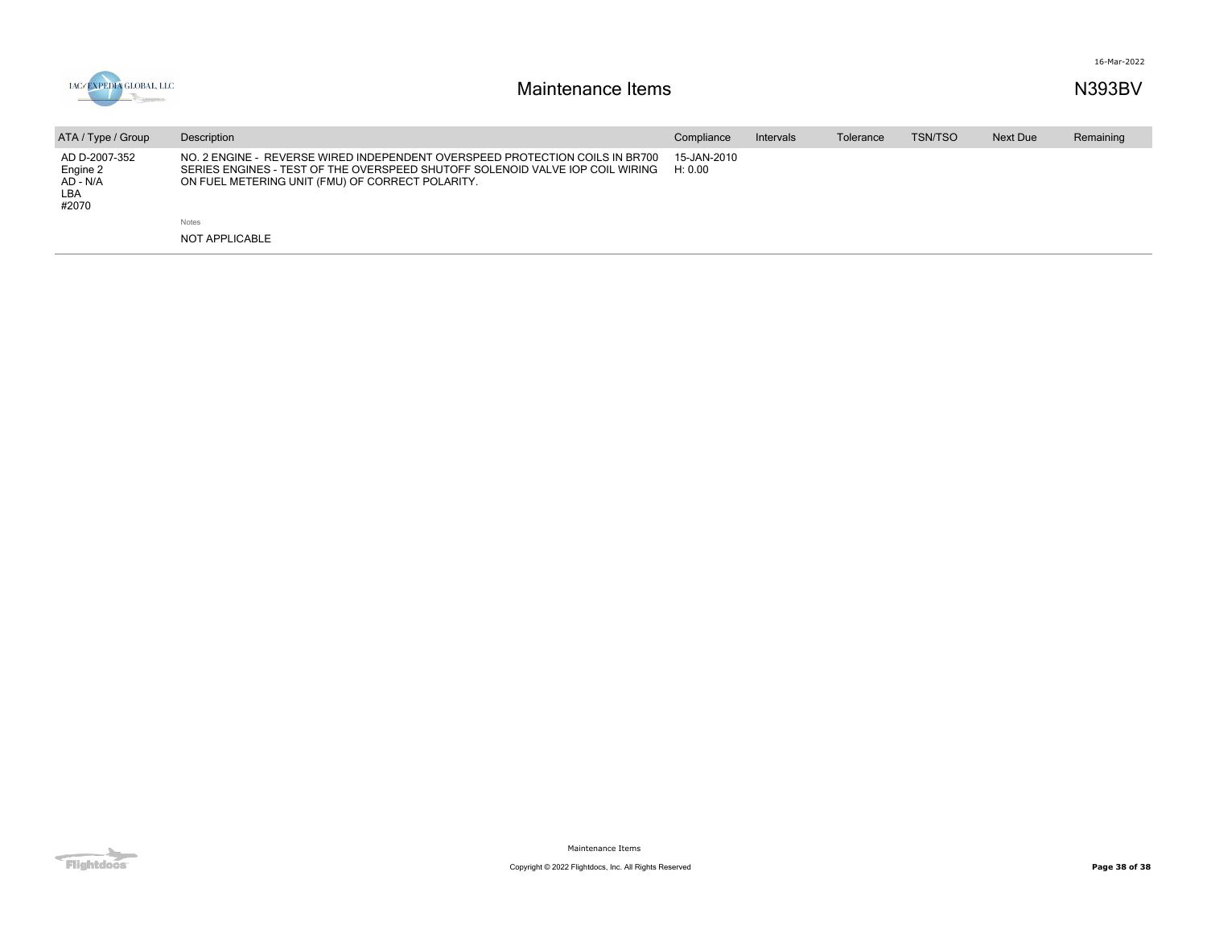# Maintenance Items

N393BV

| ATA / Type / Group | Description | Compliance | Intervals | Tolerance | TSN/TSO | Next Due | Remaining |
|---|---|---|---|---|---|---|---|
| AD D-2007-352<br>Engine 2<br>AD - N/A<br>LBA<br>#2070 | NO. 2 ENGINE - REVERSE WIRED INDEPENDENT OVERSPEED PROTECTION COILS IN BR700 SERIES ENGINES - TEST OF THE OVERSPEED SHUTOFF SOLENOID VALVE IOP COIL WIRING ON FUEL METERING UNIT (FMU) OF CORRECT POLARITY.<br><br>Notes<br>NOT APPLICABLE | 15-JAN-2010<br>H: 0.00 | | | | | |